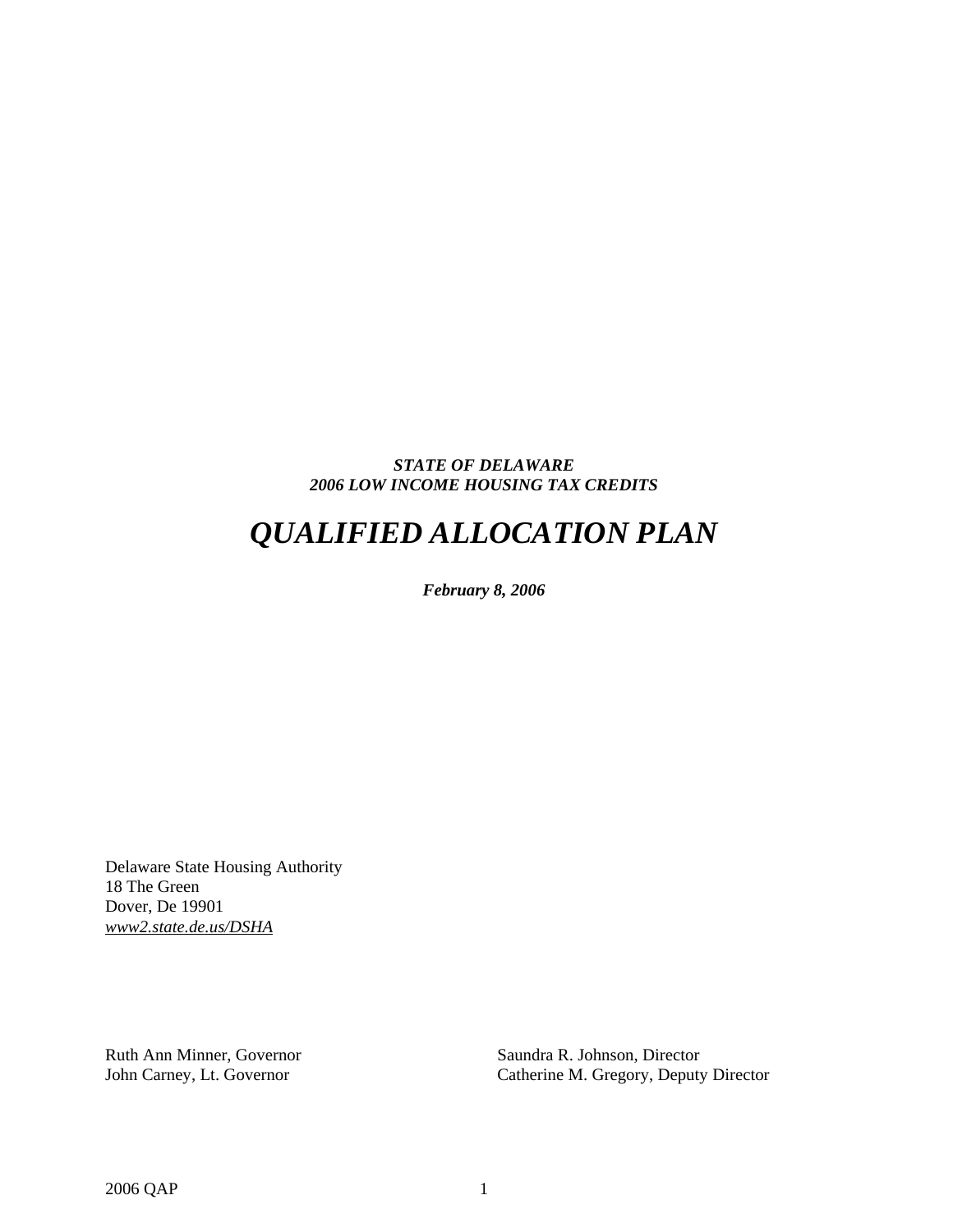***STATE OF DELAWARE***
***2006 LOW INCOME HOUSING TAX CREDITS***

# *QUALIFIED ALLOCATION PLAN*

***February 8, 2006***

Delaware State Housing Authority
18 The Green
Dover, De 19901
*www2.state.de.us/DSHA*

Ruth Ann Minner, Governor
John Carney, Lt. Governor

Saundra R. Johnson, Director
Catherine M. Gregory, Deputy Director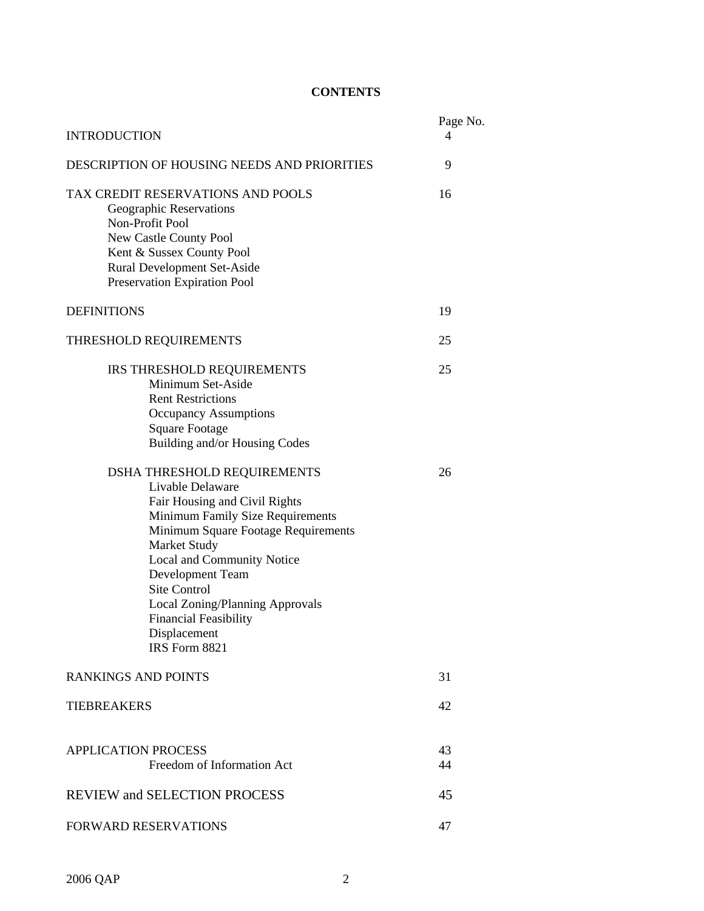# CONTENTS

| | Page No. |
|---|---|
| INTRODUCTION | 4 |
| DESCRIPTION OF HOUSING NEEDS AND PRIORITIES | 9 |
| TAX CREDIT RESERVATIONS AND POOLS | 16 |
| Geographic Reservations | |
| Non-Profit Pool | |
| New Castle County Pool | |
| Kent & Sussex County Pool | |
| Rural Development Set-Aside | |
| Preservation Expiration Pool | |
| DEFINITIONS | 19 |
| THRESHOLD REQUIREMENTS | 25 |
| IRS THRESHOLD REQUIREMENTS | 25 |
| Minimum Set-Aside | |
| Rent Restrictions | |
| Occupancy Assumptions | |
| Square Footage | |
| Building and/or Housing Codes | |
| DSHA THRESHOLD REQUIREMENTS | 26 |
| Livable Delaware | |
| Fair Housing and Civil Rights | |
| Minimum Family Size Requirements | |
| Minimum Square Footage Requirements | |
| Market Study | |
| Local and Community Notice | |
| Development Team | |
| Site Control | |
| Local Zoning/Planning Approvals | |
| Financial Feasibility | |
| Displacement | |
| IRS Form 8821 | |
| RANKINGS AND POINTS | 31 |
| TIEBREAKERS | 42 |
| APPLICATION PROCESS | 43 |
| Freedom of Information Act | 44 |
| REVIEW and SELECTION PROCESS | 45 |
| FORWARD RESERVATIONS | 47 |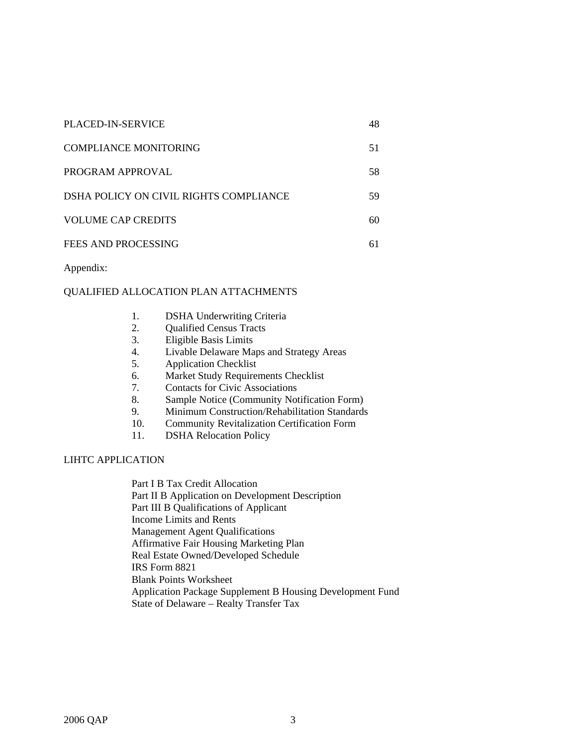| | |
|---|---|
| PLACED-IN-SERVICE | 48 |
| COMPLIANCE MONITORING | 51 |
| PROGRAM APPROVAL | 58 |
| DSHA POLICY ON CIVIL RIGHTS COMPLIANCE | 59 |
| VOLUME CAP CREDITS | 60 |
| FEES AND PROCESSING | 61 |

Appendix:

QUALIFIED ALLOCATION PLAN ATTACHMENTS

1. DSHA Underwriting Criteria
2. Qualified Census Tracts
3. Eligible Basis Limits
4. Livable Delaware Maps and Strategy Areas
5. Application Checklist
6. Market Study Requirements Checklist
7. Contacts for Civic Associations
8. Sample Notice (Community Notification Form)
9. Minimum Construction/Rehabilitation Standards
10. Community Revitalization Certification Form
11. DSHA Relocation Policy

LIHTC APPLICATION

Part I B Tax Credit Allocation
Part II B Application on Development Description
Part III B Qualifications of Applicant
Income Limits and Rents
Management Agent Qualifications
Affirmative Fair Housing Marketing Plan
Real Estate Owned/Developed Schedule
IRS Form 8821
Blank Points Worksheet
Application Package Supplement B Housing Development Fund
State of Delaware – Realty Transfer Tax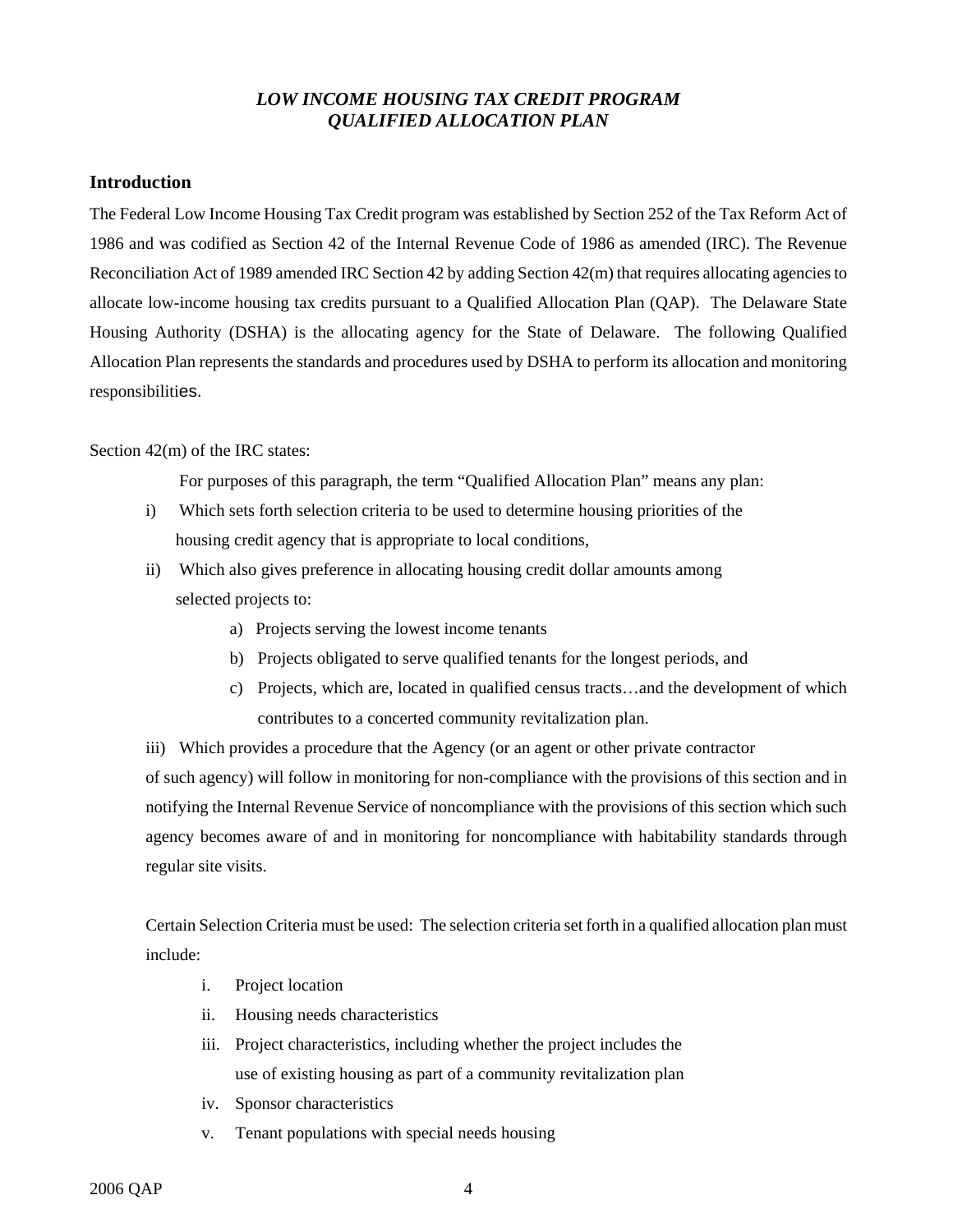## *LOW INCOME HOUSING TAX CREDIT PROGRAM*
## *QUALIFIED ALLOCATION PLAN*

### Introduction

The Federal Low Income Housing Tax Credit program was established by Section 252 of the Tax Reform Act of 1986 and was codified as Section 42 of the Internal Revenue Code of 1986 as amended (IRC). The Revenue Reconciliation Act of 1989 amended IRC Section 42 by adding Section 42(m) that requires allocating agencies to allocate low-income housing tax credits pursuant to a Qualified Allocation Plan (QAP). The Delaware State Housing Authority (DSHA) is the allocating agency for the State of Delaware. The following Qualified Allocation Plan represents the standards and procedures used by DSHA to perform its allocation and monitoring responsibilities.

Section 42(m) of the IRC states:

For purposes of this paragraph, the term "Qualified Allocation Plan" means any plan:

i) Which sets forth selection criteria to be used to determine housing priorities of the housing credit agency that is appropriate to local conditions,

ii) Which also gives preference in allocating housing credit dollar amounts among selected projects to:

a) Projects serving the lowest income tenants
b) Projects obligated to serve qualified tenants for the longest periods, and
c) Projects, which are, located in qualified census tracts…and the development of which contributes to a concerted community revitalization plan.

iii) Which provides a procedure that the Agency (or an agent or other private contractor of such agency) will follow in monitoring for non-compliance with the provisions of this section and in notifying the Internal Revenue Service of noncompliance with the provisions of this section which such agency becomes aware of and in monitoring for noncompliance with habitability standards through regular site visits.

Certain Selection Criteria must be used: The selection criteria set forth in a qualified allocation plan must include:

i. Project location
ii. Housing needs characteristics
iii. Project characteristics, including whether the project includes the use of existing housing as part of a community revitalization plan
iv. Sponsor characteristics
v. Tenant populations with special needs housing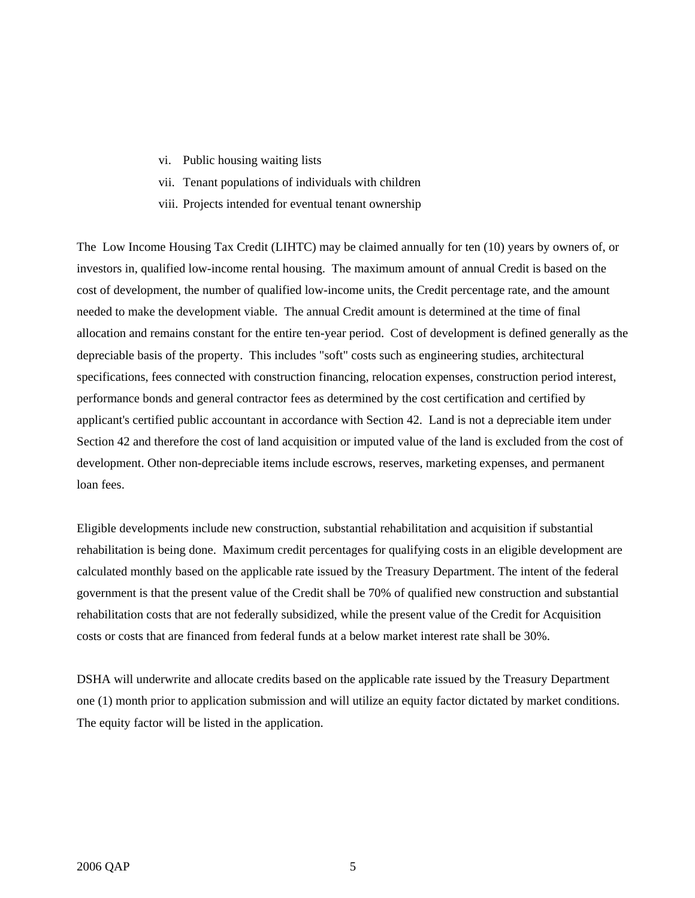vi. Public housing waiting lists
vii. Tenant populations of individuals with children
viii. Projects intended for eventual tenant ownership

The Low Income Housing Tax Credit (LIHTC) may be claimed annually for ten (10) years by owners of, or investors in, qualified low-income rental housing. The maximum amount of annual Credit is based on the cost of development, the number of qualified low-income units, the Credit percentage rate, and the amount needed to make the development viable. The annual Credit amount is determined at the time of final allocation and remains constant for the entire ten-year period. Cost of development is defined generally as the depreciable basis of the property. This includes "soft" costs such as engineering studies, architectural specifications, fees connected with construction financing, relocation expenses, construction period interest, performance bonds and general contractor fees as determined by the cost certification and certified by applicant's certified public accountant in accordance with Section 42. Land is not a depreciable item under Section 42 and therefore the cost of land acquisition or imputed value of the land is excluded from the cost of development. Other non-depreciable items include escrows, reserves, marketing expenses, and permanent loan fees.

Eligible developments include new construction, substantial rehabilitation and acquisition if substantial rehabilitation is being done. Maximum credit percentages for qualifying costs in an eligible development are calculated monthly based on the applicable rate issued by the Treasury Department. The intent of the federal government is that the present value of the Credit shall be 70% of qualified new construction and substantial rehabilitation costs that are not federally subsidized, while the present value of the Credit for Acquisition costs or costs that are financed from federal funds at a below market interest rate shall be 30%.

DSHA will underwrite and allocate credits based on the applicable rate issued by the Treasury Department one (1) month prior to application submission and will utilize an equity factor dictated by market conditions. The equity factor will be listed in the application.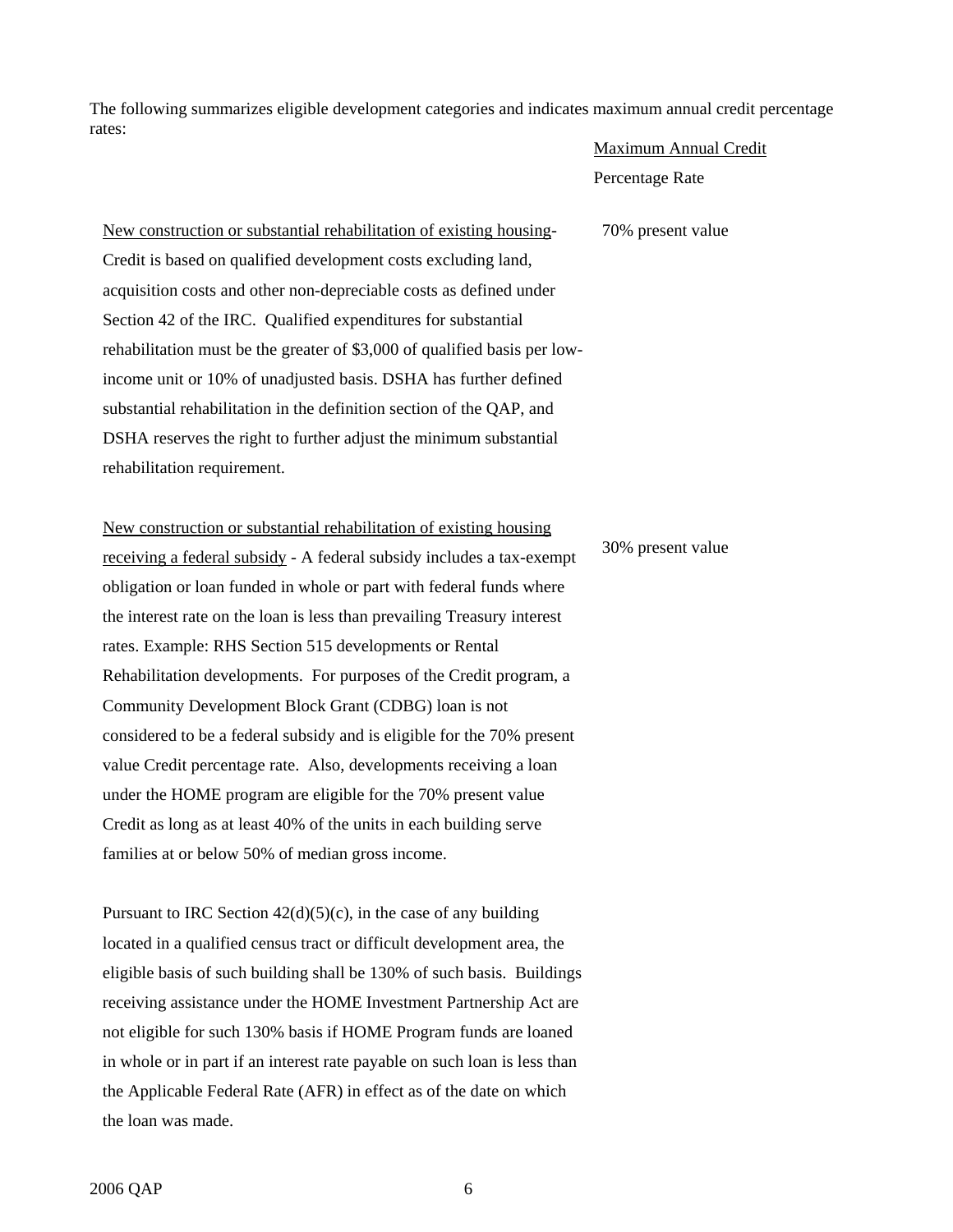The following summarizes eligible development categories and indicates maximum annual credit percentage rates:

| | Maximum Annual Credit Percentage Rate |
|---|---|
| New construction or substantial rehabilitation of existing housing- Credit is based on qualified development costs excluding land, acquisition costs and other non-depreciable costs as defined under Section 42 of the IRC. Qualified expenditures for substantial rehabilitation must be the greater of \$3,000 of qualified basis per low-income unit or 10% of unadjusted basis. DSHA has further defined substantial rehabilitation in the definition section of the QAP, and DSHA reserves the right to further adjust the minimum substantial rehabilitation requirement. | 70% present value |
| New construction or substantial rehabilitation of existing housing receiving a federal subsidy - A federal subsidy includes a tax-exempt obligation or loan funded in whole or part with federal funds where the interest rate on the loan is less than prevailing Treasury interest rates. Example: RHS Section 515 developments or Rental Rehabilitation developments. For purposes of the Credit program, a Community Development Block Grant (CDBG) loan is not considered to be a federal subsidy and is eligible for the 70% present value Credit percentage rate. Also, developments receiving a loan under the HOME program are eligible for the 70% present value Credit as long as at least 40% of the units in each building serve families at or below 50% of median gross income. | 30% present value |

Pursuant to IRC Section 42(d)(5)(c), in the case of any building located in a qualified census tract or difficult development area, the eligible basis of such building shall be 130% of such basis. Buildings receiving assistance under the HOME Investment Partnership Act are not eligible for such 130% basis if HOME Program funds are loaned in whole or in part if an interest rate payable on such loan is less than the Applicable Federal Rate (AFR) in effect as of the date on which the loan was made.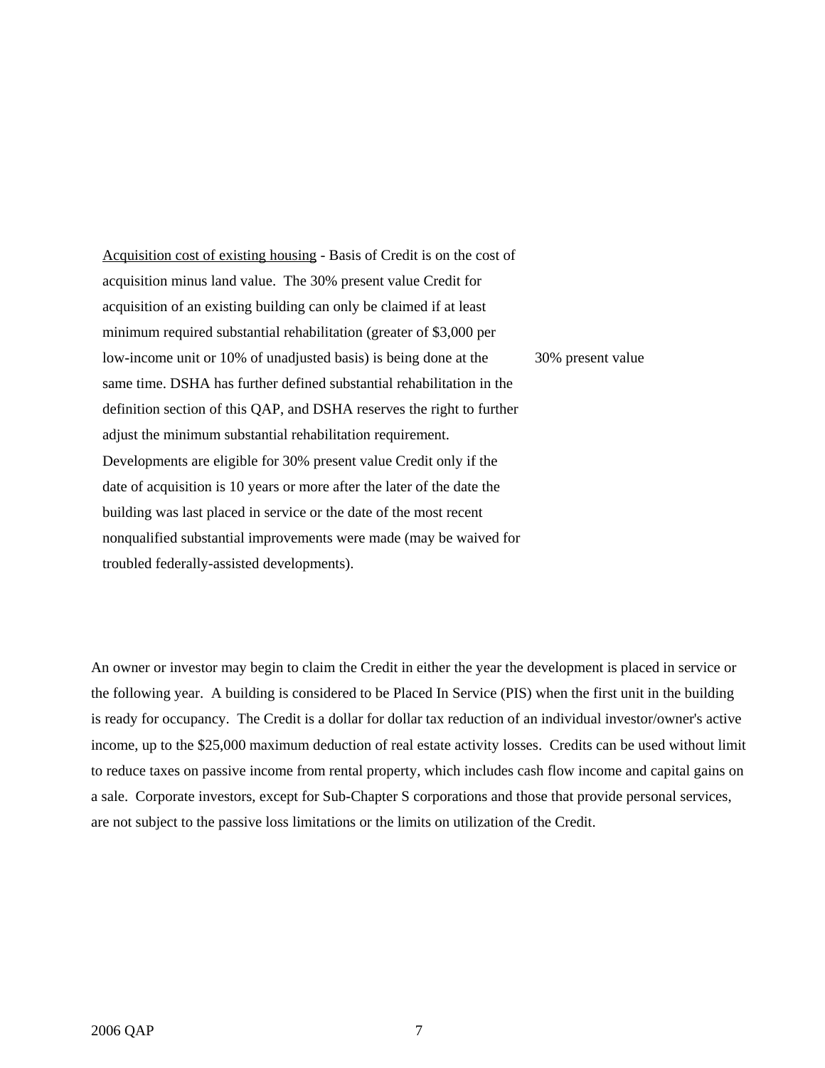| | |
|---|---|
| <u>Acquisition cost of existing housing</u> - Basis of Credit is on the cost of acquisition minus land value. The 30% present value Credit for acquisition of an existing building can only be claimed if at least minimum required substantial rehabilitation (greater of $3,000 per low-income unit or 10% of unadjusted basis) is being done at the same time. DSHA has further defined substantial rehabilitation in the definition section of this QAP, and DSHA reserves the right to further adjust the minimum substantial rehabilitation requirement. Developments are eligible for 30% present value Credit only if the date of acquisition is 10 years or more after the later of the date the building was last placed in service or the date of the most recent nonqualified substantial improvements were made (may be waived for troubled federally-assisted developments). | 30% present value |

An owner or investor may begin to claim the Credit in either the year the development is placed in service or the following year. A building is considered to be Placed In Service (PIS) when the first unit in the building is ready for occupancy. The Credit is a dollar for dollar tax reduction of an individual investor/owner's active income, up to the $25,000 maximum deduction of real estate activity losses. Credits can be used without limit to reduce taxes on passive income from rental property, which includes cash flow income and capital gains on a sale. Corporate investors, except for Sub-Chapter S corporations and those that provide personal services, are not subject to the passive loss limitations or the limits on utilization of the Credit.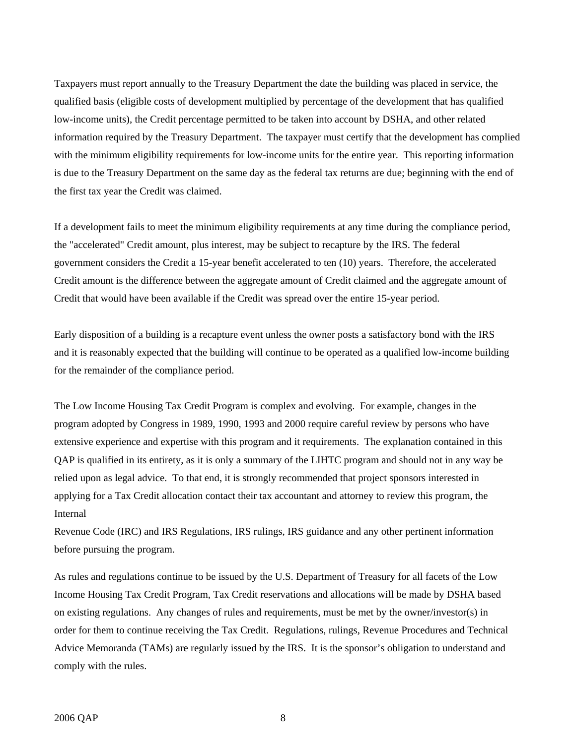Taxpayers must report annually to the Treasury Department the date the building was placed in service, the qualified basis (eligible costs of development multiplied by percentage of the development that has qualified low-income units), the Credit percentage permitted to be taken into account by DSHA, and other related information required by the Treasury Department. The taxpayer must certify that the development has complied with the minimum eligibility requirements for low-income units for the entire year. This reporting information is due to the Treasury Department on the same day as the federal tax returns are due; beginning with the end of the first tax year the Credit was claimed.

If a development fails to meet the minimum eligibility requirements at any time during the compliance period, the "accelerated" Credit amount, plus interest, may be subject to recapture by the IRS. The federal government considers the Credit a 15-year benefit accelerated to ten (10) years. Therefore, the accelerated Credit amount is the difference between the aggregate amount of Credit claimed and the aggregate amount of Credit that would have been available if the Credit was spread over the entire 15-year period.

Early disposition of a building is a recapture event unless the owner posts a satisfactory bond with the IRS and it is reasonably expected that the building will continue to be operated as a qualified low-income building for the remainder of the compliance period.

The Low Income Housing Tax Credit Program is complex and evolving. For example, changes in the program adopted by Congress in 1989, 1990, 1993 and 2000 require careful review by persons who have extensive experience and expertise with this program and it requirements. The explanation contained in this QAP is qualified in its entirety, as it is only a summary of the LIHTC program and should not in any way be relied upon as legal advice. To that end, it is strongly recommended that project sponsors interested in applying for a Tax Credit allocation contact their tax accountant and attorney to review this program, the Internal Revenue Code (IRC) and IRS Regulations, IRS rulings, IRS guidance and any other pertinent information before pursuing the program.

As rules and regulations continue to be issued by the U.S. Department of Treasury for all facets of the Low Income Housing Tax Credit Program, Tax Credit reservations and allocations will be made by DSHA based on existing regulations. Any changes of rules and requirements, must be met by the owner/investor(s) in order for them to continue receiving the Tax Credit. Regulations, rulings, Revenue Procedures and Technical Advice Memoranda (TAMs) are regularly issued by the IRS. It is the sponsor's obligation to understand and comply with the rules.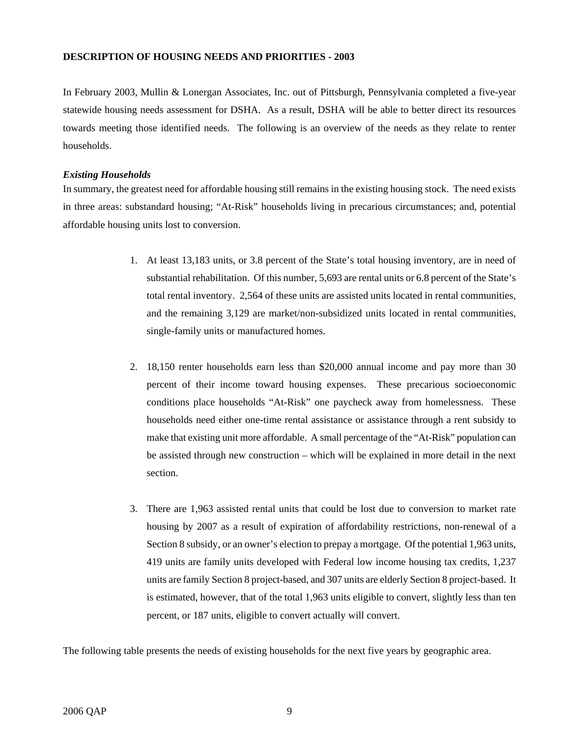**DESCRIPTION OF HOUSING NEEDS AND PRIORITIES - 2003**

In February 2003, Mullin & Lonergan Associates, Inc. out of Pittsburgh, Pennsylvania completed a five-year statewide housing needs assessment for DSHA. As a result, DSHA will be able to better direct its resources towards meeting those identified needs. The following is an overview of the needs as they relate to renter households.

***Existing Households***

In summary, the greatest need for affordable housing still remains in the existing housing stock. The need exists in three areas: substandard housing; "At-Risk" households living in precarious circumstances; and, potential affordable housing units lost to conversion.

1. At least 13,183 units, or 3.8 percent of the State's total housing inventory, are in need of substantial rehabilitation. Of this number, 5,693 are rental units or 6.8 percent of the State's total rental inventory. 2,564 of these units are assisted units located in rental communities, and the remaining 3,129 are market/non-subsidized units located in rental communities, single-family units or manufactured homes.

2. 18,150 renter households earn less than $20,000 annual income and pay more than 30 percent of their income toward housing expenses. These precarious socioeconomic conditions place households "At-Risk" one paycheck away from homelessness. These households need either one-time rental assistance or assistance through a rent subsidy to make that existing unit more affordable. A small percentage of the "At-Risk" population can be assisted through new construction – which will be explained in more detail in the next section.

3. There are 1,963 assisted rental units that could be lost due to conversion to market rate housing by 2007 as a result of expiration of affordability restrictions, non-renewal of a Section 8 subsidy, or an owner's election to prepay a mortgage. Of the potential 1,963 units, 419 units are family units developed with Federal low income housing tax credits, 1,237 units are family Section 8 project-based, and 307 units are elderly Section 8 project-based. It is estimated, however, that of the total 1,963 units eligible to convert, slightly less than ten percent, or 187 units, eligible to convert actually will convert.

The following table presents the needs of existing households for the next five years by geographic area.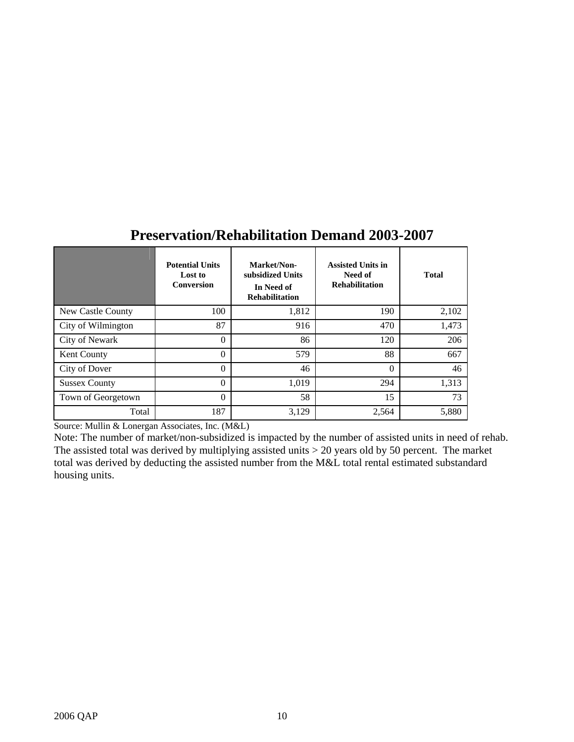## Preservation/Rehabilitation Demand 2003-2007

| | Potential Units Lost to Conversion | Market/Non-subsidized Units In Need of Rehabilitation | Assisted Units in Need of Rehabilitation | Total |
|---|---|---|---|---|
| New Castle County | 100 | 1,812 | 190 | 2,102 |
| City of Wilmington | 87 | 916 | 470 | 1,473 |
| City of Newark | 0 | 86 | 120 | 206 |
| Kent County | 0 | 579 | 88 | 667 |
| City of Dover | 0 | 46 | 0 | 46 |
| Sussex County | 0 | 1,019 | 294 | 1,313 |
| Town of Georgetown | 0 | 58 | 15 | 73 |
| Total | 187 | 3,129 | 2,564 | 5,880 |

Source: Mullin & Lonergan Associates, Inc. (M&L)

Note: The number of market/non-subsidized is impacted by the number of assisted units in need of rehab. The assisted total was derived by multiplying assisted units > 20 years old by 50 percent. The market total was derived by deducting the assisted number from the M&L total rental estimated substandard housing units.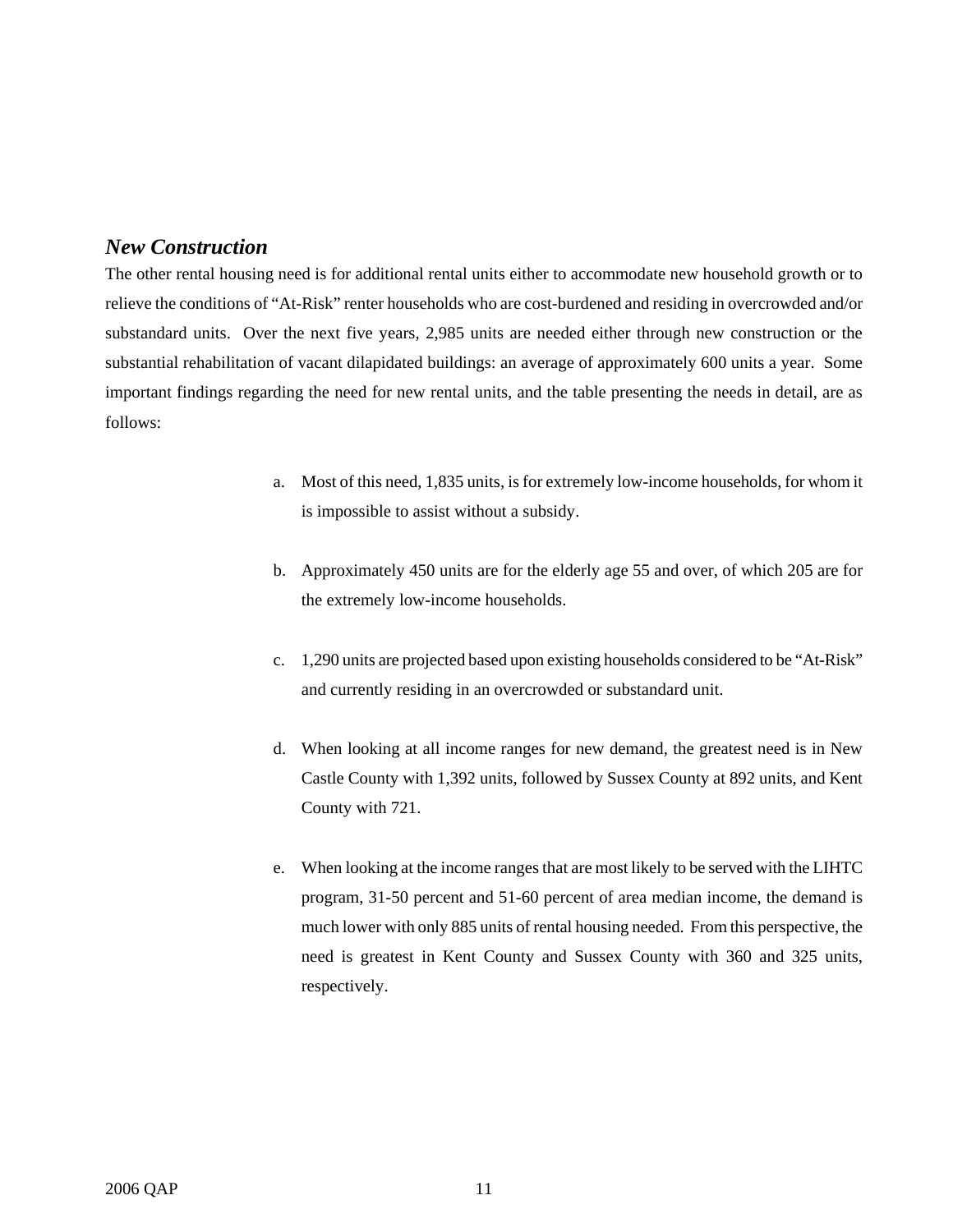### *New Construction*

The other rental housing need is for additional rental units either to accommodate new household growth or to relieve the conditions of "At-Risk" renter households who are cost-burdened and residing in overcrowded and/or substandard units. Over the next five years, 2,985 units are needed either through new construction or the substantial rehabilitation of vacant dilapidated buildings: an average of approximately 600 units a year. Some important findings regarding the need for new rental units, and the table presenting the needs in detail, are as follows:

a. Most of this need, 1,835 units, is for extremely low-income households, for whom it is impossible to assist without a subsidy.

b. Approximately 450 units are for the elderly age 55 and over, of which 205 are for the extremely low-income households.

c. 1,290 units are projected based upon existing households considered to be "At-Risk" and currently residing in an overcrowded or substandard unit.

d. When looking at all income ranges for new demand, the greatest need is in New Castle County with 1,392 units, followed by Sussex County at 892 units, and Kent County with 721.

e. When looking at the income ranges that are most likely to be served with the LIHTC program, 31-50 percent and 51-60 percent of area median income, the demand is much lower with only 885 units of rental housing needed. From this perspective, the need is greatest in Kent County and Sussex County with 360 and 325 units, respectively.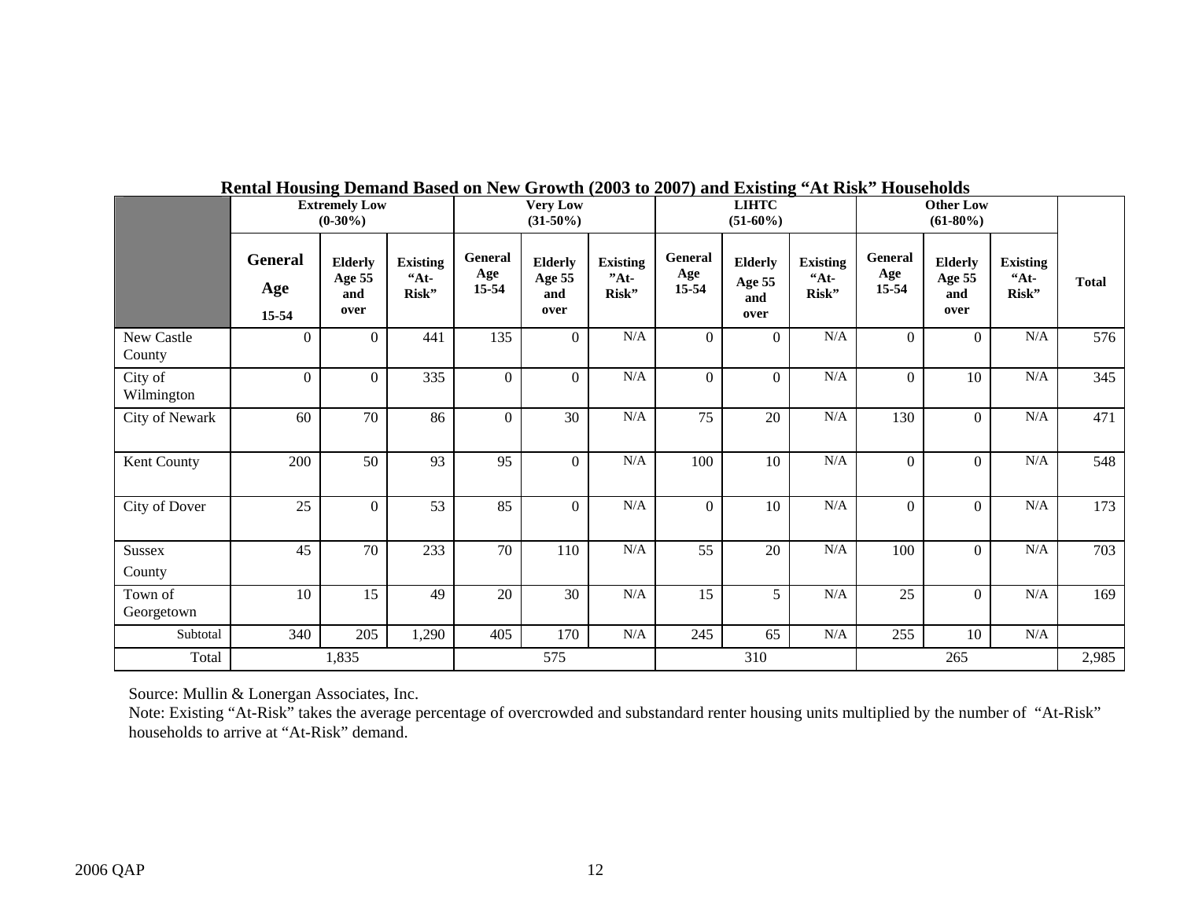**Rental Housing Demand Based on New Growth (2003 to 2007) and Existing "At Risk" Households**

| | Extremely Low (0-30%) | | | Very Low (31-50%) | | | LIHTC (51-60%) | | | Other Low (61-80%) | | | |
|---|---|---|---|---|---|---|---|---|---|---|---|---|---|
| | General Age 15-54 | Elderly Age 55 and over | Existing "At-Risk" | General Age 15-54 | Elderly Age 55 and over | Existing "At-Risk" | General Age 15-54 | Elderly Age 55 and over | Existing "At-Risk" | General Age 15-54 | Elderly Age 55 and over | Existing "At-Risk" | Total |
| New Castle County | 0 | 0 | 441 | 135 | 0 | N/A | 0 | 0 | N/A | 0 | 0 | N/A | 576 |
| City of Wilmington | 0 | 0 | 335 | 0 | 0 | N/A | 0 | 0 | N/A | 0 | 10 | N/A | 345 |
| City of Newark | 60 | 70 | 86 | 0 | 30 | N/A | 75 | 20 | N/A | 130 | 0 | N/A | 471 |
| Kent County | 200 | 50 | 93 | 95 | 0 | N/A | 100 | 10 | N/A | 0 | 0 | N/A | 548 |
| City of Dover | 25 | 0 | 53 | 85 | 0 | N/A | 0 | 10 | N/A | 0 | 0 | N/A | 173 |
| Sussex County | 45 | 70 | 233 | 70 | 110 | N/A | 55 | 20 | N/A | 100 | 0 | N/A | 703 |
| Town of Georgetown | 10 | 15 | 49 | 20 | 30 | N/A | 15 | 5 | N/A | 25 | 0 | N/A | 169 |
| Subtotal | 340 | 205 | 1,290 | 405 | 170 | N/A | 245 | 65 | N/A | 255 | 10 | N/A | |
| Total | 1,835 | | | 575 | | | 310 | | | 265 | | | 2,985 |

Source: Mullin & Lonergan Associates, Inc.

Note: Existing "At-Risk" takes the average percentage of overcrowded and substandard renter housing units multiplied by the number of "At-Risk" households to arrive at "At-Risk" demand.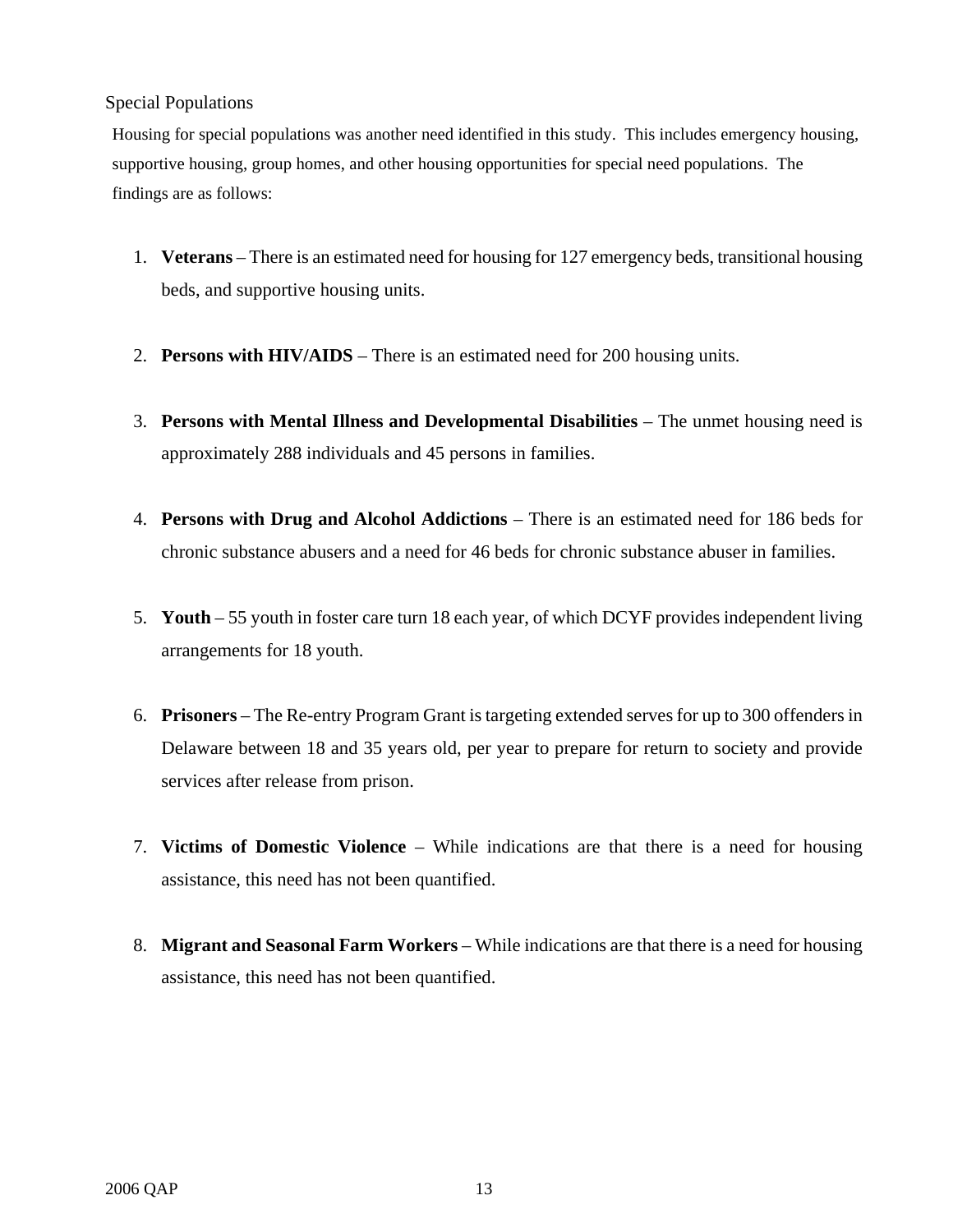## Special Populations

Housing for special populations was another need identified in this study. This includes emergency housing, supportive housing, group homes, and other housing opportunities for special need populations. The findings are as follows:

1. **Veterans** – There is an estimated need for housing for 127 emergency beds, transitional housing beds, and supportive housing units.

2. **Persons with HIV/AIDS** – There is an estimated need for 200 housing units.

3. **Persons with Mental Illness and Developmental Disabilities** – The unmet housing need is approximately 288 individuals and 45 persons in families.

4. **Persons with Drug and Alcohol Addictions** – There is an estimated need for 186 beds for chronic substance abusers and a need for 46 beds for chronic substance abuser in families.

5. **Youth** – 55 youth in foster care turn 18 each year, of which DCYF provides independent living arrangements for 18 youth.

6. **Prisoners** – The Re-entry Program Grant is targeting extended serves for up to 300 offenders in Delaware between 18 and 35 years old, per year to prepare for return to society and provide services after release from prison.

7. **Victims of Domestic Violence** – While indications are that there is a need for housing assistance, this need has not been quantified.

8. **Migrant and Seasonal Farm Workers** – While indications are that there is a need for housing assistance, this need has not been quantified.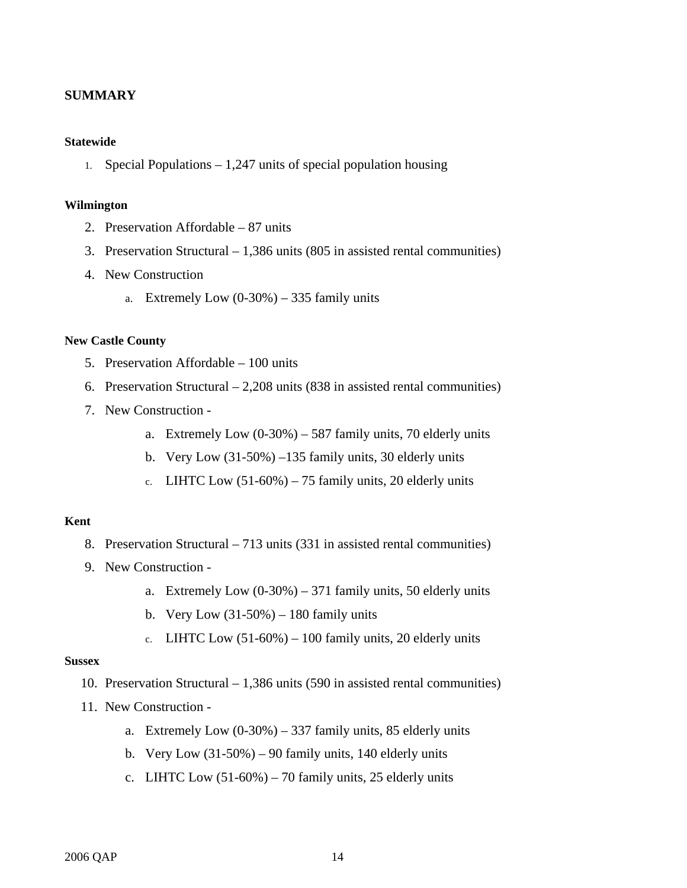## SUMMARY

**Statewide**

1. Special Populations – 1,247 units of special population housing

**Wilmington**

2. Preservation Affordable – 87 units
3. Preservation Structural – 1,386 units (805 in assisted rental communities)
4. New Construction
    a. Extremely Low (0-30%) – 335 family units

**New Castle County**

5. Preservation Affordable – 100 units
6. Preservation Structural – 2,208 units (838 in assisted rental communities)
7. New Construction -
    a. Extremely Low (0-30%) – 587 family units, 70 elderly units
    b. Very Low (31-50%) –135 family units, 30 elderly units
    c. LIHTC Low (51-60%) – 75 family units, 20 elderly units

**Kent**

8. Preservation Structural – 713 units (331 in assisted rental communities)
9. New Construction -
    a. Extremely Low (0-30%) – 371 family units, 50 elderly units
    b. Very Low (31-50%) – 180 family units
    c. LIHTC Low (51-60%) – 100 family units, 20 elderly units

**Sussex**

10. Preservation Structural – 1,386 units (590 in assisted rental communities)
11. New Construction -
    a. Extremely Low (0-30%) – 337 family units, 85 elderly units
    b. Very Low (31-50%) – 90 family units, 140 elderly units
    c. LIHTC Low (51-60%) – 70 family units, 25 elderly units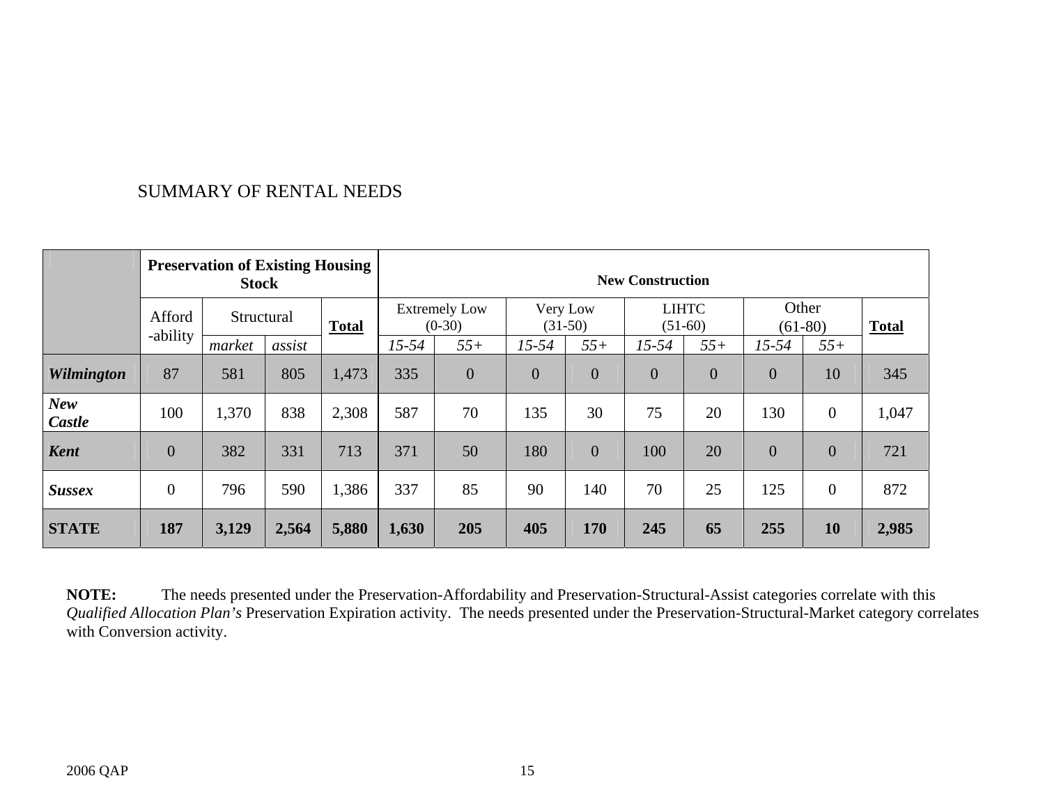SUMMARY OF RENTAL NEEDS

| | Preservation of Existing Housing Stock | | | | New Construction | | | | | | | | |
|---|---|---|---|---|---|---|---|---|---|---|---|---|---|
| | Afford -ability | Structural | | **Total** | Extremely Low (0-30) | | Very Low (31-50) | | LIHTC (51-60) | | Other (61-80) | | **Total** |
| | | *market* | *assist* | | *15-54* | *55+* | *15-54* | *55+* | *15-54* | *55+* | *15-54* | *55+* | |
| ***Wilmington*** | 87 | 581 | 805 | 1,473 | 335 | 0 | 0 | 0 | 0 | 0 | 0 | 10 | 345 |
| ***New Castle*** | 100 | 1,370 | 838 | 2,308 | 587 | 70 | 135 | 30 | 75 | 20 | 130 | 0 | 1,047 |
| ***Kent*** | 0 | 382 | 331 | 713 | 371 | 50 | 180 | 0 | 100 | 20 | 0 | 0 | 721 |
| ***Sussex*** | 0 | 796 | 590 | 1,386 | 337 | 85 | 90 | 140 | 70 | 25 | 125 | 0 | 872 |
| **STATE** | **187** | **3,129** | **2,564** | **5,880** | **1,630** | **205** | **405** | **170** | **245** | **65** | **255** | **10** | **2,985** |

**NOTE:** The needs presented under the Preservation-Affordability and Preservation-Structural-Assist categories correlate with this *Qualified Allocation Plan's* Preservation Expiration activity. The needs presented under the Preservation-Structural-Market category correlates with Conversion activity.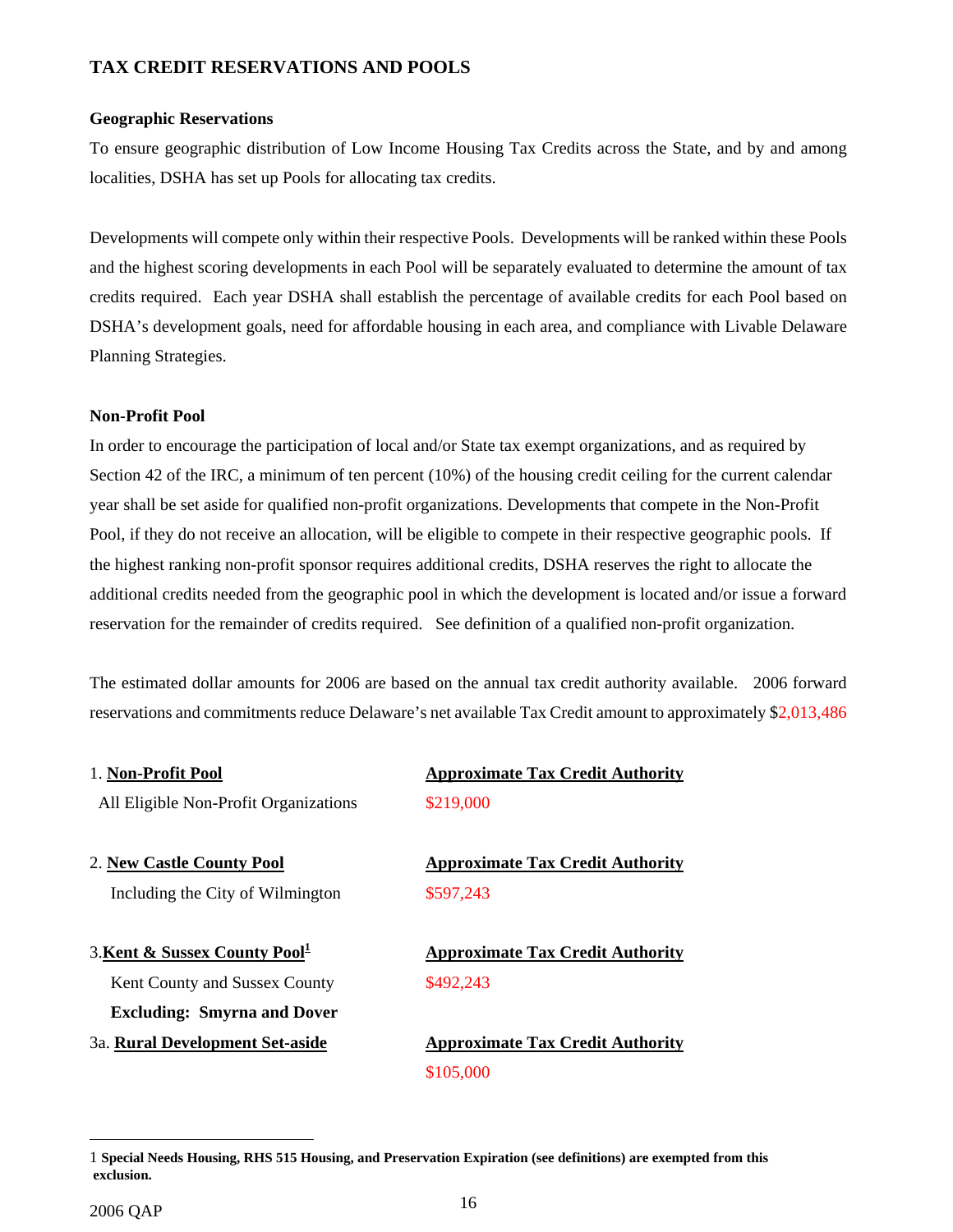## TAX CREDIT RESERVATIONS AND POOLS

### Geographic Reservations

To ensure geographic distribution of Low Income Housing Tax Credits across the State, and by and among localities, DSHA has set up Pools for allocating tax credits.

Developments will compete only within their respective Pools. Developments will be ranked within these Pools and the highest scoring developments in each Pool will be separately evaluated to determine the amount of tax credits required. Each year DSHA shall establish the percentage of available credits for each Pool based on DSHA's development goals, need for affordable housing in each area, and compliance with Livable Delaware Planning Strategies.

### Non-Profit Pool

In order to encourage the participation of local and/or State tax exempt organizations, and as required by Section 42 of the IRC, a minimum of ten percent (10%) of the housing credit ceiling for the current calendar year shall be set aside for qualified non-profit organizations. Developments that compete in the Non-Profit Pool, if they do not receive an allocation, will be eligible to compete in their respective geographic pools. If the highest ranking non-profit sponsor requires additional credits, DSHA reserves the right to allocate the additional credits needed from the geographic pool in which the development is located and/or issue a forward reservation for the remainder of credits required. See definition of a qualified non-profit organization.

The estimated dollar amounts for 2006 are based on the annual tax credit authority available. 2006 forward reservations and commitments reduce Delaware's net available Tax Credit amount to approximately $2,013,486

| Pool | Approximate Tax Credit Authority |
|---|---|
| 1. **Non-Profit Pool** | |
| All Eligible Non-Profit Organizations | $219,000 |
| 2. **New Castle County Pool** | |
| Including the City of Wilmington | $597,243 |
| 3. **Kent & Sussex County Pool**[1] | |
| Kent County and Sussex County **Excluding: Smyrna and Dover** | $492,243 |
| 3a. **Rural Development Set-aside** | $105,000 |

[1] **Special Needs Housing, RHS 515 Housing, and Preservation Expiration (see definitions) are exempted from this exclusion.**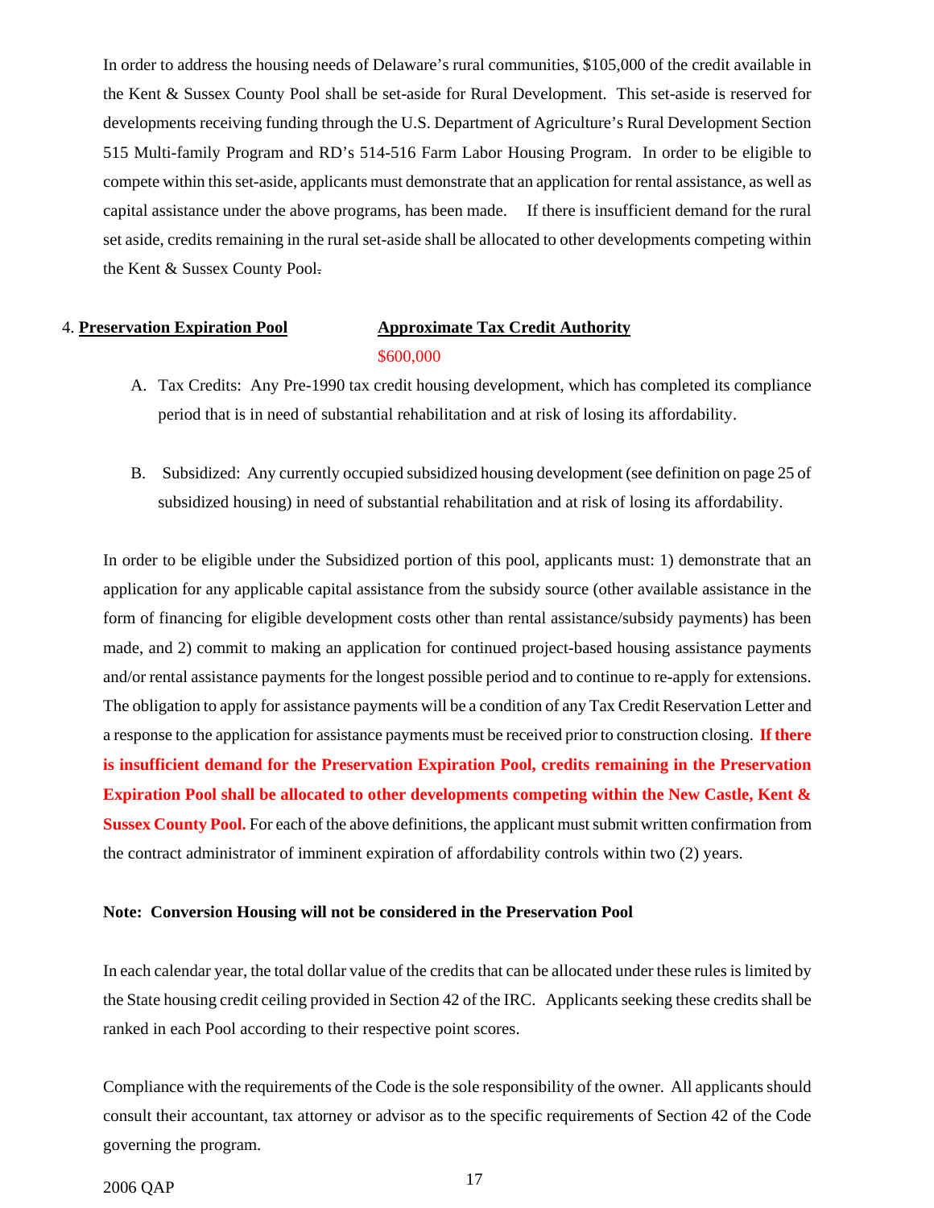In order to address the housing needs of Delaware's rural communities, $105,000 of the credit available in the Kent & Sussex County Pool shall be set-aside for Rural Development. This set-aside is reserved for developments receiving funding through the U.S. Department of Agriculture's Rural Development Section 515 Multi-family Program and RD's 514-516 Farm Labor Housing Program. In order to be eligible to compete within this set-aside, applicants must demonstrate that an application for rental assistance, as well as capital assistance under the above programs, has been made. If there is insufficient demand for the rural set aside, credits remaining in the rural set-aside shall be allocated to other developments competing within the Kent & Sussex County Pool.

4. **Preservation Expiration Pool** — **Approximate Tax Credit Authority**

$600,000

A. Tax Credits: Any Pre-1990 tax credit housing development, which has completed its compliance period that is in need of substantial rehabilitation and at risk of losing its affordability.

B. Subsidized: Any currently occupied subsidized housing development (see definition on page 25 of subsidized housing) in need of substantial rehabilitation and at risk of losing its affordability.

In order to be eligible under the Subsidized portion of this pool, applicants must: 1) demonstrate that an application for any applicable capital assistance from the subsidy source (other available assistance in the form of financing for eligible development costs other than rental assistance/subsidy payments) has been made, and 2) commit to making an application for continued project-based housing assistance payments and/or rental assistance payments for the longest possible period and to continue to re-apply for extensions. The obligation to apply for assistance payments will be a condition of any Tax Credit Reservation Letter and a response to the application for assistance payments must be received prior to construction closing. **If there is insufficient demand for the Preservation Expiration Pool, credits remaining in the Preservation Expiration Pool shall be allocated to other developments competing within the New Castle, Kent & Sussex County Pool.** For each of the above definitions, the applicant must submit written confirmation from the contract administrator of imminent expiration of affordability controls within two (2) years.

**Note: Conversion Housing will not be considered in the Preservation Pool**

In each calendar year, the total dollar value of the credits that can be allocated under these rules is limited by the State housing credit ceiling provided in Section 42 of the IRC. Applicants seeking these credits shall be ranked in each Pool according to their respective point scores.

Compliance with the requirements of the Code is the sole responsibility of the owner. All applicants should consult their accountant, tax attorney or advisor as to the specific requirements of Section 42 of the Code governing the program.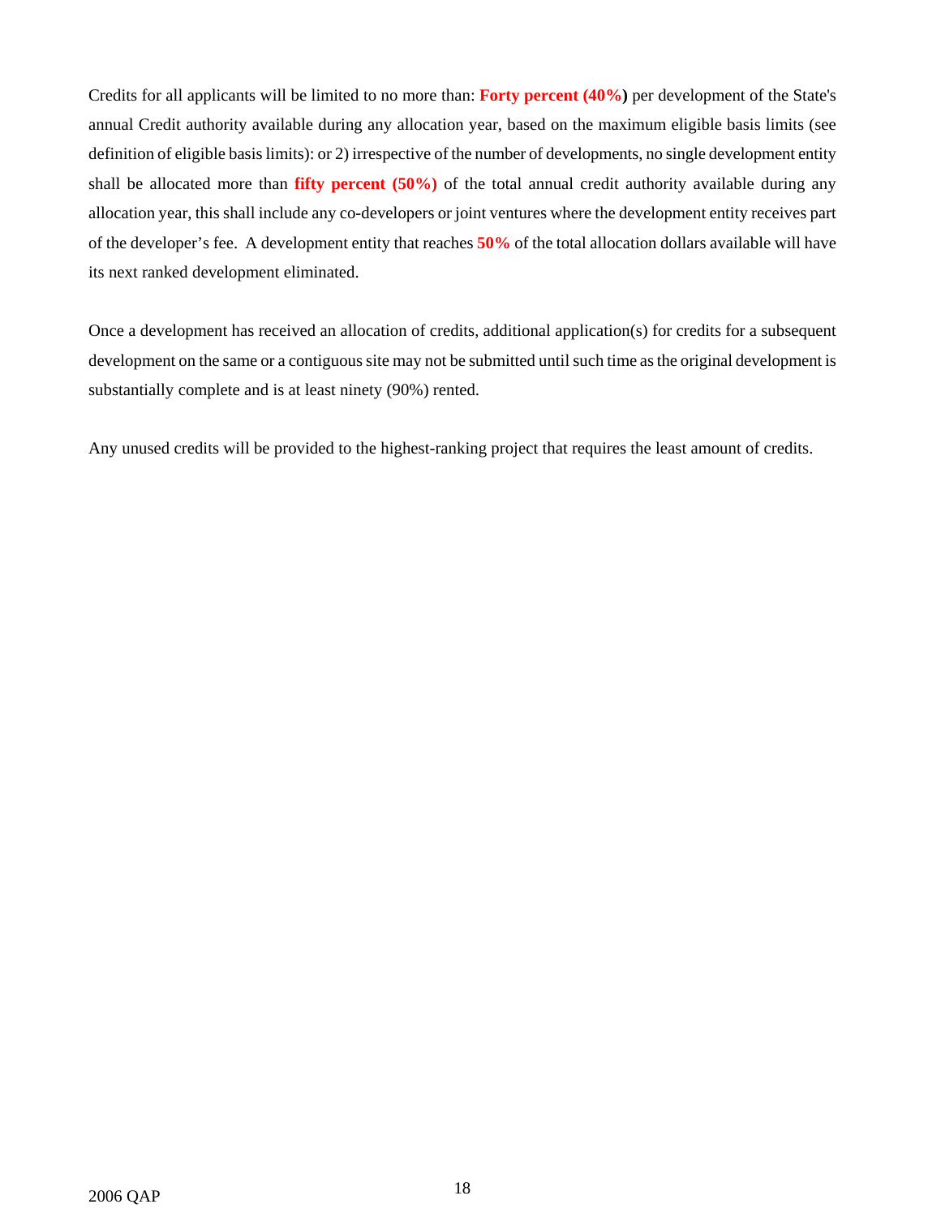Credits for all applicants will be limited to no more than: **Forty percent (40%)** per development of the State's annual Credit authority available during any allocation year, based on the maximum eligible basis limits (see definition of eligible basis limits): or 2) irrespective of the number of developments, no single development entity shall be allocated more than **fifty percent (50%)** of the total annual credit authority available during any allocation year, this shall include any co-developers or joint ventures where the development entity receives part of the developer's fee. A development entity that reaches **50%** of the total allocation dollars available will have its next ranked development eliminated.

Once a development has received an allocation of credits, additional application(s) for credits for a subsequent development on the same or a contiguous site may not be submitted until such time as the original development is substantially complete and is at least ninety (90%) rented.

Any unused credits will be provided to the highest-ranking project that requires the least amount of credits.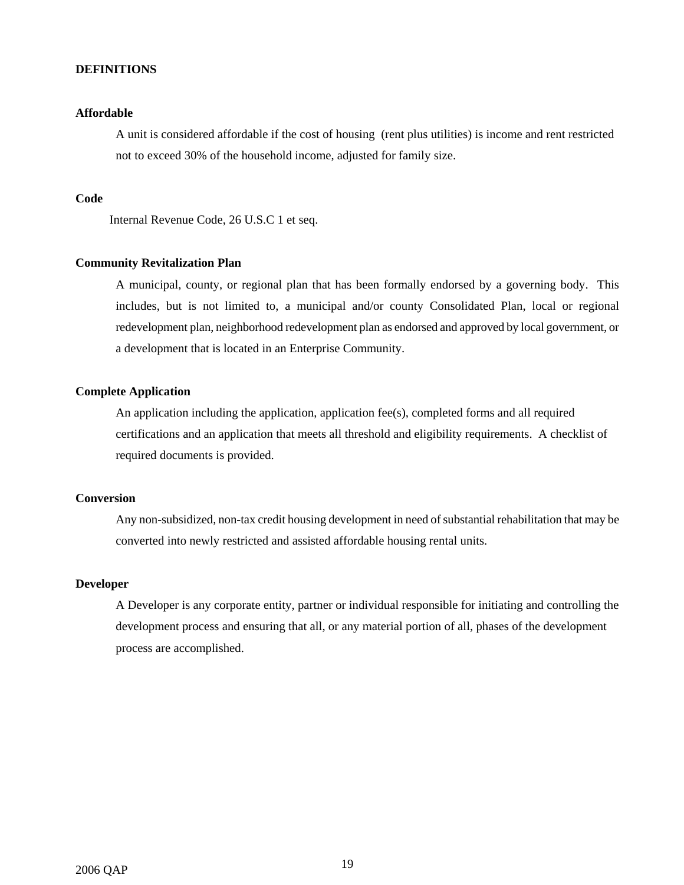## DEFINITIONS

**Affordable**

A unit is considered affordable if the cost of housing (rent plus utilities) is income and rent restricted not to exceed 30% of the household income, adjusted for family size.

**Code**

Internal Revenue Code, 26 U.S.C 1 et seq.

**Community Revitalization Plan**

A municipal, county, or regional plan that has been formally endorsed by a governing body. This includes, but is not limited to, a municipal and/or county Consolidated Plan, local or regional redevelopment plan, neighborhood redevelopment plan as endorsed and approved by local government, or a development that is located in an Enterprise Community.

**Complete Application**

An application including the application, application fee(s), completed forms and all required certifications and an application that meets all threshold and eligibility requirements. A checklist of required documents is provided.

**Conversion**

Any non-subsidized, non-tax credit housing development in need of substantial rehabilitation that may be converted into newly restricted and assisted affordable housing rental units.

**Developer**

A Developer is any corporate entity, partner or individual responsible for initiating and controlling the development process and ensuring that all, or any material portion of all, phases of the development process are accomplished.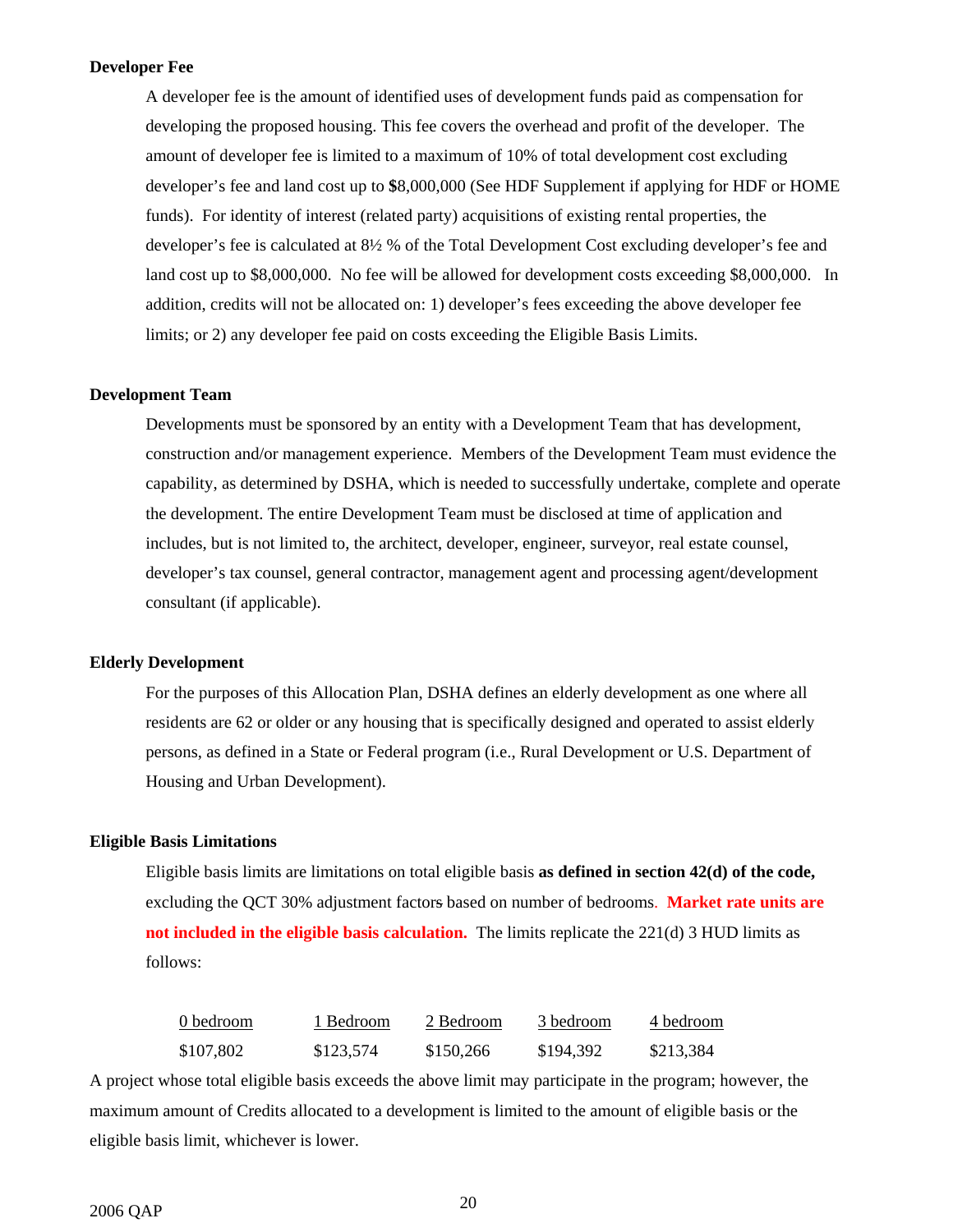**Developer Fee**

A developer fee is the amount of identified uses of development funds paid as compensation for developing the proposed housing. This fee covers the overhead and profit of the developer. The amount of developer fee is limited to a maximum of 10% of total development cost excluding developer's fee and land cost up to $8,000,000 (See HDF Supplement if applying for HDF or HOME funds). For identity of interest (related party) acquisitions of existing rental properties, the developer's fee is calculated at 8½ % of the Total Development Cost excluding developer's fee and land cost up to $8,000,000. No fee will be allowed for development costs exceeding $8,000,000. In addition, credits will not be allocated on: 1) developer's fees exceeding the above developer fee limits; or 2) any developer fee paid on costs exceeding the Eligible Basis Limits.

**Development Team**

Developments must be sponsored by an entity with a Development Team that has development, construction and/or management experience. Members of the Development Team must evidence the capability, as determined by DSHA, which is needed to successfully undertake, complete and operate the development. The entire Development Team must be disclosed at time of application and includes, but is not limited to, the architect, developer, engineer, surveyor, real estate counsel, developer's tax counsel, general contractor, management agent and processing agent/development consultant (if applicable).

**Elderly Development**

For the purposes of this Allocation Plan, DSHA defines an elderly development as one where all residents are 62 or older or any housing that is specifically designed and operated to assist elderly persons, as defined in a State or Federal program (i.e., Rural Development or U.S. Department of Housing and Urban Development).

**Eligible Basis Limitations**

Eligible basis limits are limitations on total eligible basis **as defined in section 42(d) of the code,** excluding the QCT 30% adjustment factors based on number of bedrooms. **Market rate units are not included in the eligible basis calculation.** The limits replicate the 221(d) 3 HUD limits as follows:

| 0 bedroom | 1 Bedroom | 2 Bedroom | 3 bedroom | 4 bedroom |
|---|---|---|---|---|
| $107,802 | $123,574 | $150,266 | $194,392 | $213,384 |

A project whose total eligible basis exceeds the above limit may participate in the program; however, the maximum amount of Credits allocated to a development is limited to the amount of eligible basis or the eligible basis limit, whichever is lower.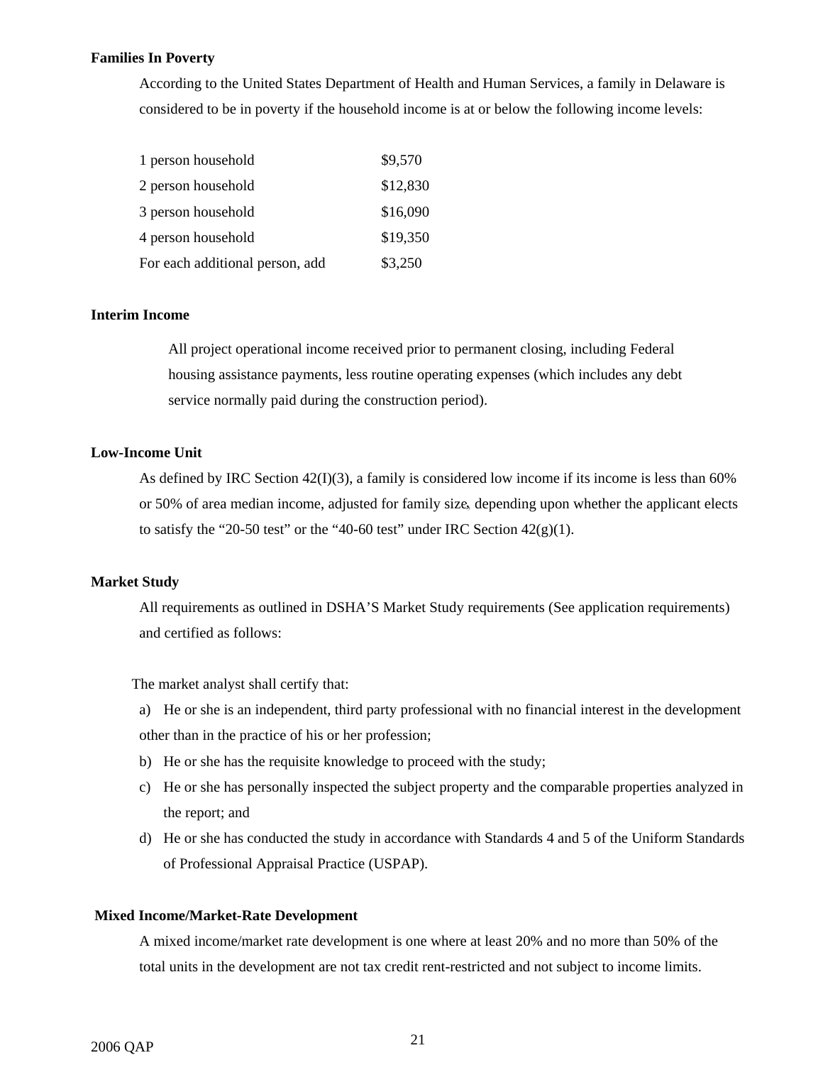**Families In Poverty**

According to the United States Department of Health and Human Services, a family in Delaware is considered to be in poverty if the household income is at or below the following income levels:

| | |
|---|---|
| 1 person household | $9,570 |
| 2 person household | $12,830 |
| 3 person household | $16,090 |
| 4 person household | $19,350 |
| For each additional person, add | $3,250 |

**Interim Income**

All project operational income received prior to permanent closing, including Federal housing assistance payments, less routine operating expenses (which includes any debt service normally paid during the construction period).

**Low-Income Unit**

As defined by IRC Section 42(I)(3), a family is considered low income if its income is less than 60% or 50% of area median income, adjusted for family size, depending upon whether the applicant elects to satisfy the "20-50 test" or the "40-60 test" under IRC Section 42(g)(1).

**Market Study**

All requirements as outlined in DSHA'S Market Study requirements (See application requirements) and certified as follows:

The market analyst shall certify that:

a) He or she is an independent, third party professional with no financial interest in the development other than in the practice of his or her profession;

b) He or she has the requisite knowledge to proceed with the study;

c) He or she has personally inspected the subject property and the comparable properties analyzed in the report; and

d) He or she has conducted the study in accordance with Standards 4 and 5 of the Uniform Standards of Professional Appraisal Practice (USPAP).

**Mixed Income/Market-Rate Development**

A mixed income/market rate development is one where at least 20% and no more than 50% of the total units in the development are not tax credit rent-restricted and not subject to income limits.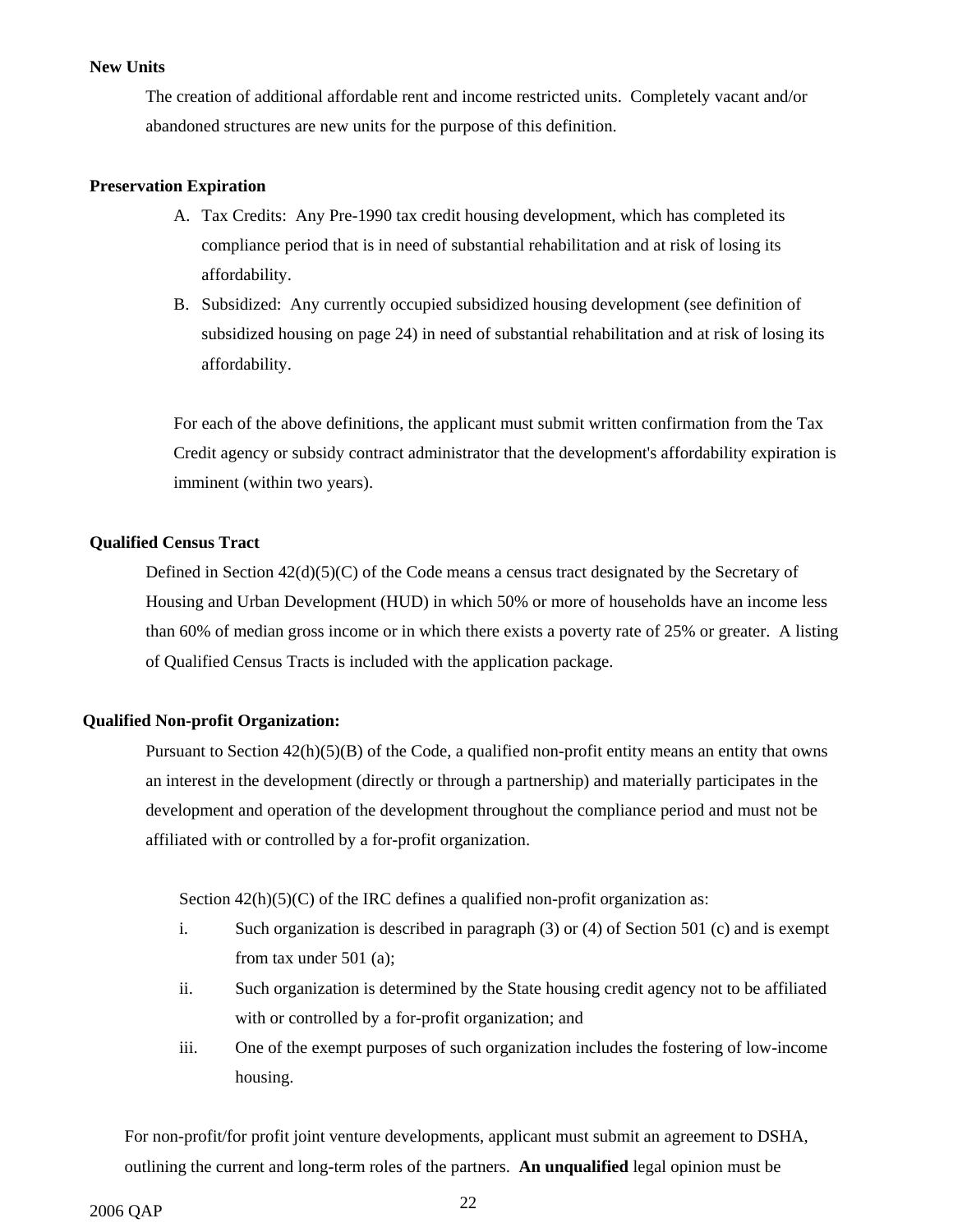**New Units**

The creation of additional affordable rent and income restricted units. Completely vacant and/or abandoned structures are new units for the purpose of this definition.

**Preservation Expiration**

A. Tax Credits: Any Pre-1990 tax credit housing development, which has completed its compliance period that is in need of substantial rehabilitation and at risk of losing its affordability.
B. Subsidized: Any currently occupied subsidized housing development (see definition of subsidized housing on page 24) in need of substantial rehabilitation and at risk of losing its affordability.

For each of the above definitions, the applicant must submit written confirmation from the Tax Credit agency or subsidy contract administrator that the development's affordability expiration is imminent (within two years).

**Qualified Census Tract**

Defined in Section 42(d)(5)(C) of the Code means a census tract designated by the Secretary of Housing and Urban Development (HUD) in which 50% or more of households have an income less than 60% of median gross income or in which there exists a poverty rate of 25% or greater. A listing of Qualified Census Tracts is included with the application package.

**Qualified Non-profit Organization:**

Pursuant to Section 42(h)(5)(B) of the Code, a qualified non-profit entity means an entity that owns an interest in the development (directly or through a partnership) and materially participates in the development and operation of the development throughout the compliance period and must not be affiliated with or controlled by a for-profit organization.

Section 42(h)(5)(C) of the IRC defines a qualified non-profit organization as:

i. Such organization is described in paragraph (3) or (4) of Section 501 (c) and is exempt from tax under 501 (a);
ii. Such organization is determined by the State housing credit agency not to be affiliated with or controlled by a for-profit organization; and
iii. One of the exempt purposes of such organization includes the fostering of low-income housing.

For non-profit/for profit joint venture developments, applicant must submit an agreement to DSHA, outlining the current and long-term roles of the partners. **An unqualified** legal opinion must be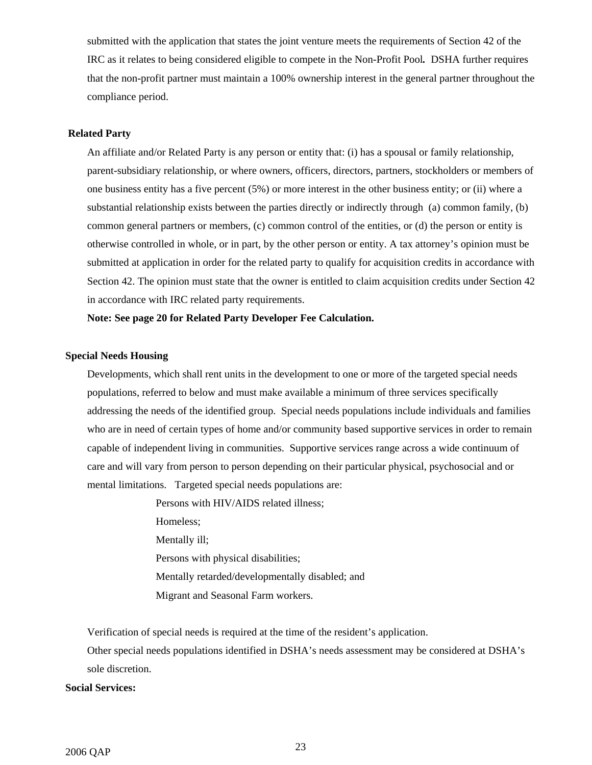submitted with the application that states the joint venture meets the requirements of Section 42 of the IRC as it relates to being considered eligible to compete in the Non-Profit Pool**.** DSHA further requires that the non-profit partner must maintain a 100% ownership interest in the general partner throughout the compliance period.

**Related Party**

An affiliate and/or Related Party is any person or entity that: (i) has a spousal or family relationship, parent-subsidiary relationship, or where owners, officers, directors, partners, stockholders or members of one business entity has a five percent (5%) or more interest in the other business entity; or (ii) where a substantial relationship exists between the parties directly or indirectly through (a) common family, (b) common general partners or members, (c) common control of the entities, or (d) the person or entity is otherwise controlled in whole, or in part, by the other person or entity. A tax attorney's opinion must be submitted at application in order for the related party to qualify for acquisition credits in accordance with Section 42. The opinion must state that the owner is entitled to claim acquisition credits under Section 42 in accordance with IRC related party requirements.

**Note: See page 20 for Related Party Developer Fee Calculation.**

**Special Needs Housing**

Developments, which shall rent units in the development to one or more of the targeted special needs populations, referred to below and must make available a minimum of three services specifically addressing the needs of the identified group. Special needs populations include individuals and families who are in need of certain types of home and/or community based supportive services in order to remain capable of independent living in communities. Supportive services range across a wide continuum of care and will vary from person to person depending on their particular physical, psychosocial and or mental limitations. Targeted special needs populations are:

- Persons with HIV/AIDS related illness;
- Homeless;
- Mentally ill;
- Persons with physical disabilities;
- Mentally retarded/developmentally disabled; and
- Migrant and Seasonal Farm workers.

Verification of special needs is required at the time of the resident's application.

Other special needs populations identified in DSHA's needs assessment may be considered at DSHA's sole discretion.

**Social Services:**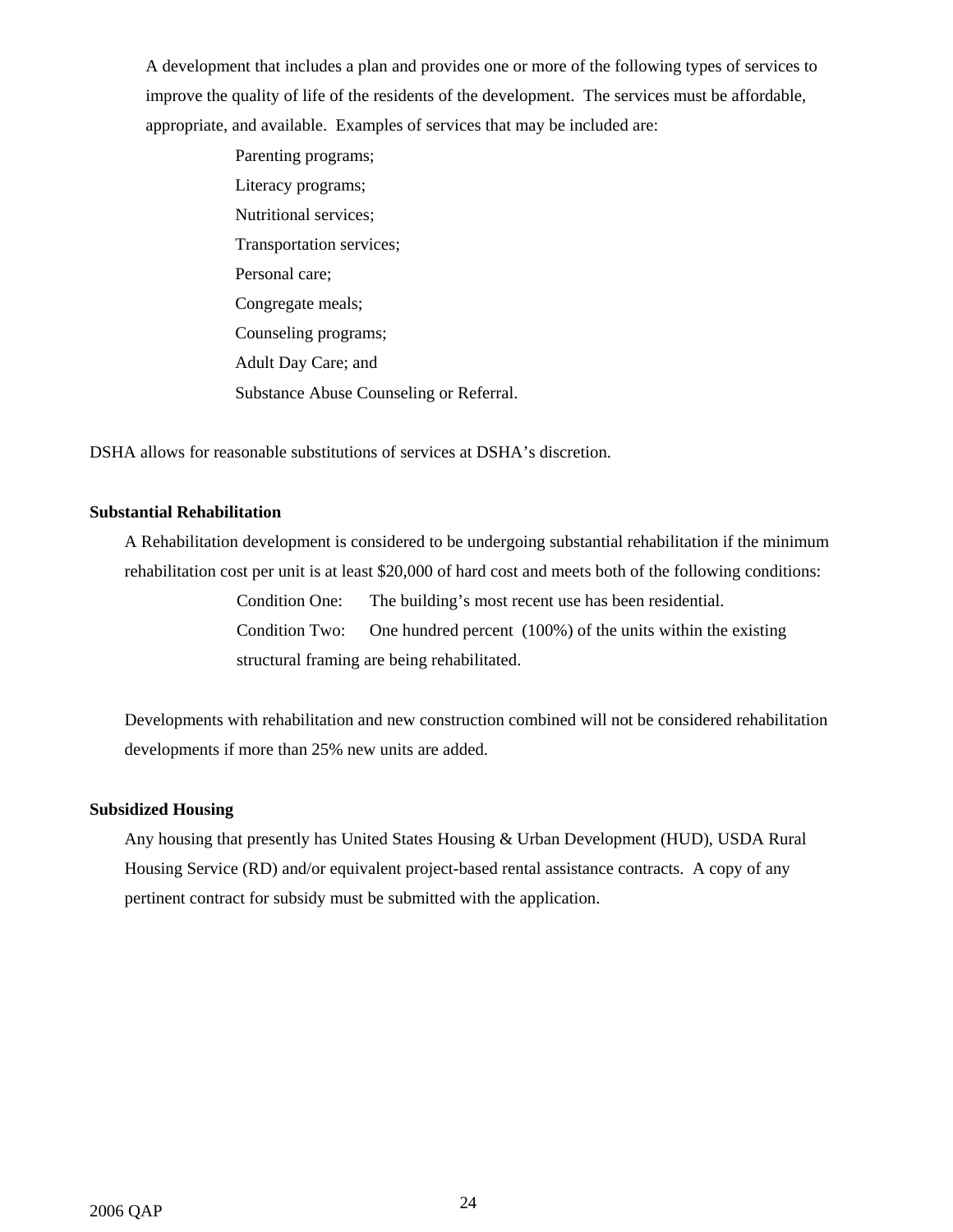A development that includes a plan and provides one or more of the following types of services to improve the quality of life of the residents of the development. The services must be affordable, appropriate, and available. Examples of services that may be included are:

- Parenting programs;
- Literacy programs;
- Nutritional services;
- Transportation services;
- Personal care;
- Congregate meals;
- Counseling programs;
- Adult Day Care; and
- Substance Abuse Counseling or Referral.

DSHA allows for reasonable substitutions of services at DSHA's discretion.

**Substantial Rehabilitation**

A Rehabilitation development is considered to be undergoing substantial rehabilitation if the minimum rehabilitation cost per unit is at least $20,000 of hard cost and meets both of the following conditions:

Condition One: The building's most recent use has been residential.

Condition Two: One hundred percent (100%) of the units within the existing structural framing are being rehabilitated.

Developments with rehabilitation and new construction combined will not be considered rehabilitation developments if more than 25% new units are added.

**Subsidized Housing**

Any housing that presently has United States Housing & Urban Development (HUD), USDA Rural Housing Service (RD) and/or equivalent project-based rental assistance contracts. A copy of any pertinent contract for subsidy must be submitted with the application.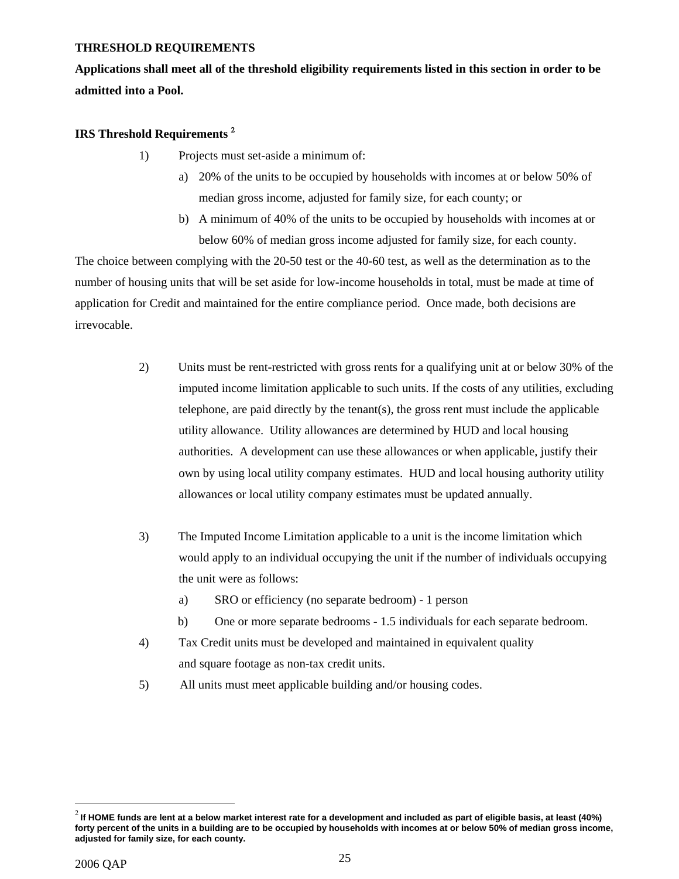**THRESHOLD REQUIREMENTS**

**Applications shall meet all of the threshold eligibility requirements listed in this section in order to be admitted into a Pool.**

**IRS Threshold Requirements [2]**

1) Projects must set-aside a minimum of:
   a) 20% of the units to be occupied by households with incomes at or below 50% of median gross income, adjusted for family size, for each county; or
   b) A minimum of 40% of the units to be occupied by households with incomes at or below 60% of median gross income adjusted for family size, for each county.

The choice between complying with the 20-50 test or the 40-60 test, as well as the determination as to the number of housing units that will be set aside for low-income households in total, must be made at time of application for Credit and maintained for the entire compliance period. Once made, both decisions are irrevocable.

2) Units must be rent-restricted with gross rents for a qualifying unit at or below 30% of the imputed income limitation applicable to such units. If the costs of any utilities, excluding telephone, are paid directly by the tenant(s), the gross rent must include the applicable utility allowance. Utility allowances are determined by HUD and local housing authorities. A development can use these allowances or when applicable, justify their own by using local utility company estimates. HUD and local housing authority utility allowances or local utility company estimates must be updated annually.

3) The Imputed Income Limitation applicable to a unit is the income limitation which would apply to an individual occupying the unit if the number of individuals occupying the unit were as follows:
   a) SRO or efficiency (no separate bedroom) - 1 person
   b) One or more separate bedrooms - 1.5 individuals for each separate bedroom.

4) Tax Credit units must be developed and maintained in equivalent quality and square footage as non-tax credit units.

5) All units must meet applicable building and/or housing codes.

---

[2] **If HOME funds are lent at a below market interest rate for a development and included as part of eligible basis, at least (40%) forty percent of the units in a building are to be occupied by households with incomes at or below 50% of median gross income, adjusted for family size, for each county.**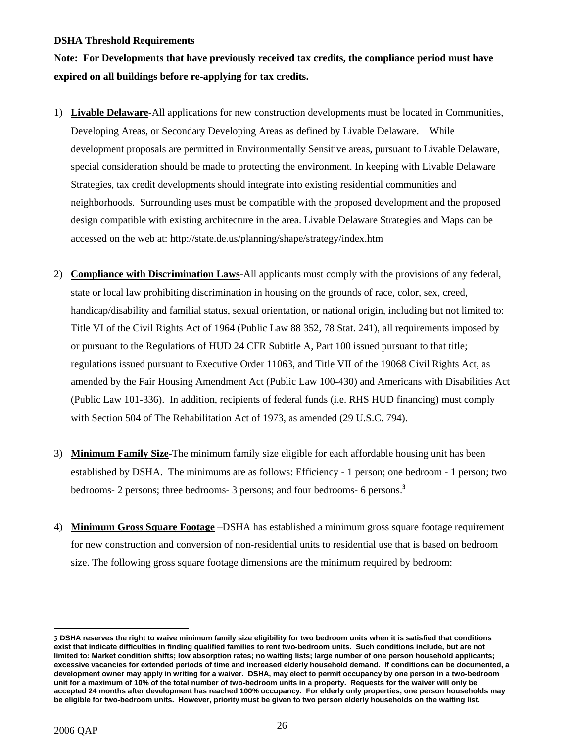**DSHA Threshold Requirements**

**Note: For Developments that have previously received tax credits, the compliance period must have expired on all buildings before re-applying for tax credits.**

1) **Livable Delaware**-All applications for new construction developments must be located in Communities, Developing Areas, or Secondary Developing Areas as defined by Livable Delaware. While development proposals are permitted in Environmentally Sensitive areas, pursuant to Livable Delaware, special consideration should be made to protecting the environment. In keeping with Livable Delaware Strategies, tax credit developments should integrate into existing residential communities and neighborhoods. Surrounding uses must be compatible with the proposed development and the proposed design compatible with existing architecture in the area. Livable Delaware Strategies and Maps can be accessed on the web at: http://state.de.us/planning/shape/strategy/index.htm

2) **Compliance with Discrimination Laws**-All applicants must comply with the provisions of any federal, state or local law prohibiting discrimination in housing on the grounds of race, color, sex, creed, handicap/disability and familial status, sexual orientation, or national origin, including but not limited to: Title VI of the Civil Rights Act of 1964 (Public Law 88 352, 78 Stat. 241), all requirements imposed by or pursuant to the Regulations of HUD 24 CFR Subtitle A, Part 100 issued pursuant to that title; regulations issued pursuant to Executive Order 11063, and Title VII of the 19068 Civil Rights Act, as amended by the Fair Housing Amendment Act (Public Law 100-430) and Americans with Disabilities Act (Public Law 101-336). In addition, recipients of federal funds (i.e. RHS HUD financing) must comply with Section 504 of The Rehabilitation Act of 1973, as amended (29 U.S.C. 794).

3) **Minimum Family Size**-The minimum family size eligible for each affordable housing unit has been established by DSHA. The minimums are as follows: Efficiency - 1 person; one bedroom - 1 person; two bedrooms- 2 persons; three bedrooms- 3 persons; and four bedrooms- 6 persons.[3]

4) **Minimum Gross Square Footage** –DSHA has established a minimum gross square footage requirement for new construction and conversion of non-residential units to residential use that is based on bedroom size. The following gross square footage dimensions are the minimum required by bedroom:

---

**3 DSHA reserves the right to waive minimum family size eligibility for two bedroom units when it is satisfied that conditions exist that indicate difficulties in finding qualified families to rent two-bedroom units. Such conditions include, but are not limited to: Market condition shifts; low absorption rates; no waiting lists; large number of one person household applicants; excessive vacancies for extended periods of time and increased elderly household demand. If conditions can be documented, a development owner may apply in writing for a waiver. DSHA, may elect to permit occupancy by one person in a two-bedroom unit for a maximum of 10% of the total number of two-bedroom units in a property. Requests for the waiver will only be accepted 24 months after development has reached 100% occupancy. For elderly only properties, one person households may be eligible for two-bedroom units. However, priority must be given to two person elderly households on the waiting list.**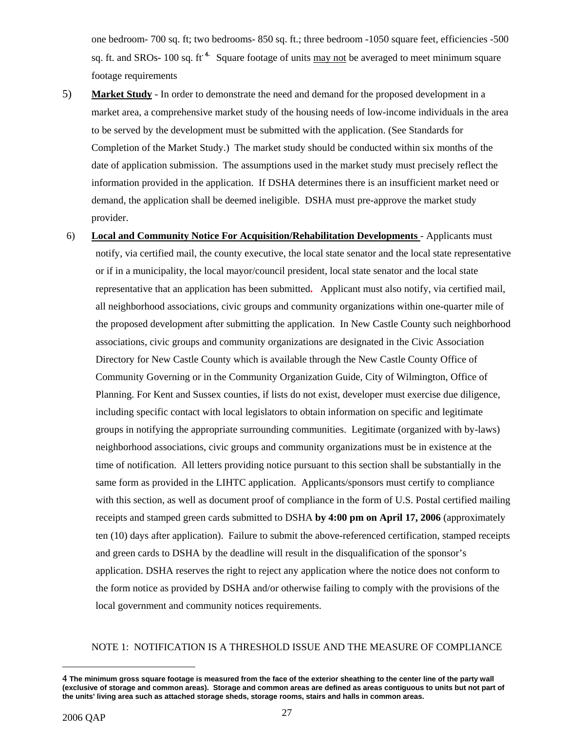one bedroom- 700 sq. ft; two bedrooms- 850 sq. ft.; three bedroom -1050 square feet, efficiencies -500 sq. ft. and SROs- 100 sq. ft.[4] Square footage of units may not be averaged to meet minimum square footage requirements

5) **Market Study** - In order to demonstrate the need and demand for the proposed development in a market area, a comprehensive market study of the housing needs of low-income individuals in the area to be served by the development must be submitted with the application. (See Standards for Completion of the Market Study.) The market study should be conducted within six months of the date of application submission. The assumptions used in the market study must precisely reflect the information provided in the application. If DSHA determines there is an insufficient market need or demand, the application shall be deemed ineligible. DSHA must pre-approve the market study provider.

6) **Local and Community Notice For Acquisition/Rehabilitation Developments** - Applicants must notify, via certified mail, the county executive, the local state senator and the local state representative or if in a municipality, the local mayor/council president, local state senator and the local state representative that an application has been submitted. Applicant must also notify, via certified mail, all neighborhood associations, civic groups and community organizations within one-quarter mile of the proposed development after submitting the application. In New Castle County such neighborhood associations, civic groups and community organizations are designated in the Civic Association Directory for New Castle County which is available through the New Castle County Office of Community Governing or in the Community Organization Guide, City of Wilmington, Office of Planning. For Kent and Sussex counties, if lists do not exist, developer must exercise due diligence, including specific contact with local legislators to obtain information on specific and legitimate groups in notifying the appropriate surrounding communities. Legitimate (organized with by-laws) neighborhood associations, civic groups and community organizations must be in existence at the time of notification. All letters providing notice pursuant to this section shall be substantially in the same form as provided in the LIHTC application. Applicants/sponsors must certify to compliance with this section, as well as document proof of compliance in the form of U.S. Postal certified mailing receipts and stamped green cards submitted to DSHA **by 4:00 pm on April 17, 2006** (approximately ten (10) days after application). Failure to submit the above-referenced certification, stamped receipts and green cards to DSHA by the deadline will result in the disqualification of the sponsor's application. DSHA reserves the right to reject any application where the notice does not conform to the form notice as provided by DSHA and/or otherwise failing to comply with the provisions of the local government and community notices requirements.

NOTE 1: NOTIFICATION IS A THRESHOLD ISSUE AND THE MEASURE OF COMPLIANCE

---

[4] **The minimum gross square footage is measured from the face of the exterior sheathing to the center line of the party wall (exclusive of storage and common areas). Storage and common areas are defined as areas contiguous to units but not part of the units' living area such as attached storage sheds, storage rooms, stairs and halls in common areas.**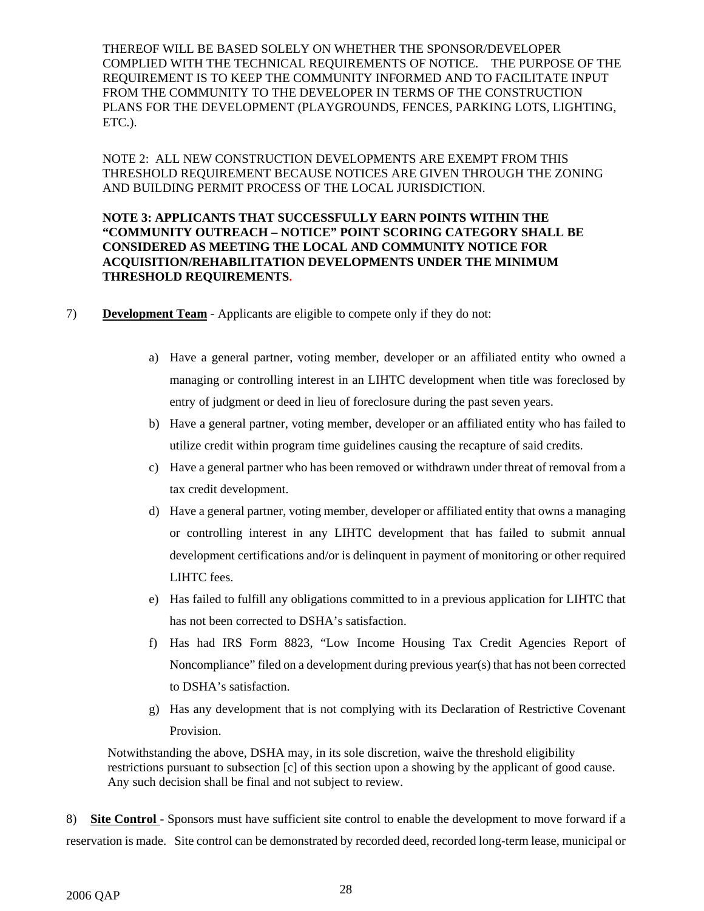THEREOF WILL BE BASED SOLELY ON WHETHER THE SPONSOR/DEVELOPER COMPLIED WITH THE TECHNICAL REQUIREMENTS OF NOTICE. THE PURPOSE OF THE REQUIREMENT IS TO KEEP THE COMMUNITY INFORMED AND TO FACILITATE INPUT FROM THE COMMUNITY TO THE DEVELOPER IN TERMS OF THE CONSTRUCTION PLANS FOR THE DEVELOPMENT (PLAYGROUNDS, FENCES, PARKING LOTS, LIGHTING, ETC.).

NOTE 2: ALL NEW CONSTRUCTION DEVELOPMENTS ARE EXEMPT FROM THIS THRESHOLD REQUIREMENT BECAUSE NOTICES ARE GIVEN THROUGH THE ZONING AND BUILDING PERMIT PROCESS OF THE LOCAL JURISDICTION.

**NOTE 3: APPLICANTS THAT SUCCESSFULLY EARN POINTS WITHIN THE "COMMUNITY OUTREACH – NOTICE" POINT SCORING CATEGORY SHALL BE CONSIDERED AS MEETING THE LOCAL AND COMMUNITY NOTICE FOR ACQUISITION/REHABILITATION DEVELOPMENTS UNDER THE MINIMUM THRESHOLD REQUIREMENTS.**

7) **Development Team** - Applicants are eligible to compete only if they do not:

a) Have a general partner, voting member, developer or an affiliated entity who owned a managing or controlling interest in an LIHTC development when title was foreclosed by entry of judgment or deed in lieu of foreclosure during the past seven years.

b) Have a general partner, voting member, developer or an affiliated entity who has failed to utilize credit within program time guidelines causing the recapture of said credits.

c) Have a general partner who has been removed or withdrawn under threat of removal from a tax credit development.

d) Have a general partner, voting member, developer or affiliated entity that owns a managing or controlling interest in any LIHTC development that has failed to submit annual development certifications and/or is delinquent in payment of monitoring or other required LIHTC fees.

e) Has failed to fulfill any obligations committed to in a previous application for LIHTC that has not been corrected to DSHA's satisfaction.

f) Has had IRS Form 8823, "Low Income Housing Tax Credit Agencies Report of Noncompliance" filed on a development during previous year(s) that has not been corrected to DSHA's satisfaction.

g) Has any development that is not complying with its Declaration of Restrictive Covenant Provision.

Notwithstanding the above, DSHA may, in its sole discretion, waive the threshold eligibility restrictions pursuant to subsection [c] of this section upon a showing by the applicant of good cause. Any such decision shall be final and not subject to review.

8) **Site Control** - Sponsors must have sufficient site control to enable the development to move forward if a reservation is made. Site control can be demonstrated by recorded deed, recorded long-term lease, municipal or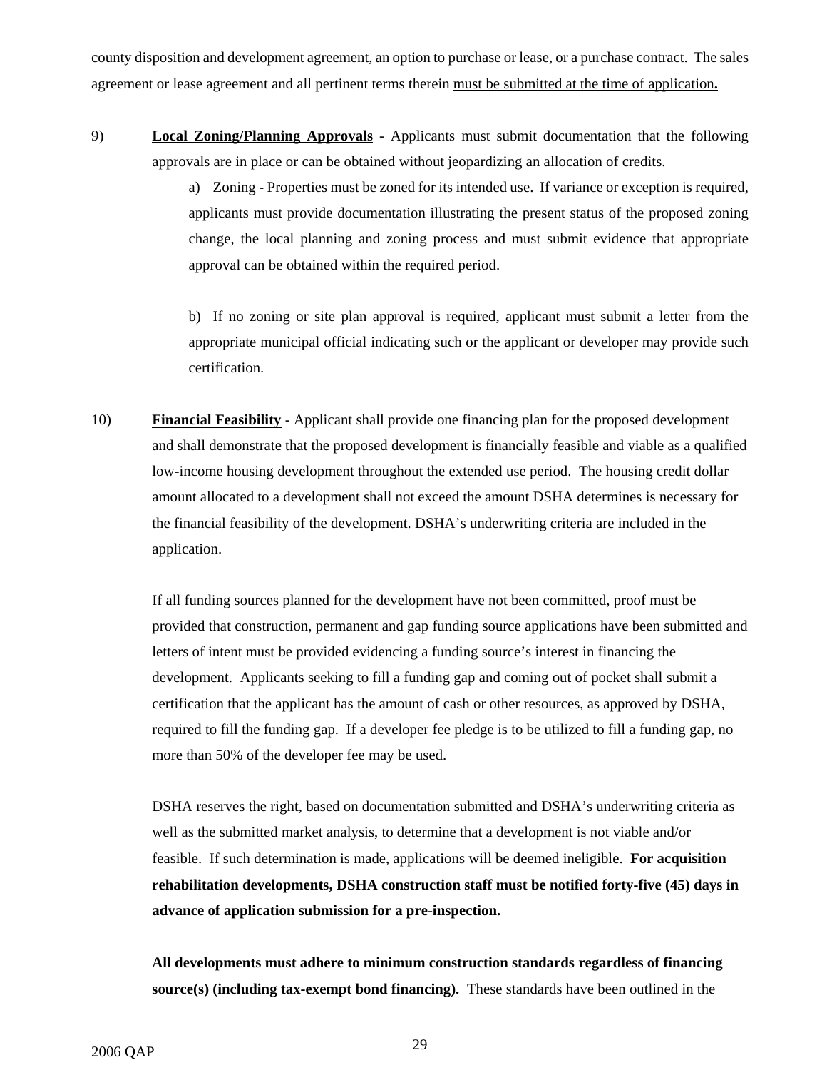county disposition and development agreement, an option to purchase or lease, or a purchase contract. The sales agreement or lease agreement and all pertinent terms therein <u>must be submitted at the time of application</u>**.**

9) **<u>Local Zoning/Planning Approvals</u>** - Applicants must submit documentation that the following approvals are in place or can be obtained without jeopardizing an allocation of credits.

   a) Zoning - Properties must be zoned for its intended use. If variance or exception is required, applicants must provide documentation illustrating the present status of the proposed zoning change, the local planning and zoning process and must submit evidence that appropriate approval can be obtained within the required period.

   b) If no zoning or site plan approval is required, applicant must submit a letter from the appropriate municipal official indicating such or the applicant or developer may provide such certification.

10) **<u>Financial Feasibility</u>** - Applicant shall provide one financing plan for the proposed development and shall demonstrate that the proposed development is financially feasible and viable as a qualified low-income housing development throughout the extended use period. The housing credit dollar amount allocated to a development shall not exceed the amount DSHA determines is necessary for the financial feasibility of the development. DSHA's underwriting criteria are included in the application.

    If all funding sources planned for the development have not been committed, proof must be provided that construction, permanent and gap funding source applications have been submitted and letters of intent must be provided evidencing a funding source's interest in financing the development. Applicants seeking to fill a funding gap and coming out of pocket shall submit a certification that the applicant has the amount of cash or other resources, as approved by DSHA, required to fill the funding gap. If a developer fee pledge is to be utilized to fill a funding gap, no more than 50% of the developer fee may be used.

    DSHA reserves the right, based on documentation submitted and DSHA's underwriting criteria as well as the submitted market analysis, to determine that a development is not viable and/or feasible. If such determination is made, applications will be deemed ineligible. **For acquisition rehabilitation developments, DSHA construction staff must be notified forty-five (45) days in advance of application submission for a pre-inspection.**

    **All developments must adhere to minimum construction standards regardless of financing source(s) (including tax-exempt bond financing).** These standards have been outlined in the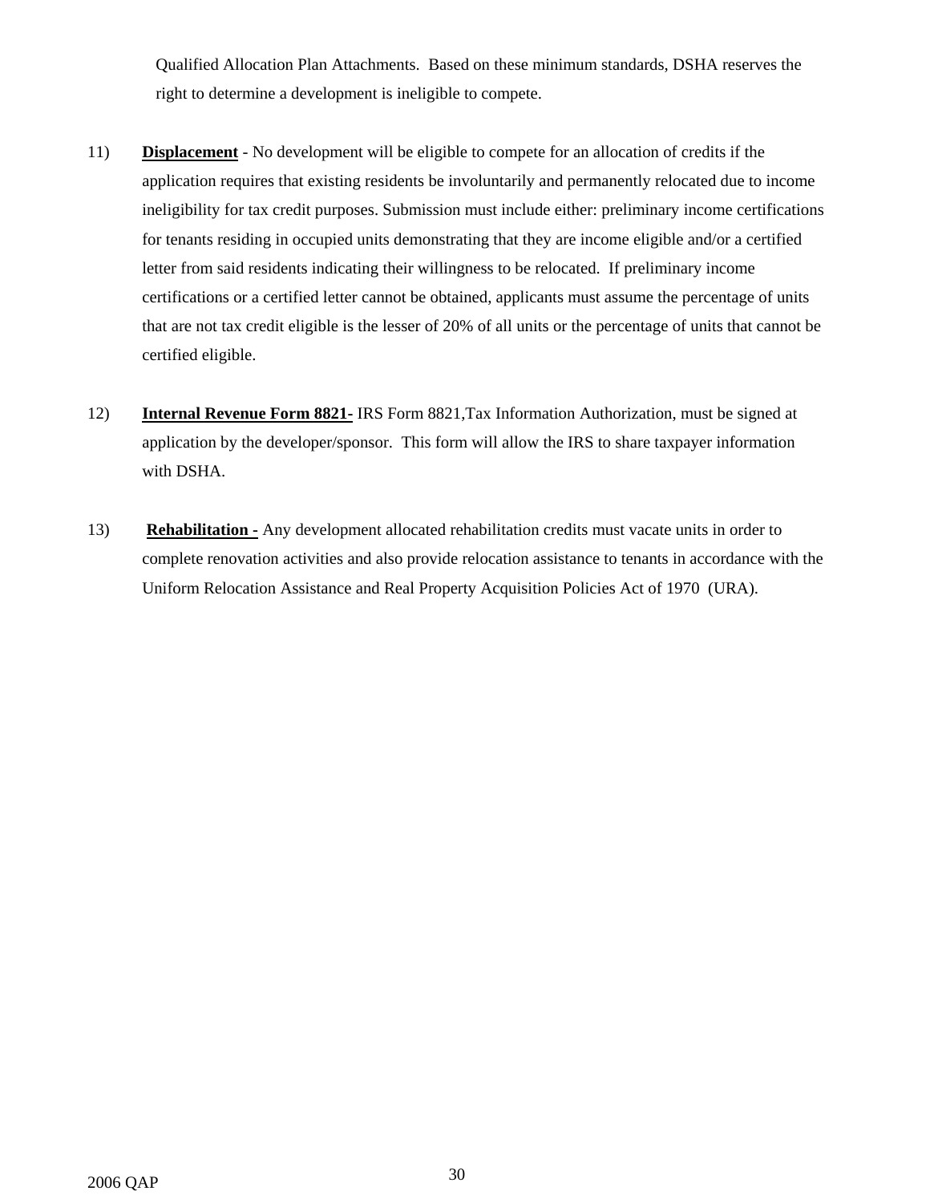Qualified Allocation Plan Attachments. Based on these minimum standards, DSHA reserves the right to determine a development is ineligible to compete.

11) **Displacement** - No development will be eligible to compete for an allocation of credits if the application requires that existing residents be involuntarily and permanently relocated due to income ineligibility for tax credit purposes. Submission must include either: preliminary income certifications for tenants residing in occupied units demonstrating that they are income eligible and/or a certified letter from said residents indicating their willingness to be relocated. If preliminary income certifications or a certified letter cannot be obtained, applicants must assume the percentage of units that are not tax credit eligible is the lesser of 20% of all units or the percentage of units that cannot be certified eligible.

12) **Internal Revenue Form 8821-** IRS Form 8821,Tax Information Authorization, must be signed at application by the developer/sponsor. This form will allow the IRS to share taxpayer information with DSHA.

13) **Rehabilitation -** Any development allocated rehabilitation credits must vacate units in order to complete renovation activities and also provide relocation assistance to tenants in accordance with the Uniform Relocation Assistance and Real Property Acquisition Policies Act of 1970 (URA).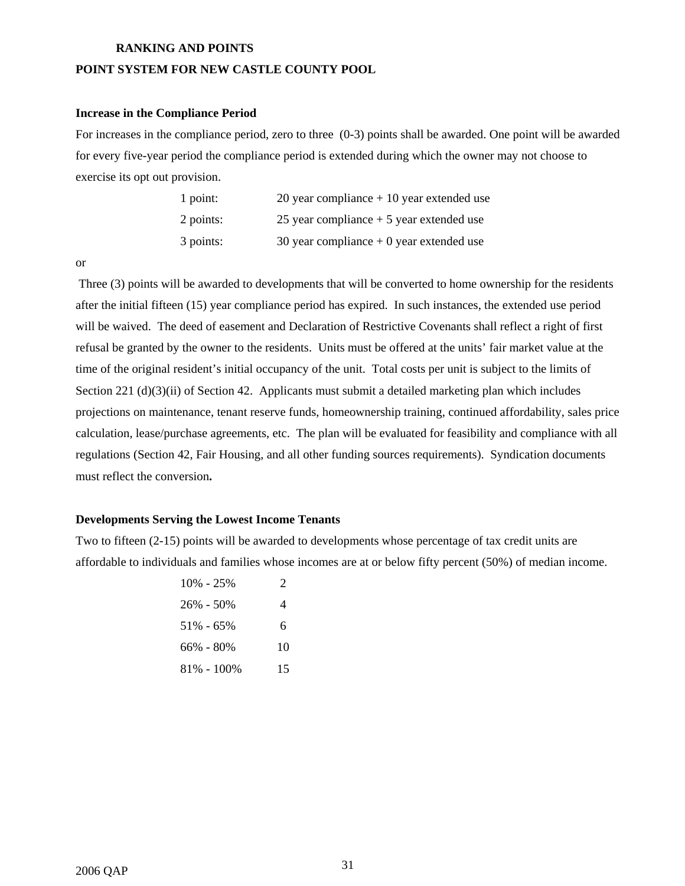## RANKING AND POINTS

## POINT SYSTEM FOR NEW CASTLE COUNTY POOL

**Increase in the Compliance Period**

For increases in the compliance period, zero to three (0-3) points shall be awarded. One point will be awarded for every five-year period the compliance period is extended during which the owner may not choose to exercise its opt out provision.

| | |
|---|---|
| 1 point: | 20 year compliance + 10 year extended use |
| 2 points: | 25 year compliance + 5 year extended use |
| 3 points: | 30 year compliance + 0 year extended use |

or

Three (3) points will be awarded to developments that will be converted to home ownership for the residents after the initial fifteen (15) year compliance period has expired. In such instances, the extended use period will be waived. The deed of easement and Declaration of Restrictive Covenants shall reflect a right of first refusal be granted by the owner to the residents. Units must be offered at the units' fair market value at the time of the original resident's initial occupancy of the unit. Total costs per unit is subject to the limits of Section 221 (d)(3)(ii) of Section 42. Applicants must submit a detailed marketing plan which includes projections on maintenance, tenant reserve funds, homeownership training, continued affordability, sales price calculation, lease/purchase agreements, etc. The plan will be evaluated for feasibility and compliance with all regulations (Section 42, Fair Housing, and all other funding sources requirements). Syndication documents must reflect the conversion**.**

**Developments Serving the Lowest Income Tenants**

Two to fifteen (2-15) points will be awarded to developments whose percentage of tax credit units are affordable to individuals and families whose incomes are at or below fifty percent (50%) of median income.

| | |
|---|---|
| 10% - 25% | 2 |
| 26% - 50% | 4 |
| 51% - 65% | 6 |
| 66% - 80% | 10 |
| 81% - 100% | 15 |

2006 QAP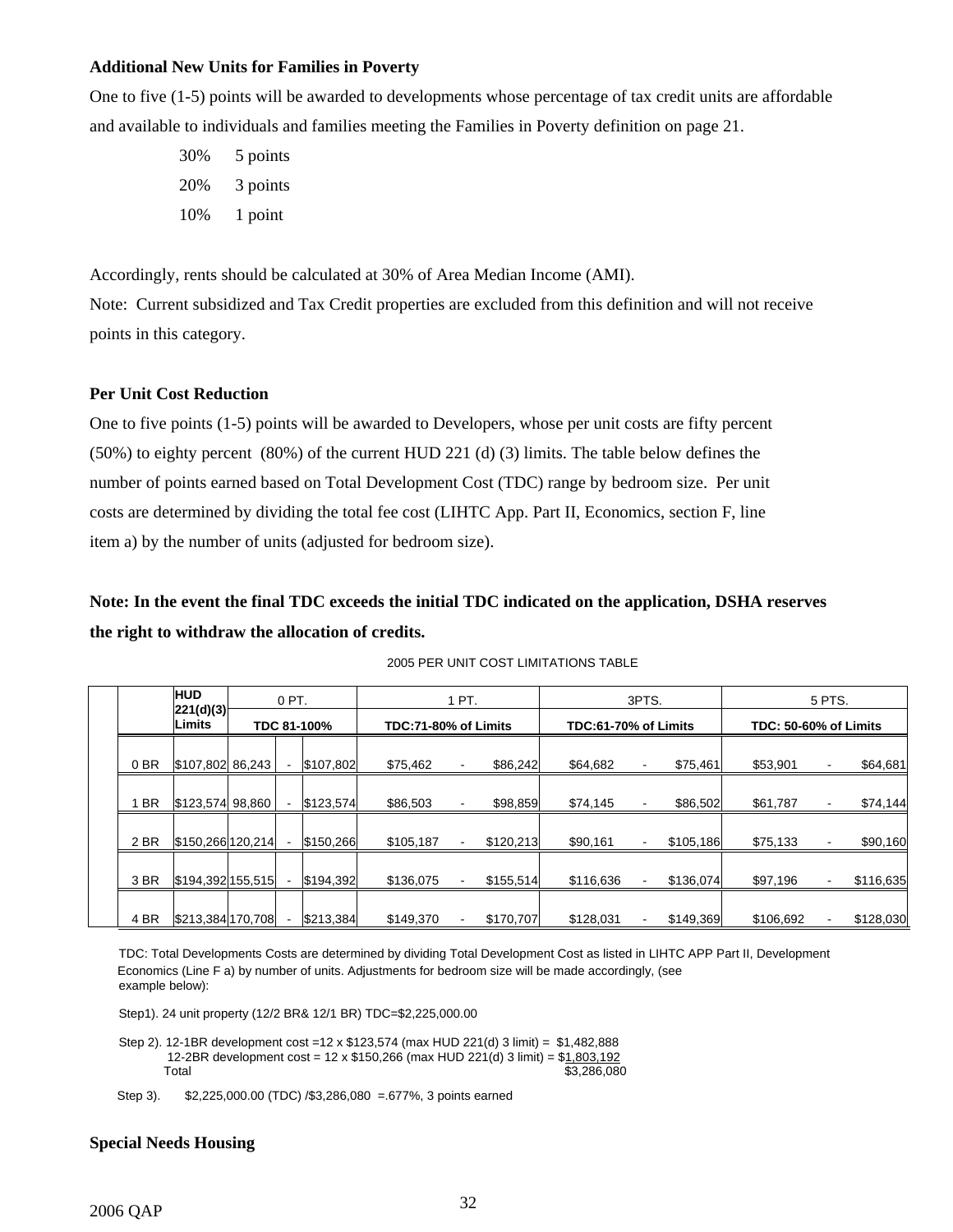**Additional New Units for Families in Poverty**

One to five (1-5) points will be awarded to developments whose percentage of tax credit units are affordable and available to individuals and families meeting the Families in Poverty definition on page 21.

30% 5 points

20% 3 points

10% 1 point

Accordingly, rents should be calculated at 30% of Area Median Income (AMI).

Note: Current subsidized and Tax Credit properties are excluded from this definition and will not receive points in this category.

**Per Unit Cost Reduction**

One to five points (1-5) points will be awarded to Developers, whose per unit costs are fifty percent (50%) to eighty percent (80%) of the current HUD 221 (d) (3) limits. The table below defines the number of points earned based on Total Development Cost (TDC) range by bedroom size. Per unit costs are determined by dividing the total fee cost (LIHTC App. Part II, Economics, section F, line item a) by the number of units (adjusted for bedroom size).

**Note: In the event the final TDC exceeds the initial TDC indicated on the application, DSHA reserves the right to withdraw the allocation of credits.**

2005 PER UNIT COST LIMITATIONS TABLE

| | HUD 221(d)(3) Limits | 0 PT. | | | 1 PT. | | | 3PTS. | | | 5 PTS. | | |
|---|---|---|---|---|---|---|---|---|---|---|---|---|---|
| | | TDC 81-100% | | | TDC:71-80% of Limits | | | TDC:61-70% of Limits | | | TDC: 50-60% of Limits | | |
| 0 BR | $107,802 | 86,243 | - | $107,802 | $75,462 | - | $86,242 | $64,682 | - | $75,461 | $53,901 | - | $64,681 |
| 1 BR | $123,574 | 98,860 | - | $123,574 | $86,503 | - | $98,859 | $74,145 | - | $86,502 | $61,787 | - | $74,144 |
| 2 BR | $150,266 | 120,214 | - | $150,266 | $105,187 | - | $120,213 | $90,161 | - | $105,186 | $75,133 | - | $90,160 |
| 3 BR | $194,392 | 155,515 | - | $194,392 | $136,075 | - | $155,514 | $116,636 | - | $136,074 | $97,196 | - | $116,635 |
| 4 BR | $213,384 | 170,708 | - | $213,384 | $149,370 | - | $170,707 | $128,031 | - | $149,369 | $106,692 | - | $128,030 |

TDC: Total Developments Costs are determined by dividing Total Development Cost as listed in LIHTC APP Part II, Development Economics (Line F a) by number of units. Adjustments for bedroom size will be made accordingly, (see example below):

Step1). 24 unit property (12/2 BR& 12/1 BR) TDC=$2,225,000.00

Step 2). 12-1BR development cost =12 x $123,574 (max HUD 221(d) 3 limit) = $1,482,888
12-2BR development cost = 12 x $150,266 (max HUD 221(d) 3 limit) = $1,803,192
Total $3,286,080

Step 3). $2,225,000.00 (TDC) /$3,286,080 =.677%, 3 points earned

**Special Needs Housing**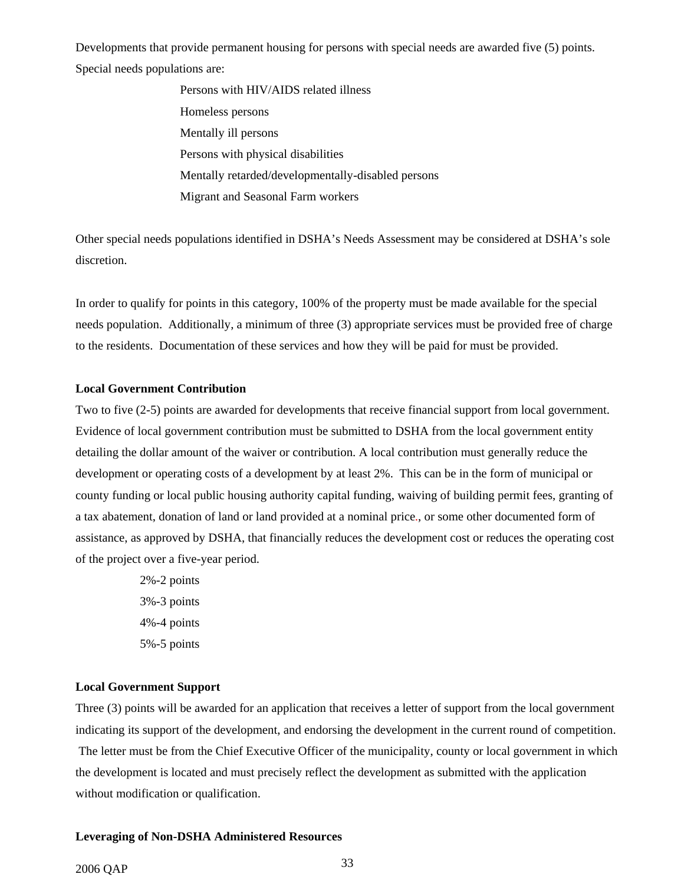Developments that provide permanent housing for persons with special needs are awarded five (5) points. Special needs populations are:

Persons with HIV/AIDS related illness
Homeless persons
Mentally ill persons
Persons with physical disabilities
Mentally retarded/developmentally-disabled persons
Migrant and Seasonal Farm workers

Other special needs populations identified in DSHA's Needs Assessment may be considered at DSHA's sole discretion.

In order to qualify for points in this category, 100% of the property must be made available for the special needs population. Additionally, a minimum of three (3) appropriate services must be provided free of charge to the residents. Documentation of these services and how they will be paid for must be provided.

**Local Government Contribution**

Two to five (2-5) points are awarded for developments that receive financial support from local government. Evidence of local government contribution must be submitted to DSHA from the local government entity detailing the dollar amount of the waiver or contribution. A local contribution must generally reduce the development or operating costs of a development by at least 2%. This can be in the form of municipal or county funding or local public housing authority capital funding, waiving of building permit fees, granting of a tax abatement, donation of land or land provided at a nominal price., or some other documented form of assistance, as approved by DSHA, that financially reduces the development cost or reduces the operating cost of the project over a five-year period.

2%-2 points
3%-3 points
4%-4 points
5%-5 points

**Local Government Support**

Three (3) points will be awarded for an application that receives a letter of support from the local government indicating its support of the development, and endorsing the development in the current round of competition. The letter must be from the Chief Executive Officer of the municipality, county or local government in which the development is located and must precisely reflect the development as submitted with the application without modification or qualification.

**Leveraging of Non-DSHA Administered Resources**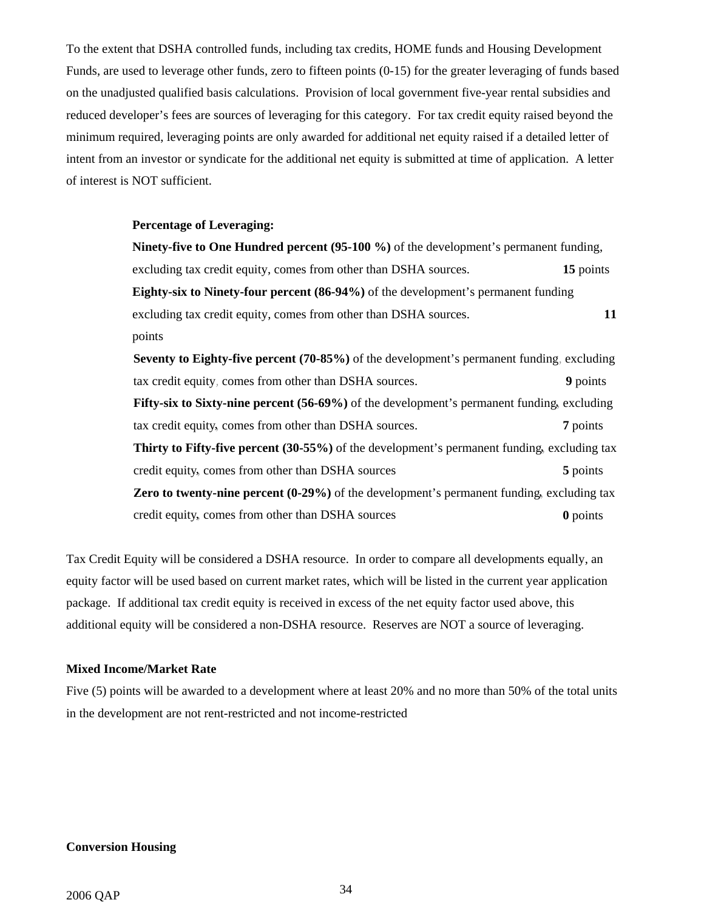To the extent that DSHA controlled funds, including tax credits, HOME funds and Housing Development Funds, are used to leverage other funds, zero to fifteen points (0-15) for the greater leveraging of funds based on the unadjusted qualified basis calculations. Provision of local government five-year rental subsidies and reduced developer's fees are sources of leveraging for this category. For tax credit equity raised beyond the minimum required, leveraging points are only awarded for additional net equity raised if a detailed letter of intent from an investor or syndicate for the additional net equity is submitted at time of application. A letter of interest is NOT sufficient.

**Percentage of Leveraging:**

**Ninety-five to One Hundred percent (95-100 %)** of the development's permanent funding, excluding tax credit equity, comes from other than DSHA sources. **15** points

**Eighty-six to Ninety-four percent (86-94%)** of the development's permanent funding excluding tax credit equity, comes from other than DSHA sources. **11** points

**Seventy to Eighty-five percent (70-85%)** of the development's permanent funding, excluding tax credit equity, comes from other than DSHA sources. **9** points

**Fifty-six to Sixty-nine percent (56-69%)** of the development's permanent funding, excluding tax credit equity, comes from other than DSHA sources. **7** points

**Thirty to Fifty-five percent (30-55%)** of the development's permanent funding, excluding tax credit equity, comes from other than DSHA sources **5** points

**Zero to twenty-nine percent (0-29%)** of the development's permanent funding, excluding tax credit equity, comes from other than DSHA sources **0** points

Tax Credit Equity will be considered a DSHA resource. In order to compare all developments equally, an equity factor will be used based on current market rates, which will be listed in the current year application package. If additional tax credit equity is received in excess of the net equity factor used above, this additional equity will be considered a non-DSHA resource. Reserves are NOT a source of leveraging.

**Mixed Income/Market Rate**

Five (5) points will be awarded to a development where at least 20% and no more than 50% of the total units in the development are not rent-restricted and not income-restricted

**Conversion Housing**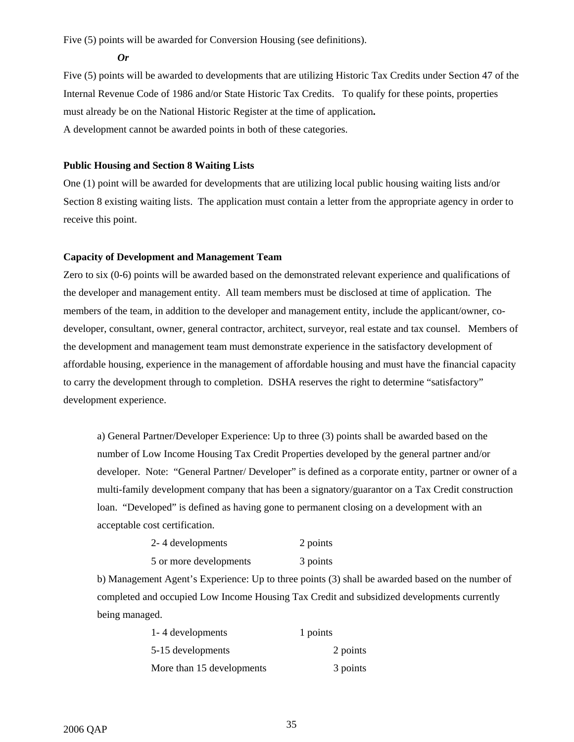Five (5) points will be awarded for Conversion Housing (see definitions).

***Or***

Five (5) points will be awarded to developments that are utilizing Historic Tax Credits under Section 47 of the Internal Revenue Code of 1986 and/or State Historic Tax Credits. To qualify for these points, properties must already be on the National Historic Register at the time of application**.**

A development cannot be awarded points in both of these categories.

**Public Housing and Section 8 Waiting Lists**

One (1) point will be awarded for developments that are utilizing local public housing waiting lists and/or Section 8 existing waiting lists. The application must contain a letter from the appropriate agency in order to receive this point.

**Capacity of Development and Management Team**

Zero to six (0-6) points will be awarded based on the demonstrated relevant experience and qualifications of the developer and management entity. All team members must be disclosed at time of application. The members of the team, in addition to the developer and management entity, include the applicant/owner, co-developer, consultant, owner, general contractor, architect, surveyor, real estate and tax counsel. Members of the development and management team must demonstrate experience in the satisfactory development of affordable housing, experience in the management of affordable housing and must have the financial capacity to carry the development through to completion. DSHA reserves the right to determine "satisfactory" development experience.

a) General Partner/Developer Experience: Up to three (3) points shall be awarded based on the number of Low Income Housing Tax Credit Properties developed by the general partner and/or developer. Note: "General Partner/ Developer" is defined as a corporate entity, partner or owner of a multi-family development company that has been a signatory/guarantor on a Tax Credit construction loan. "Developed" is defined as having gone to permanent closing on a development with an acceptable cost certification.

| | |
|---|---|
| 2- 4 developments | 2 points |
| 5 or more developments | 3 points |

b) Management Agent's Experience: Up to three points (3) shall be awarded based on the number of completed and occupied Low Income Housing Tax Credit and subsidized developments currently being managed.

| | |
|---|---|
| 1- 4 developments | 1 points |
| 5-15 developments | 2 points |
| More than 15 developments | 3 points |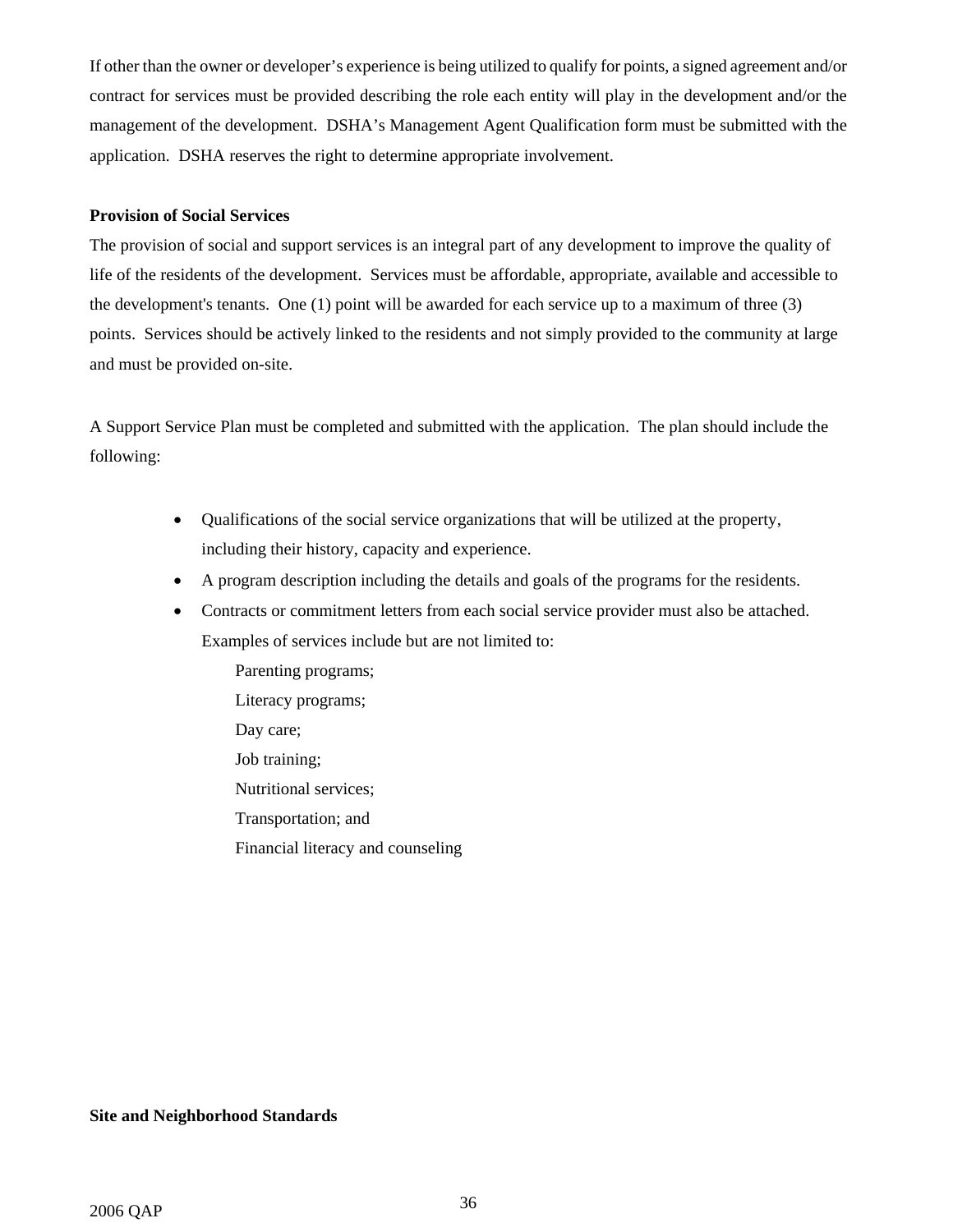If other than the owner or developer's experience is being utilized to qualify for points, a signed agreement and/or contract for services must be provided describing the role each entity will play in the development and/or the management of the development. DSHA's Management Agent Qualification form must be submitted with the application. DSHA reserves the right to determine appropriate involvement.

**Provision of Social Services**

The provision of social and support services is an integral part of any development to improve the quality of life of the residents of the development. Services must be affordable, appropriate, available and accessible to the development's tenants. One (1) point will be awarded for each service up to a maximum of three (3) points. Services should be actively linked to the residents and not simply provided to the community at large and must be provided on-site.

A Support Service Plan must be completed and submitted with the application. The plan should include the following:

- Qualifications of the social service organizations that will be utilized at the property, including their history, capacity and experience.
- A program description including the details and goals of the programs for the residents.
- Contracts or commitment letters from each social service provider must also be attached. Examples of services include but are not limited to:
  - Parenting programs;
  - Literacy programs;
  - Day care;
  - Job training;
  - Nutritional services;
  - Transportation; and
  - Financial literacy and counseling

**Site and Neighborhood Standards**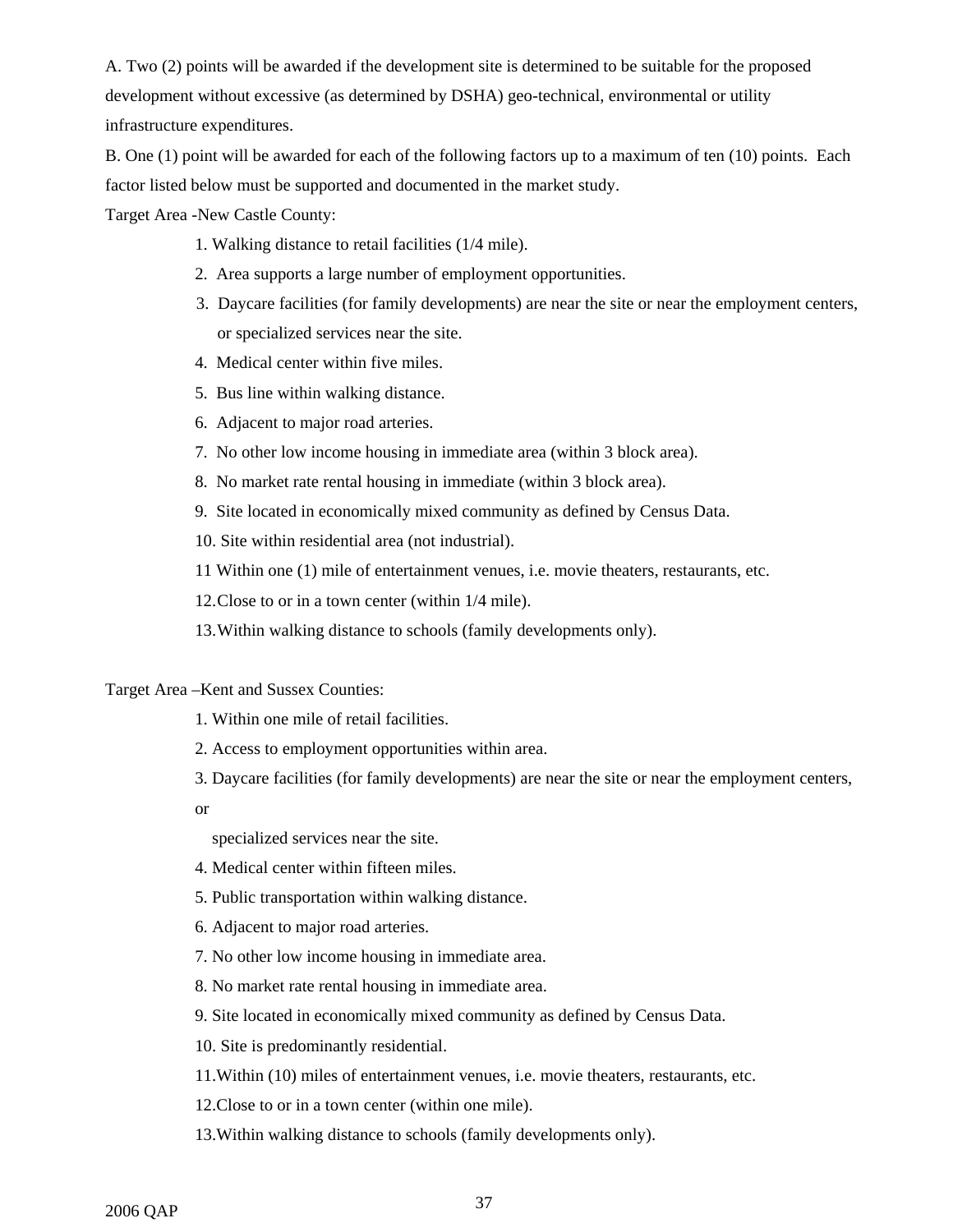A. Two (2) points will be awarded if the development site is determined to be suitable for the proposed development without excessive (as determined by DSHA) geo-technical, environmental or utility infrastructure expenditures.

B. One (1) point will be awarded for each of the following factors up to a maximum of ten (10) points. Each factor listed below must be supported and documented in the market study.

Target Area -New Castle County:

1. Walking distance to retail facilities (1/4 mile).
2. Area supports a large number of employment opportunities.
3. Daycare facilities (for family developments) are near the site or near the employment centers, or specialized services near the site.
4. Medical center within five miles.
5. Bus line within walking distance.
6. Adjacent to major road arteries.
7. No other low income housing in immediate area (within 3 block area).
8. No market rate rental housing in immediate (within 3 block area).
9. Site located in economically mixed community as defined by Census Data.
10. Site within residential area (not industrial).
11. Within one (1) mile of entertainment venues, i.e. movie theaters, restaurants, etc.
12. Close to or in a town center (within 1/4 mile).
13. Within walking distance to schools (family developments only).

Target Area –Kent and Sussex Counties:

1. Within one mile of retail facilities.
2. Access to employment opportunities within area.
3. Daycare facilities (for family developments) are near the site or near the employment centers, or specialized services near the site.
4. Medical center within fifteen miles.
5. Public transportation within walking distance.
6. Adjacent to major road arteries.
7. No other low income housing in immediate area.
8. No market rate rental housing in immediate area.
9. Site located in economically mixed community as defined by Census Data.
10. Site is predominantly residential.
11. Within (10) miles of entertainment venues, i.e. movie theaters, restaurants, etc.
12. Close to or in a town center (within one mile).
13. Within walking distance to schools (family developments only).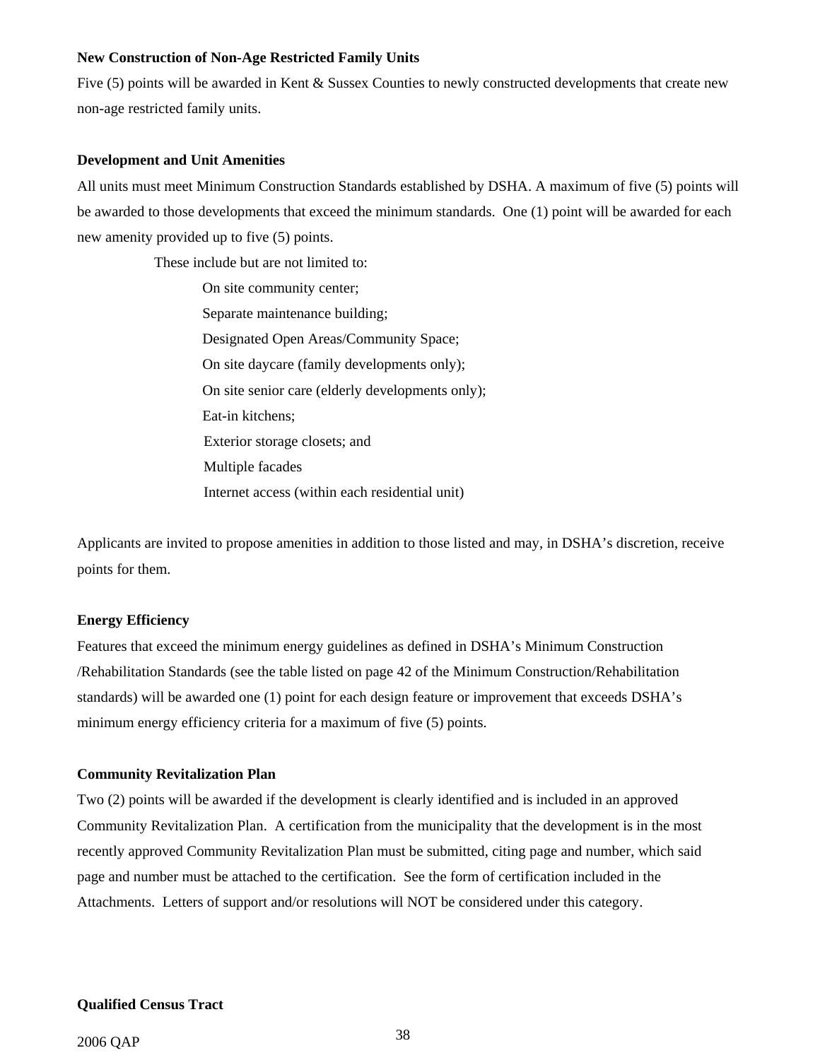**New Construction of Non-Age Restricted Family Units**

Five (5) points will be awarded in Kent & Sussex Counties to newly constructed developments that create new non-age restricted family units.

**Development and Unit Amenities**

All units must meet Minimum Construction Standards established by DSHA. A maximum of five (5) points will be awarded to those developments that exceed the minimum standards. One (1) point will be awarded for each new amenity provided up to five (5) points.

These include but are not limited to:

- On site community center;
- Separate maintenance building;
- Designated Open Areas/Community Space;
- On site daycare (family developments only);
- On site senior care (elderly developments only);
- Eat-in kitchens;
- Exterior storage closets; and
- Multiple facades
- Internet access (within each residential unit)

Applicants are invited to propose amenities in addition to those listed and may, in DSHA's discretion, receive points for them.

**Energy Efficiency**

Features that exceed the minimum energy guidelines as defined in DSHA's Minimum Construction /Rehabilitation Standards (see the table listed on page 42 of the Minimum Construction/Rehabilitation standards) will be awarded one (1) point for each design feature or improvement that exceeds DSHA's minimum energy efficiency criteria for a maximum of five (5) points.

**Community Revitalization Plan**

Two (2) points will be awarded if the development is clearly identified and is included in an approved Community Revitalization Plan. A certification from the municipality that the development is in the most recently approved Community Revitalization Plan must be submitted, citing page and number, which said page and number must be attached to the certification. See the form of certification included in the Attachments. Letters of support and/or resolutions will NOT be considered under this category.

**Qualified Census Tract**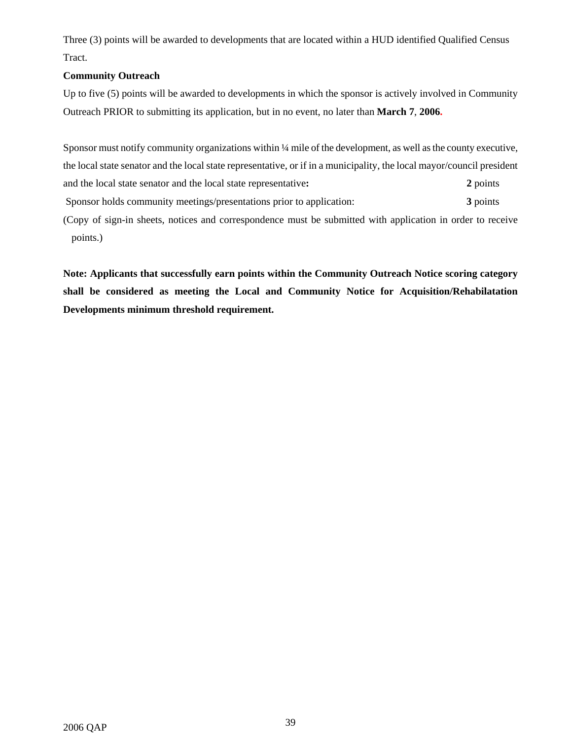Three (3) points will be awarded to developments that are located within a HUD identified Qualified Census Tract.

**Community Outreach**

Up to five (5) points will be awarded to developments in which the sponsor is actively involved in Community Outreach PRIOR to submitting its application, but in no event, no later than **March 7**, **2006.**

Sponsor must notify community organizations within ¼ mile of the development, as well as the county executive, the local state senator and the local state representative, or if in a municipality, the local mayor/council president and the local state senator and the local state representative**:** **2** points

Sponsor holds community meetings/presentations prior to application: **3** points

(Copy of sign-in sheets, notices and correspondence must be submitted with application in order to receive points.)

**Note: Applicants that successfully earn points within the Community Outreach Notice scoring category shall be considered as meeting the Local and Community Notice for Acquisition/Rehabilatation Developments minimum threshold requirement.**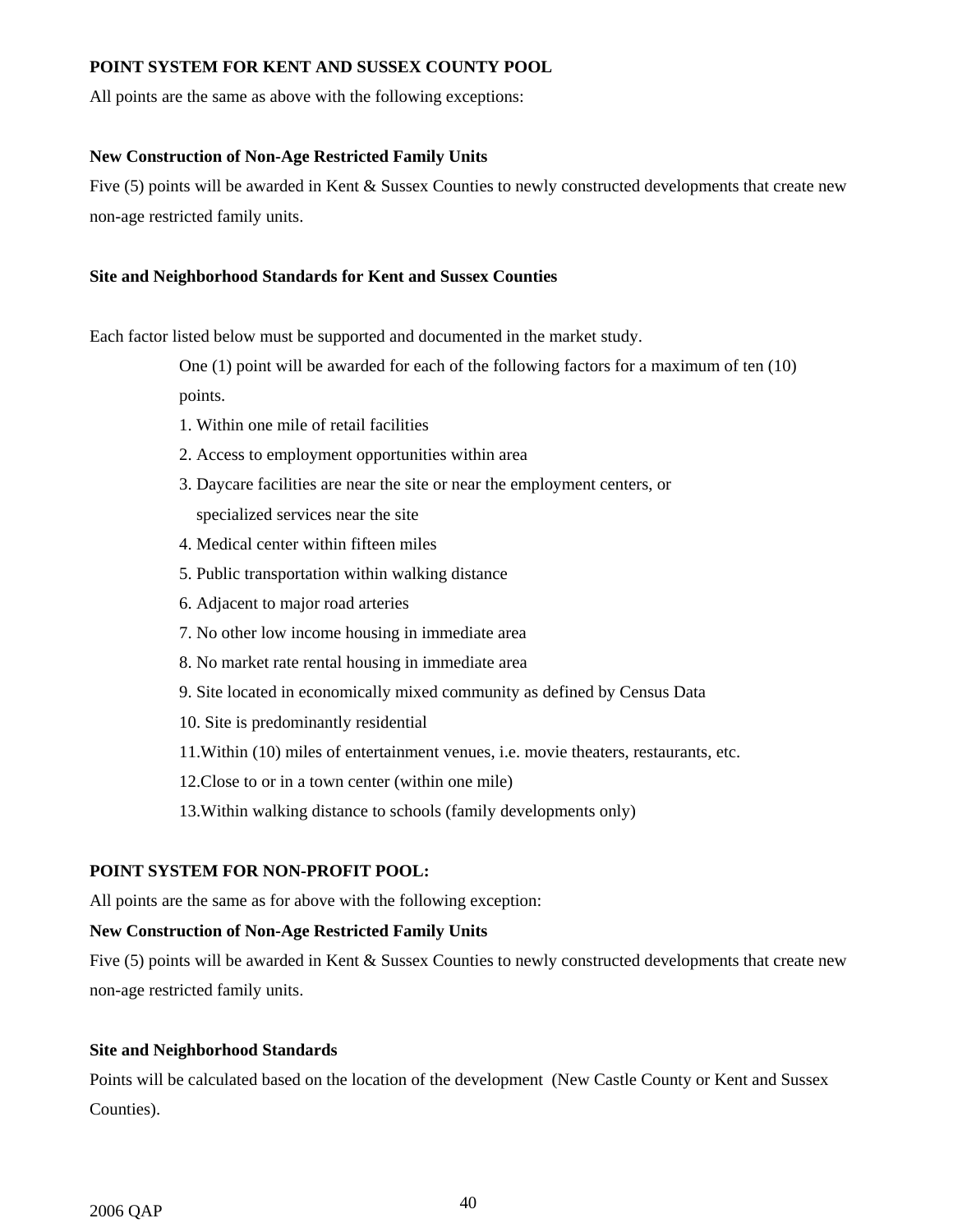**POINT SYSTEM FOR KENT AND SUSSEX COUNTY POOL**

All points are the same as above with the following exceptions:

**New Construction of Non-Age Restricted Family Units**

Five (5) points will be awarded in Kent & Sussex Counties to newly constructed developments that create new non-age restricted family units.

**Site and Neighborhood Standards for Kent and Sussex Counties**

Each factor listed below must be supported and documented in the market study.

One (1) point will be awarded for each of the following factors for a maximum of ten (10) points.

1. Within one mile of retail facilities
2. Access to employment opportunities within area
3. Daycare facilities are near the site or near the employment centers, or specialized services near the site
4. Medical center within fifteen miles
5. Public transportation within walking distance
6. Adjacent to major road arteries
7. No other low income housing in immediate area
8. No market rate rental housing in immediate area
9. Site located in economically mixed community as defined by Census Data
10. Site is predominantly residential
11. Within (10) miles of entertainment venues, i.e. movie theaters, restaurants, etc.
12. Close to or in a town center (within one mile)
13. Within walking distance to schools (family developments only)

**POINT SYSTEM FOR NON-PROFIT POOL:**

All points are the same as for above with the following exception:

**New Construction of Non-Age Restricted Family Units**

Five (5) points will be awarded in Kent & Sussex Counties to newly constructed developments that create new non-age restricted family units.

**Site and Neighborhood Standards**

Points will be calculated based on the location of the development (New Castle County or Kent and Sussex Counties).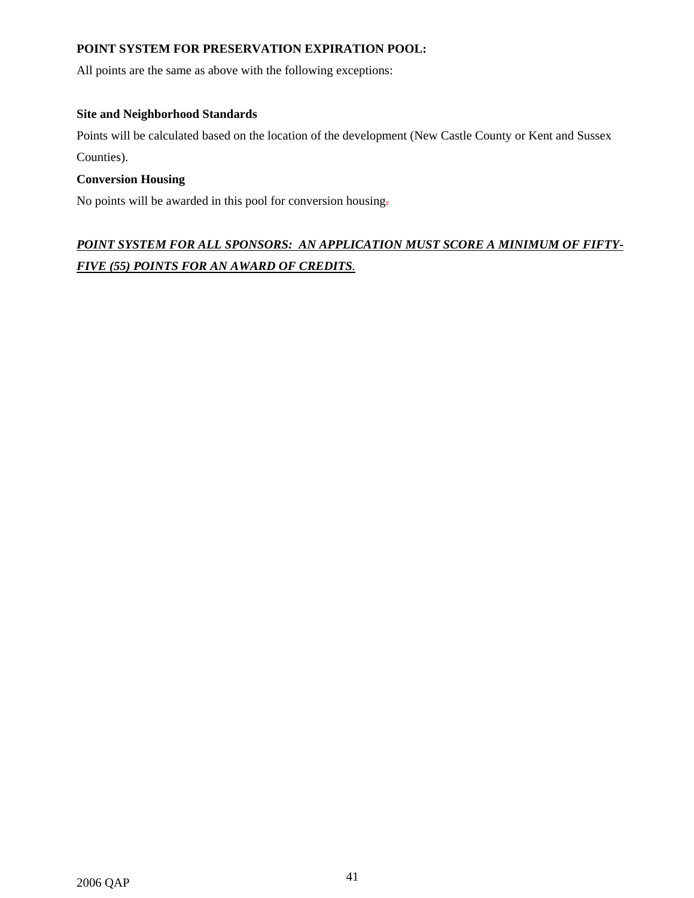**POINT SYSTEM FOR PRESERVATION EXPIRATION POOL:**

All points are the same as above with the following exceptions:

**Site and Neighborhood Standards**

Points will be calculated based on the location of the development (New Castle County or Kent and Sussex Counties).

**Conversion Housing**

No points will be awarded in this pool for conversion housing.

***POINT SYSTEM FOR ALL SPONSORS: AN APPLICATION MUST SCORE A MINIMUM OF FIFTY-FIVE (55) POINTS FOR AN AWARD OF CREDITS.***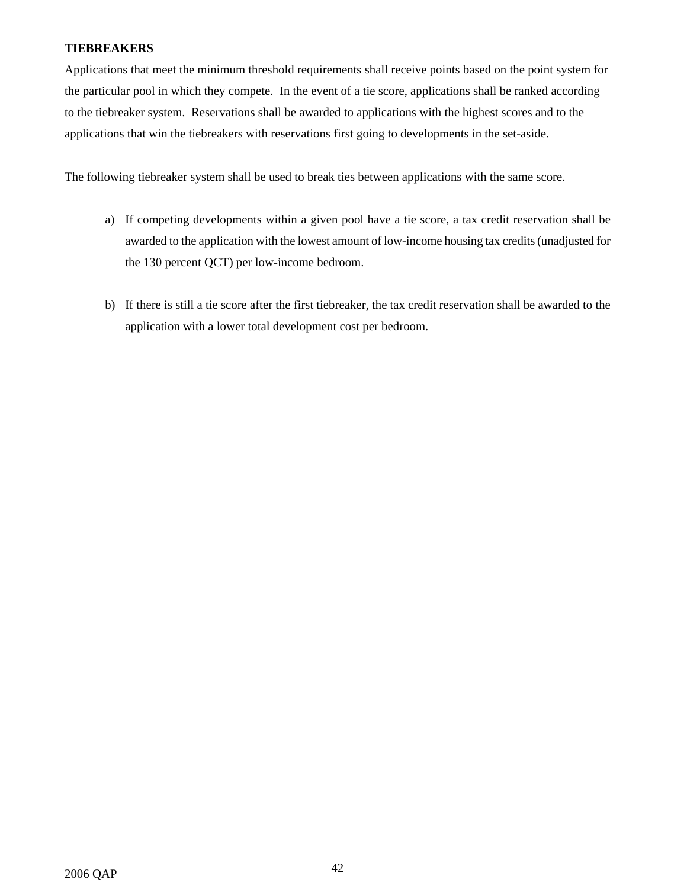**TIEBREAKERS**

Applications that meet the minimum threshold requirements shall receive points based on the point system for the particular pool in which they compete. In the event of a tie score, applications shall be ranked according to the tiebreaker system. Reservations shall be awarded to applications with the highest scores and to the applications that win the tiebreakers with reservations first going to developments in the set-aside.

The following tiebreaker system shall be used to break ties between applications with the same score.

a) If competing developments within a given pool have a tie score, a tax credit reservation shall be awarded to the application with the lowest amount of low-income housing tax credits (unadjusted for the 130 percent QCT) per low-income bedroom.

b) If there is still a tie score after the first tiebreaker, the tax credit reservation shall be awarded to the application with a lower total development cost per bedroom.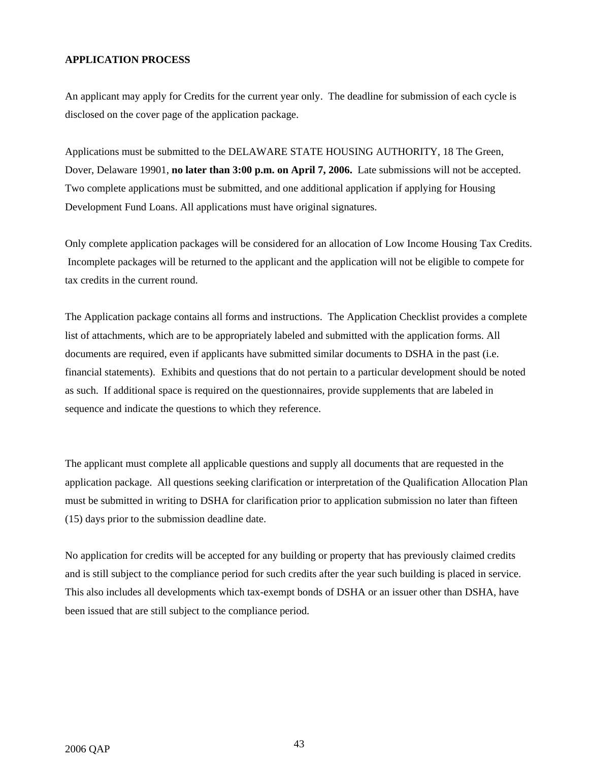## APPLICATION PROCESS

An applicant may apply for Credits for the current year only. The deadline for submission of each cycle is disclosed on the cover page of the application package.

Applications must be submitted to the DELAWARE STATE HOUSING AUTHORITY, 18 The Green, Dover, Delaware 19901, **no later than 3:00 p.m. on April 7, 2006.** Late submissions will not be accepted. Two complete applications must be submitted, and one additional application if applying for Housing Development Fund Loans. All applications must have original signatures.

Only complete application packages will be considered for an allocation of Low Income Housing Tax Credits. Incomplete packages will be returned to the applicant and the application will not be eligible to compete for tax credits in the current round.

The Application package contains all forms and instructions. The Application Checklist provides a complete list of attachments, which are to be appropriately labeled and submitted with the application forms. All documents are required, even if applicants have submitted similar documents to DSHA in the past (i.e. financial statements). Exhibits and questions that do not pertain to a particular development should be noted as such. If additional space is required on the questionnaires, provide supplements that are labeled in sequence and indicate the questions to which they reference.

The applicant must complete all applicable questions and supply all documents that are requested in the application package. All questions seeking clarification or interpretation of the Qualification Allocation Plan must be submitted in writing to DSHA for clarification prior to application submission no later than fifteen (15) days prior to the submission deadline date.

No application for credits will be accepted for any building or property that has previously claimed credits and is still subject to the compliance period for such credits after the year such building is placed in service. This also includes all developments which tax-exempt bonds of DSHA or an issuer other than DSHA, have been issued that are still subject to the compliance period.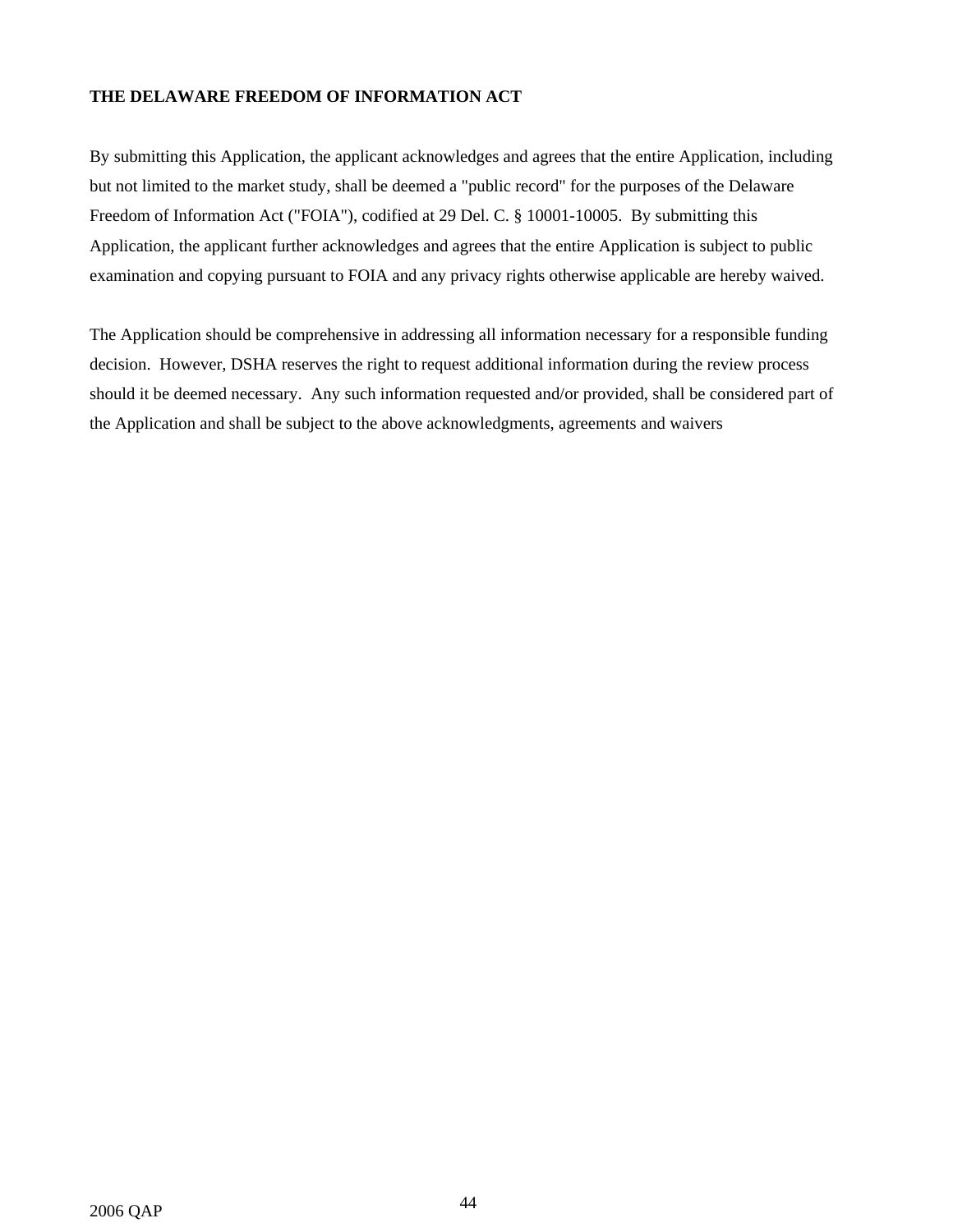**THE DELAWARE FREEDOM OF INFORMATION ACT**

By submitting this Application, the applicant acknowledges and agrees that the entire Application, including but not limited to the market study, shall be deemed a "public record" for the purposes of the Delaware Freedom of Information Act ("FOIA"), codified at 29 Del. C. § 10001-10005. By submitting this Application, the applicant further acknowledges and agrees that the entire Application is subject to public examination and copying pursuant to FOIA and any privacy rights otherwise applicable are hereby waived.

The Application should be comprehensive in addressing all information necessary for a responsible funding decision. However, DSHA reserves the right to request additional information during the review process should it be deemed necessary. Any such information requested and/or provided, shall be considered part of the Application and shall be subject to the above acknowledgments, agreements and waivers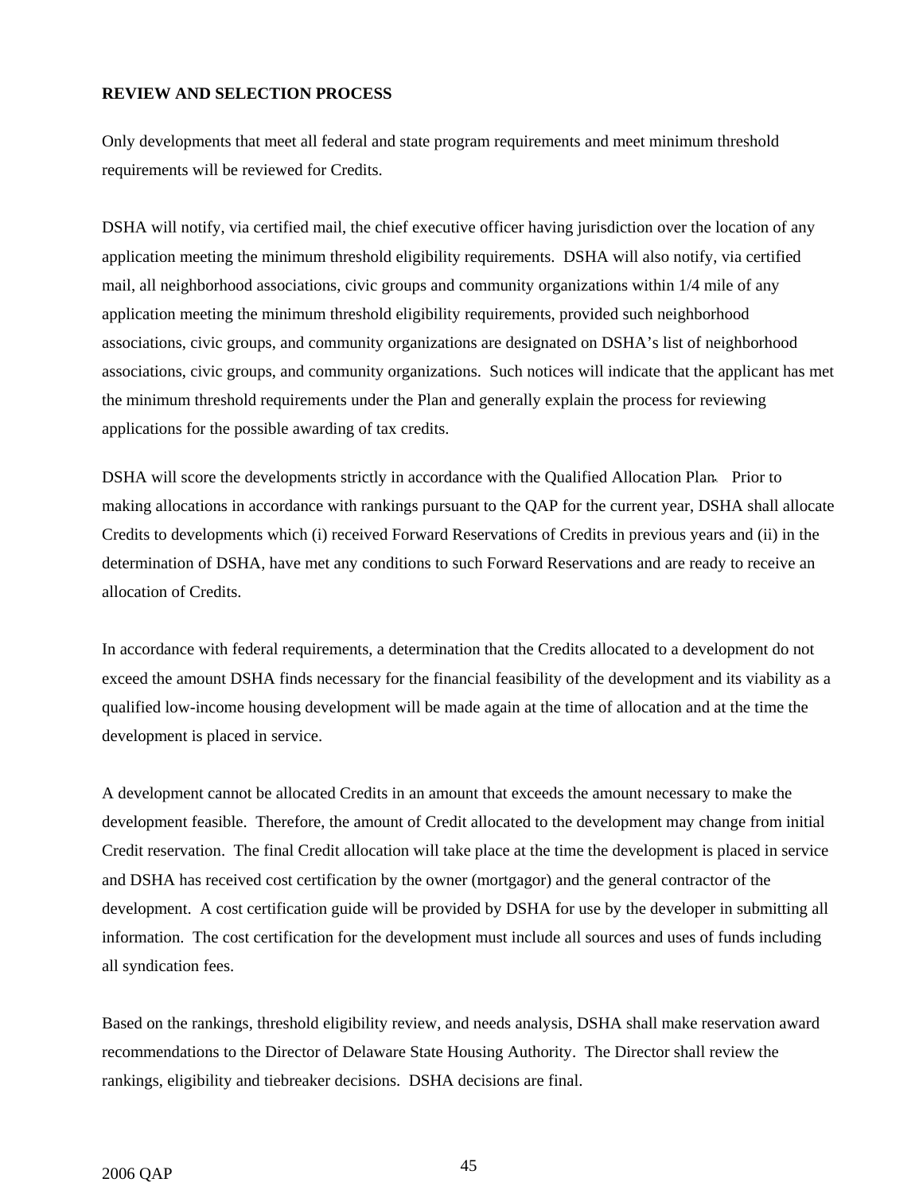**REVIEW AND SELECTION PROCESS**

Only developments that meet all federal and state program requirements and meet minimum threshold requirements will be reviewed for Credits.

DSHA will notify, via certified mail, the chief executive officer having jurisdiction over the location of any application meeting the minimum threshold eligibility requirements. DSHA will also notify, via certified mail, all neighborhood associations, civic groups and community organizations within 1/4 mile of any application meeting the minimum threshold eligibility requirements, provided such neighborhood associations, civic groups, and community organizations are designated on DSHA's list of neighborhood associations, civic groups, and community organizations. Such notices will indicate that the applicant has met the minimum threshold requirements under the Plan and generally explain the process for reviewing applications for the possible awarding of tax credits.

DSHA will score the developments strictly in accordance with the Qualified Allocation Plan. Prior to making allocations in accordance with rankings pursuant to the QAP for the current year, DSHA shall allocate Credits to developments which (i) received Forward Reservations of Credits in previous years and (ii) in the determination of DSHA, have met any conditions to such Forward Reservations and are ready to receive an allocation of Credits.

In accordance with federal requirements, a determination that the Credits allocated to a development do not exceed the amount DSHA finds necessary for the financial feasibility of the development and its viability as a qualified low-income housing development will be made again at the time of allocation and at the time the development is placed in service.

A development cannot be allocated Credits in an amount that exceeds the amount necessary to make the development feasible. Therefore, the amount of Credit allocated to the development may change from initial Credit reservation. The final Credit allocation will take place at the time the development is placed in service and DSHA has received cost certification by the owner (mortgagor) and the general contractor of the development. A cost certification guide will be provided by DSHA for use by the developer in submitting all information. The cost certification for the development must include all sources and uses of funds including all syndication fees.

Based on the rankings, threshold eligibility review, and needs analysis, DSHA shall make reservation award recommendations to the Director of Delaware State Housing Authority. The Director shall review the rankings, eligibility and tiebreaker decisions. DSHA decisions are final.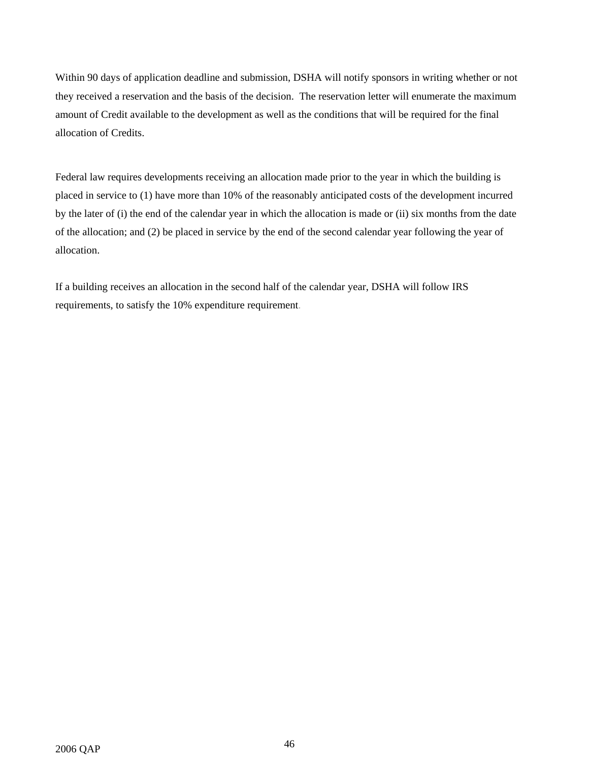Within 90 days of application deadline and submission, DSHA will notify sponsors in writing whether or not they received a reservation and the basis of the decision. The reservation letter will enumerate the maximum amount of Credit available to the development as well as the conditions that will be required for the final allocation of Credits.

Federal law requires developments receiving an allocation made prior to the year in which the building is placed in service to (1) have more than 10% of the reasonably anticipated costs of the development incurred by the later of (i) the end of the calendar year in which the allocation is made or (ii) six months from the date of the allocation; and (2) be placed in service by the end of the second calendar year following the year of allocation.

If a building receives an allocation in the second half of the calendar year, DSHA will follow IRS requirements, to satisfy the 10% expenditure requirement.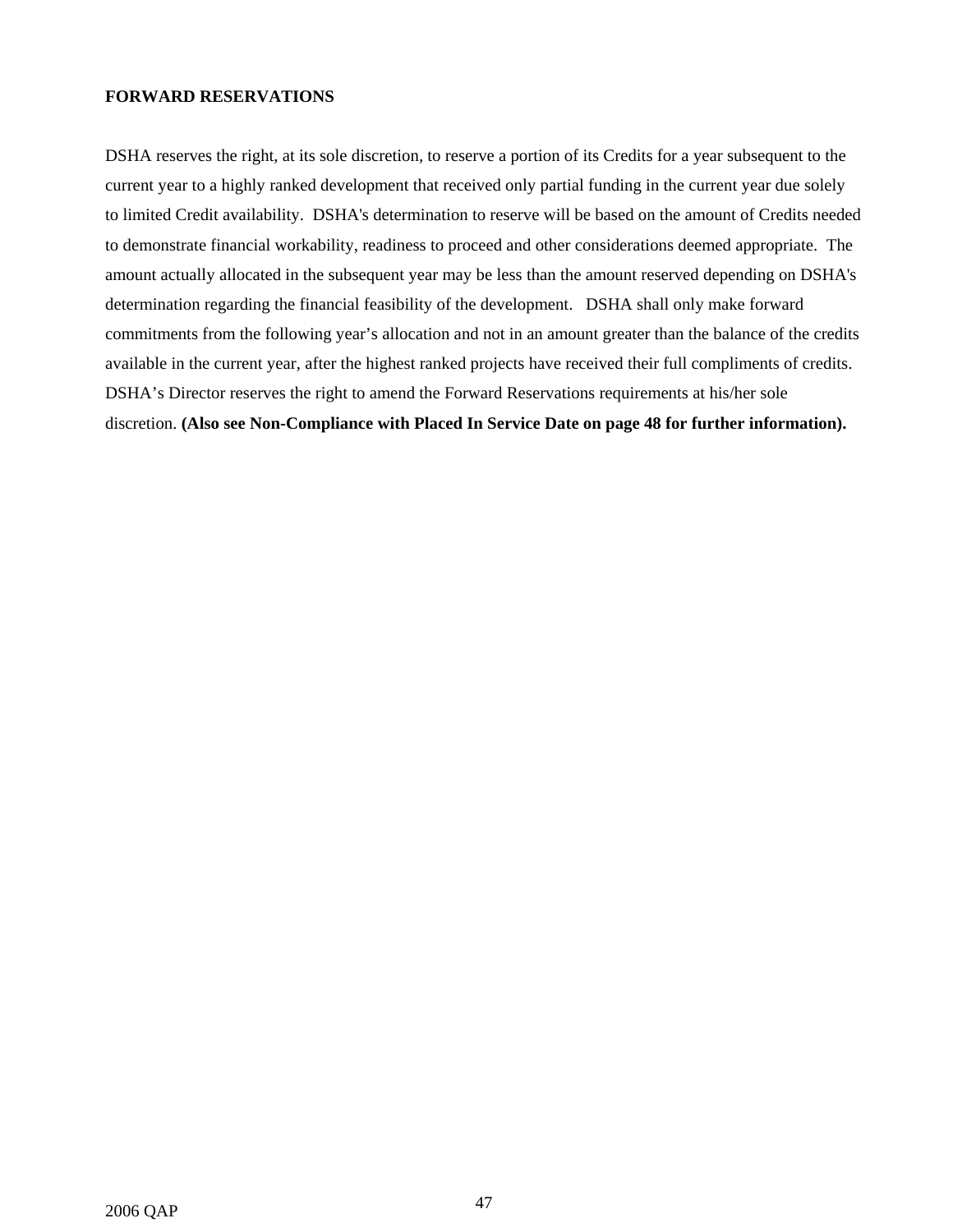**FORWARD RESERVATIONS**

DSHA reserves the right, at its sole discretion, to reserve a portion of its Credits for a year subsequent to the current year to a highly ranked development that received only partial funding in the current year due solely to limited Credit availability. DSHA's determination to reserve will be based on the amount of Credits needed to demonstrate financial workability, readiness to proceed and other considerations deemed appropriate. The amount actually allocated in the subsequent year may be less than the amount reserved depending on DSHA's determination regarding the financial feasibility of the development. DSHA shall only make forward commitments from the following year's allocation and not in an amount greater than the balance of the credits available in the current year, after the highest ranked projects have received their full compliments of credits. DSHA's Director reserves the right to amend the Forward Reservations requirements at his/her sole discretion. **(Also see Non-Compliance with Placed In Service Date on page 48 for further information).**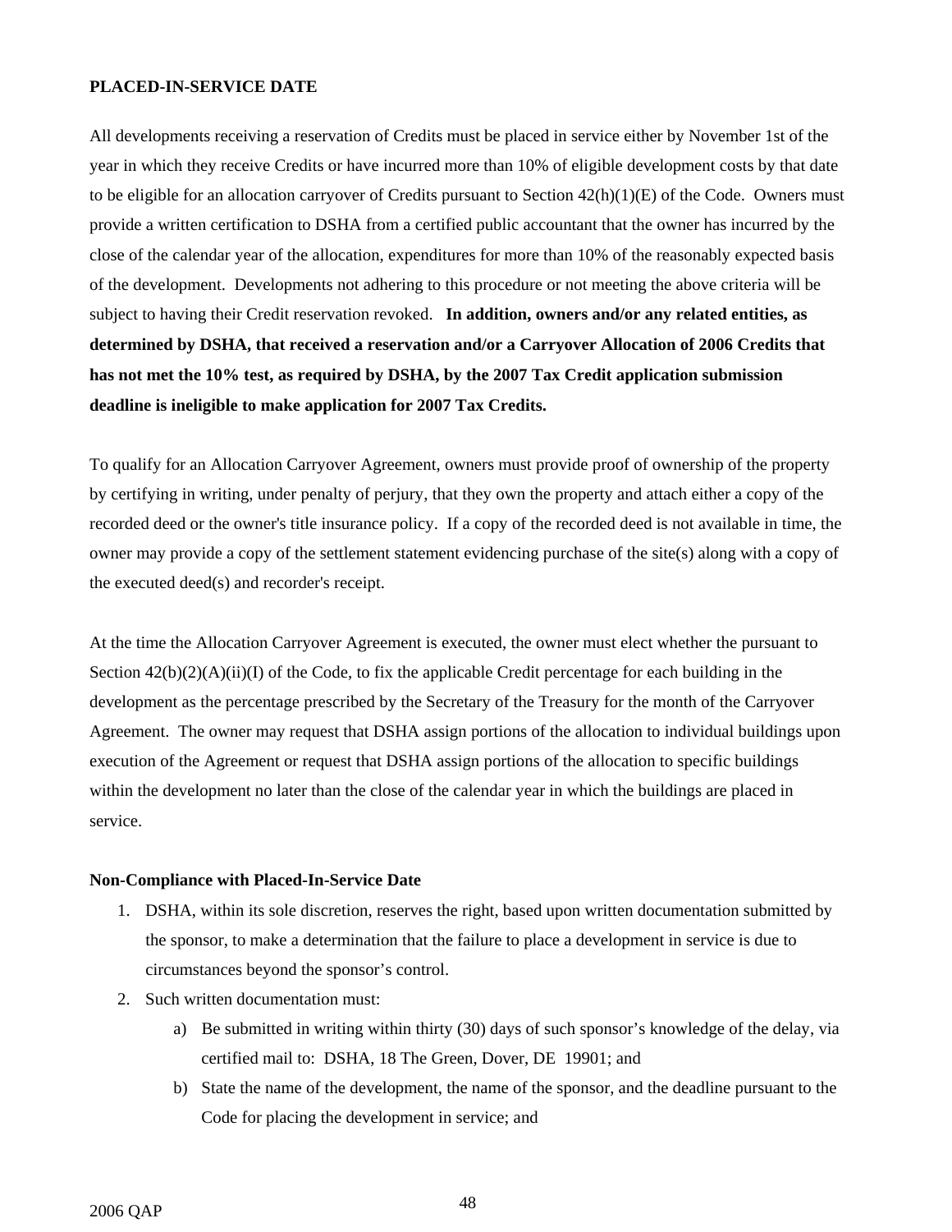**PLACED-IN-SERVICE DATE**

All developments receiving a reservation of Credits must be placed in service either by November 1st of the year in which they receive Credits or have incurred more than 10% of eligible development costs by that date to be eligible for an allocation carryover of Credits pursuant to Section 42(h)(1)(E) of the Code. Owners must provide a written certification to DSHA from a certified public accountant that the owner has incurred by the close of the calendar year of the allocation, expenditures for more than 10% of the reasonably expected basis of the development. Developments not adhering to this procedure or not meeting the above criteria will be subject to having their Credit reservation revoked. **In addition, owners and/or any related entities, as determined by DSHA, that received a reservation and/or a Carryover Allocation of 2006 Credits that has not met the 10% test, as required by DSHA, by the 2007 Tax Credit application submission deadline is ineligible to make application for 2007 Tax Credits.**

To qualify for an Allocation Carryover Agreement, owners must provide proof of ownership of the property by certifying in writing, under penalty of perjury, that they own the property and attach either a copy of the recorded deed or the owner's title insurance policy. If a copy of the recorded deed is not available in time, the owner may provide a copy of the settlement statement evidencing purchase of the site(s) along with a copy of the executed deed(s) and recorder's receipt.

At the time the Allocation Carryover Agreement is executed, the owner must elect whether the pursuant to Section 42(b)(2)(A)(ii)(I) of the Code, to fix the applicable Credit percentage for each building in the development as the percentage prescribed by the Secretary of the Treasury for the month of the Carryover Agreement. The owner may request that DSHA assign portions of the allocation to individual buildings upon execution of the Agreement or request that DSHA assign portions of the allocation to specific buildings within the development no later than the close of the calendar year in which the buildings are placed in service.

**Non-Compliance with Placed-In-Service Date**

1. DSHA, within its sole discretion, reserves the right, based upon written documentation submitted by the sponsor, to make a determination that the failure to place a development in service is due to circumstances beyond the sponsor's control.
2. Such written documentation must:
   a) Be submitted in writing within thirty (30) days of such sponsor's knowledge of the delay, via certified mail to: DSHA, 18 The Green, Dover, DE 19901; and
   b) State the name of the development, the name of the sponsor, and the deadline pursuant to the Code for placing the development in service; and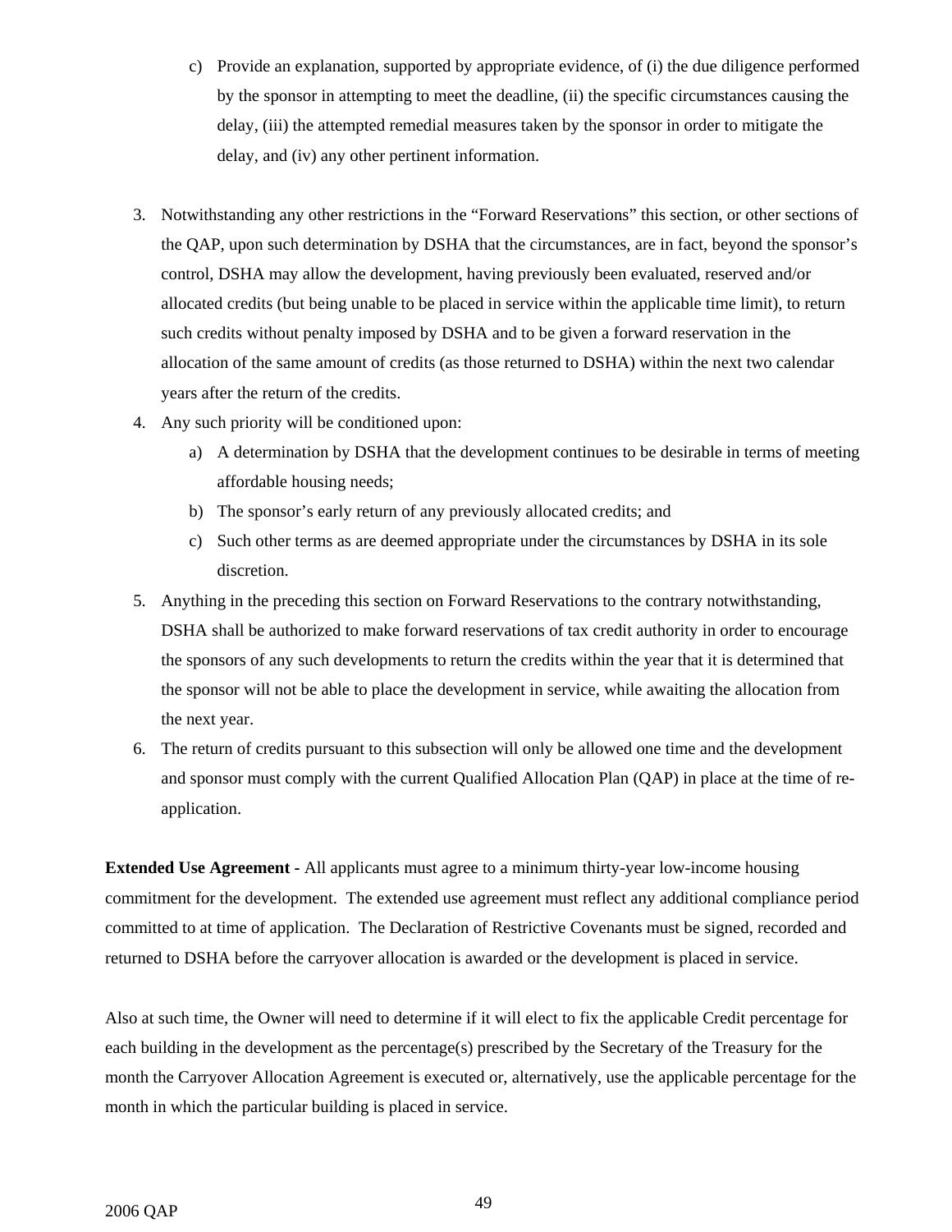c) Provide an explanation, supported by appropriate evidence, of (i) the due diligence performed by the sponsor in attempting to meet the deadline, (ii) the specific circumstances causing the delay, (iii) the attempted remedial measures taken by the sponsor in order to mitigate the delay, and (iv) any other pertinent information.

3. Notwithstanding any other restrictions in the "Forward Reservations" this section, or other sections of the QAP, upon such determination by DSHA that the circumstances, are in fact, beyond the sponsor's control, DSHA may allow the development, having previously been evaluated, reserved and/or allocated credits (but being unable to be placed in service within the applicable time limit), to return such credits without penalty imposed by DSHA and to be given a forward reservation in the allocation of the same amount of credits (as those returned to DSHA) within the next two calendar years after the return of the credits.
4. Any such priority will be conditioned upon:
   a) A determination by DSHA that the development continues to be desirable in terms of meeting affordable housing needs;
   b) The sponsor's early return of any previously allocated credits; and
   c) Such other terms as are deemed appropriate under the circumstances by DSHA in its sole discretion.
5. Anything in the preceding this section on Forward Reservations to the contrary notwithstanding, DSHA shall be authorized to make forward reservations of tax credit authority in order to encourage the sponsors of any such developments to return the credits within the year that it is determined that the sponsor will not be able to place the development in service, while awaiting the allocation from the next year.
6. The return of credits pursuant to this subsection will only be allowed one time and the development and sponsor must comply with the current Qualified Allocation Plan (QAP) in place at the time of re-application.

**Extended Use Agreement -** All applicants must agree to a minimum thirty-year low-income housing commitment for the development. The extended use agreement must reflect any additional compliance period committed to at time of application. The Declaration of Restrictive Covenants must be signed, recorded and returned to DSHA before the carryover allocation is awarded or the development is placed in service.

Also at such time, the Owner will need to determine if it will elect to fix the applicable Credit percentage for each building in the development as the percentage(s) prescribed by the Secretary of the Treasury for the month the Carryover Allocation Agreement is executed or, alternatively, use the applicable percentage for the month in which the particular building is placed in service.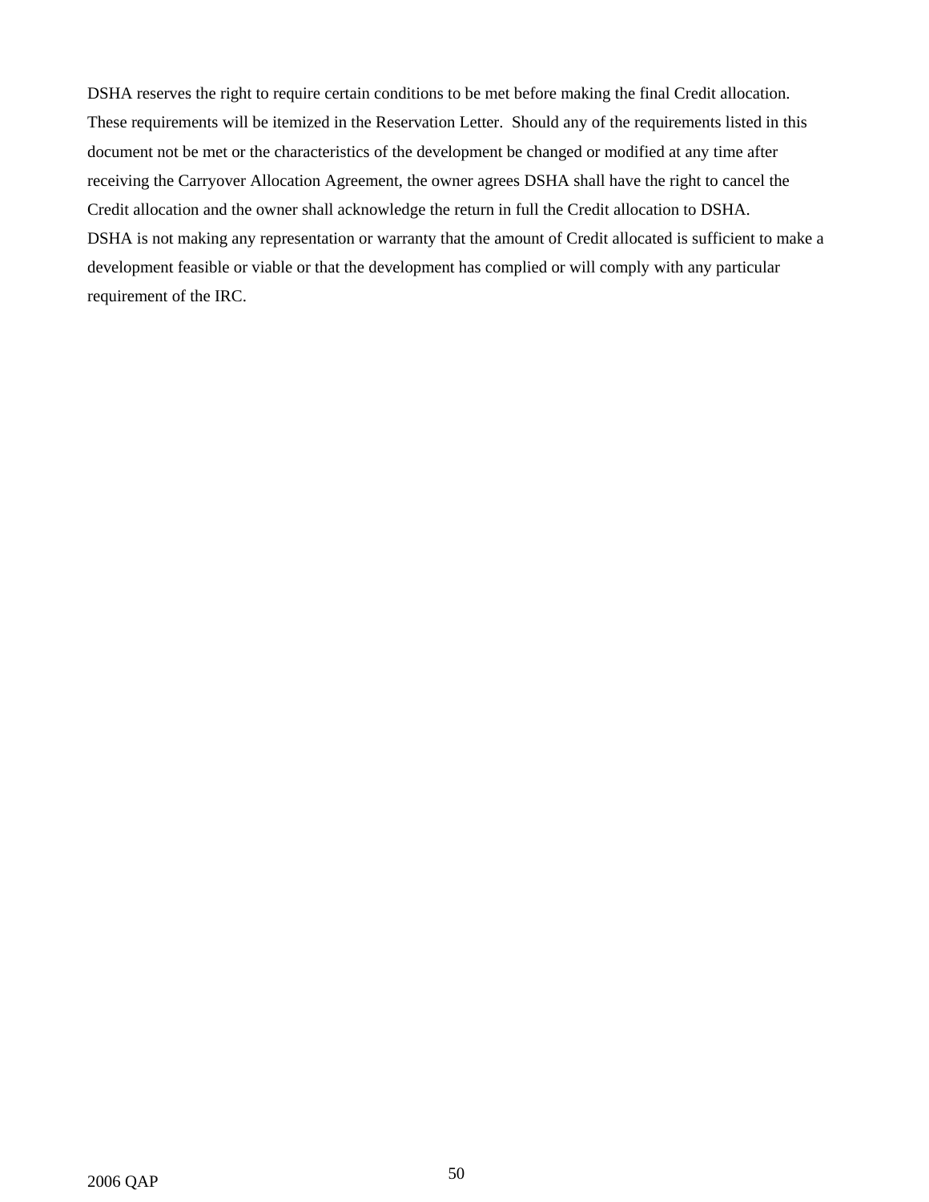DSHA reserves the right to require certain conditions to be met before making the final Credit allocation. These requirements will be itemized in the Reservation Letter. Should any of the requirements listed in this document not be met or the characteristics of the development be changed or modified at any time after receiving the Carryover Allocation Agreement, the owner agrees DSHA shall have the right to cancel the Credit allocation and the owner shall acknowledge the return in full the Credit allocation to DSHA.

DSHA is not making any representation or warranty that the amount of Credit allocated is sufficient to make a development feasible or viable or that the development has complied or will comply with any particular requirement of the IRC.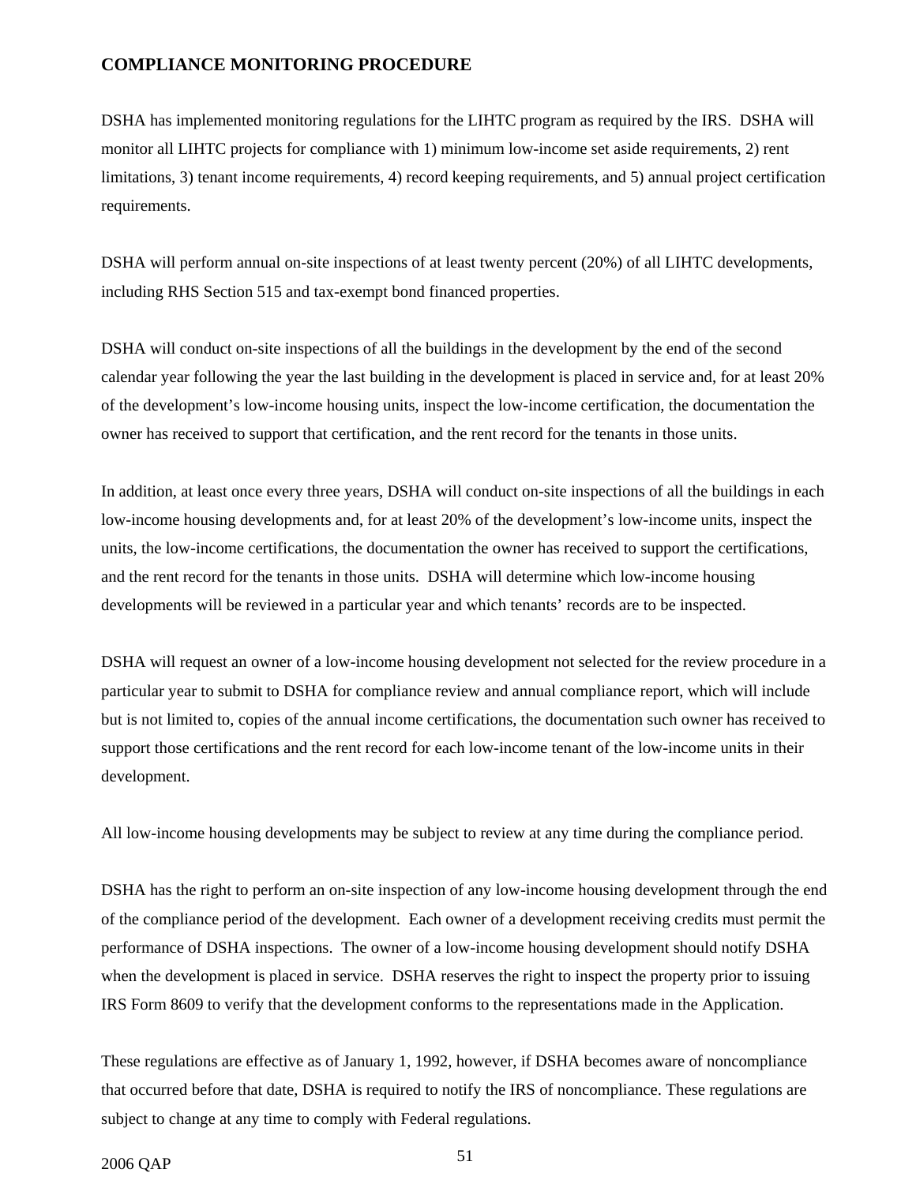## COMPLIANCE MONITORING PROCEDURE

DSHA has implemented monitoring regulations for the LIHTC program as required by the IRS. DSHA will monitor all LIHTC projects for compliance with 1) minimum low-income set aside requirements, 2) rent limitations, 3) tenant income requirements, 4) record keeping requirements, and 5) annual project certification requirements.

DSHA will perform annual on-site inspections of at least twenty percent (20%) of all LIHTC developments, including RHS Section 515 and tax-exempt bond financed properties.

DSHA will conduct on-site inspections of all the buildings in the development by the end of the second calendar year following the year the last building in the development is placed in service and, for at least 20% of the development's low-income housing units, inspect the low-income certification, the documentation the owner has received to support that certification, and the rent record for the tenants in those units.

In addition, at least once every three years, DSHA will conduct on-site inspections of all the buildings in each low-income housing developments and, for at least 20% of the development's low-income units, inspect the units, the low-income certifications, the documentation the owner has received to support the certifications, and the rent record for the tenants in those units. DSHA will determine which low-income housing developments will be reviewed in a particular year and which tenants' records are to be inspected.

DSHA will request an owner of a low-income housing development not selected for the review procedure in a particular year to submit to DSHA for compliance review and annual compliance report, which will include but is not limited to, copies of the annual income certifications, the documentation such owner has received to support those certifications and the rent record for each low-income tenant of the low-income units in their development.

All low-income housing developments may be subject to review at any time during the compliance period.

DSHA has the right to perform an on-site inspection of any low-income housing development through the end of the compliance period of the development. Each owner of a development receiving credits must permit the performance of DSHA inspections. The owner of a low-income housing development should notify DSHA when the development is placed in service. DSHA reserves the right to inspect the property prior to issuing IRS Form 8609 to verify that the development conforms to the representations made in the Application.

These regulations are effective as of January 1, 1992, however, if DSHA becomes aware of noncompliance that occurred before that date, DSHA is required to notify the IRS of noncompliance. These regulations are subject to change at any time to comply with Federal regulations.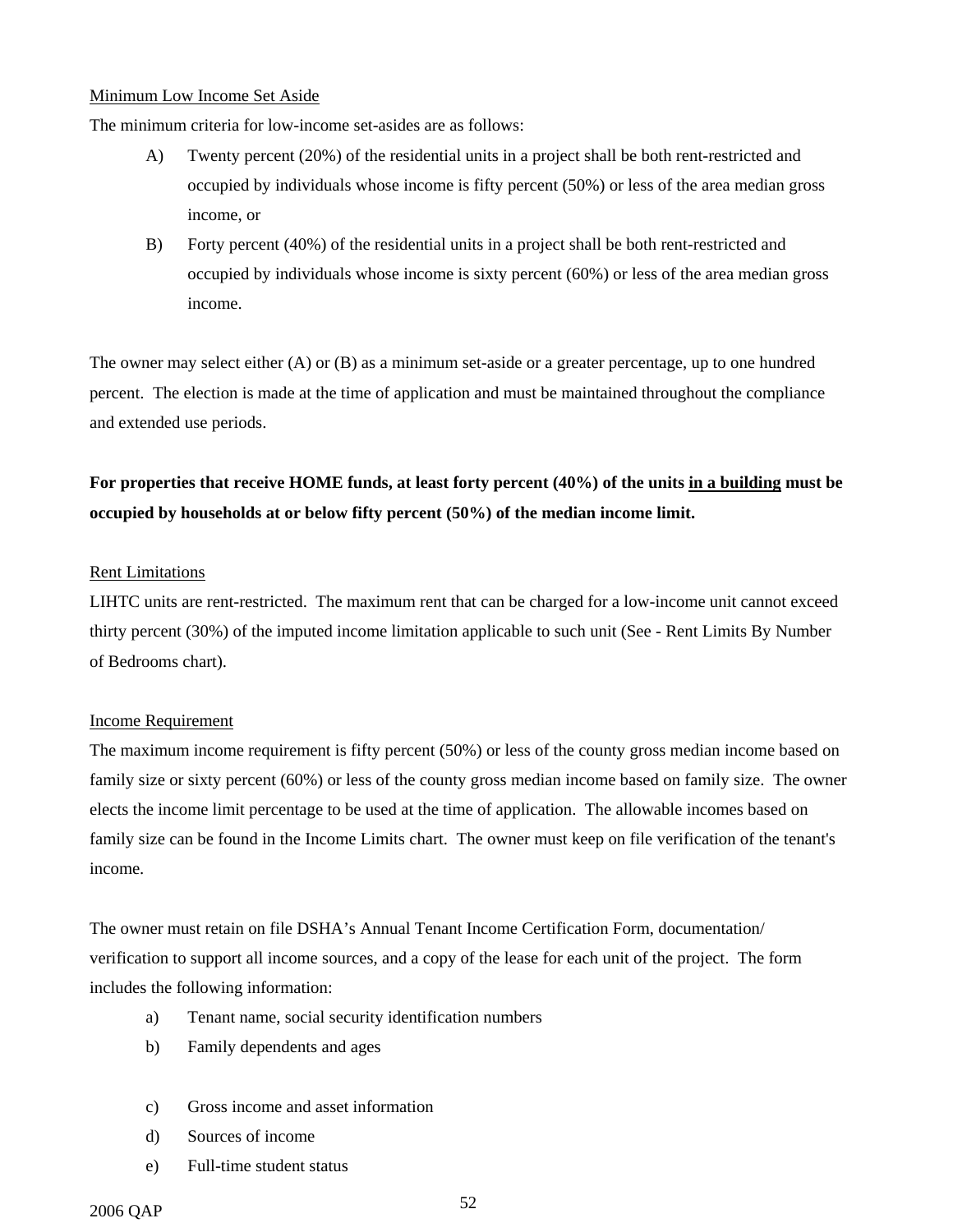<u>Minimum Low Income Set Aside</u>

The minimum criteria for low-income set-asides are as follows:

A) Twenty percent (20%) of the residential units in a project shall be both rent-restricted and occupied by individuals whose income is fifty percent (50%) or less of the area median gross income, or

B) Forty percent (40%) of the residential units in a project shall be both rent-restricted and occupied by individuals whose income is sixty percent (60%) or less of the area median gross income.

The owner may select either (A) or (B) as a minimum set-aside or a greater percentage, up to one hundred percent. The election is made at the time of application and must be maintained throughout the compliance and extended use periods.

**For properties that receive HOME funds, at least forty percent (40%) of the units <u>in a building</u> must be occupied by households at or below fifty percent (50%) of the median income limit.**

<u>Rent Limitations</u>

LIHTC units are rent-restricted. The maximum rent that can be charged for a low-income unit cannot exceed thirty percent (30%) of the imputed income limitation applicable to such unit (See - Rent Limits By Number of Bedrooms chart).

<u>Income Requirement</u>

The maximum income requirement is fifty percent (50%) or less of the county gross median income based on family size or sixty percent (60%) or less of the county gross median income based on family size. The owner elects the income limit percentage to be used at the time of application. The allowable incomes based on family size can be found in the Income Limits chart. The owner must keep on file verification of the tenant's income.

The owner must retain on file DSHA's Annual Tenant Income Certification Form, documentation/ verification to support all income sources, and a copy of the lease for each unit of the project. The form includes the following information:

a) Tenant name, social security identification numbers
b) Family dependents and ages
c) Gross income and asset information
d) Sources of income
e) Full-time student status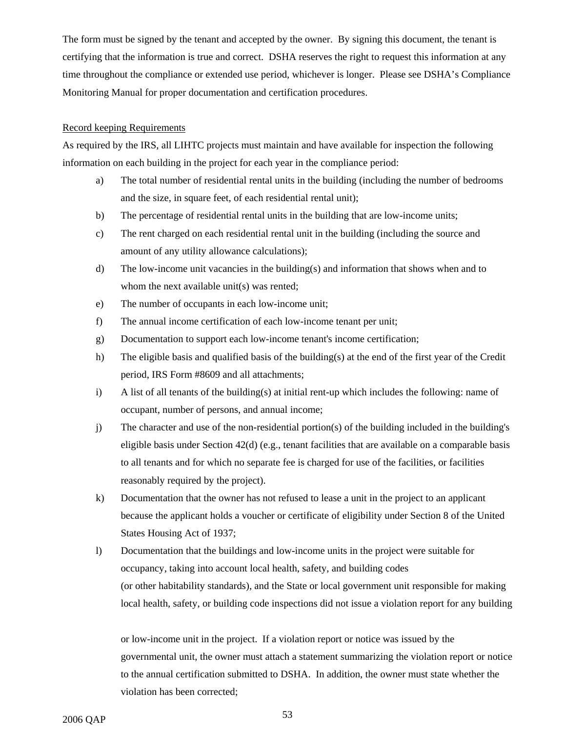The form must be signed by the tenant and accepted by the owner. By signing this document, the tenant is certifying that the information is true and correct. DSHA reserves the right to request this information at any time throughout the compliance or extended use period, whichever is longer. Please see DSHA's Compliance Monitoring Manual for proper documentation and certification procedures.

<u>Record keeping Requirements</u>

As required by the IRS, all LIHTC projects must maintain and have available for inspection the following information on each building in the project for each year in the compliance period:

a) The total number of residential rental units in the building (including the number of bedrooms and the size, in square feet, of each residential rental unit);

b) The percentage of residential rental units in the building that are low-income units;

c) The rent charged on each residential rental unit in the building (including the source and amount of any utility allowance calculations);

d) The low-income unit vacancies in the building(s) and information that shows when and to whom the next available unit(s) was rented;

e) The number of occupants in each low-income unit;

f) The annual income certification of each low-income tenant per unit;

g) Documentation to support each low-income tenant's income certification;

h) The eligible basis and qualified basis of the building(s) at the end of the first year of the Credit period, IRS Form #8609 and all attachments;

i) A list of all tenants of the building(s) at initial rent-up which includes the following: name of occupant, number of persons, and annual income;

j) The character and use of the non-residential portion(s) of the building included in the building's eligible basis under Section 42(d) (e.g., tenant facilities that are available on a comparable basis to all tenants and for which no separate fee is charged for use of the facilities, or facilities reasonably required by the project).

k) Documentation that the owner has not refused to lease a unit in the project to an applicant because the applicant holds a voucher or certificate of eligibility under Section 8 of the United States Housing Act of 1937;

l) Documentation that the buildings and low-income units in the project were suitable for occupancy, taking into account local health, safety, and building codes (or other habitability standards), and the State or local government unit responsible for making local health, safety, or building code inspections did not issue a violation report for any building or low-income unit in the project. If a violation report or notice was issued by the governmental unit, the owner must attach a statement summarizing the violation report or notice to the annual certification submitted to DSHA. In addition, the owner must state whether the violation has been corrected;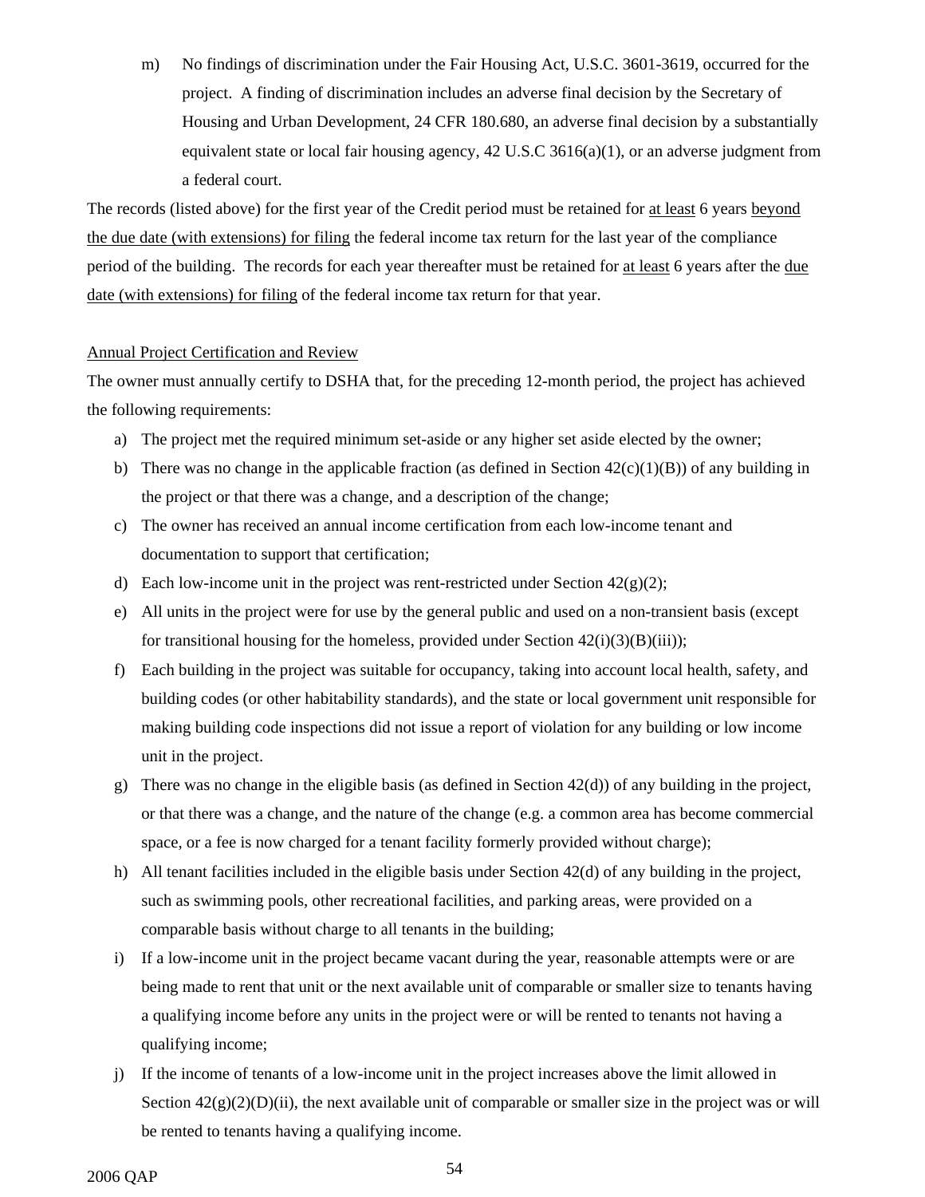m) No findings of discrimination under the Fair Housing Act, U.S.C. 3601-3619, occurred for the project. A finding of discrimination includes an adverse final decision by the Secretary of Housing and Urban Development, 24 CFR 180.680, an adverse final decision by a substantially equivalent state or local fair housing agency, 42 U.S.C 3616(a)(1), or an adverse judgment from a federal court.

The records (listed above) for the first year of the Credit period must be retained for <u>at least</u> 6 years <u>beyond the due date (with extensions) for filing</u> the federal income tax return for the last year of the compliance period of the building. The records for each year thereafter must be retained for <u>at least</u> 6 years after the <u>due date (with extensions) for filing</u> of the federal income tax return for that year.

<u>Annual Project Certification and Review</u>

The owner must annually certify to DSHA that, for the preceding 12-month period, the project has achieved the following requirements:

a) The project met the required minimum set-aside or any higher set aside elected by the owner;
b) There was no change in the applicable fraction (as defined in Section 42(c)(1)(B)) of any building in the project or that there was a change, and a description of the change;
c) The owner has received an annual income certification from each low-income tenant and documentation to support that certification;
d) Each low-income unit in the project was rent-restricted under Section 42(g)(2);
e) All units in the project were for use by the general public and used on a non-transient basis (except for transitional housing for the homeless, provided under Section 42(i)(3)(B)(iii));
f) Each building in the project was suitable for occupancy, taking into account local health, safety, and building codes (or other habitability standards), and the state or local government unit responsible for making building code inspections did not issue a report of violation for any building or low income unit in the project.
g) There was no change in the eligible basis (as defined in Section 42(d)) of any building in the project, or that there was a change, and the nature of the change (e.g. a common area has become commercial space, or a fee is now charged for a tenant facility formerly provided without charge);
h) All tenant facilities included in the eligible basis under Section 42(d) of any building in the project, such as swimming pools, other recreational facilities, and parking areas, were provided on a comparable basis without charge to all tenants in the building;
i) If a low-income unit in the project became vacant during the year, reasonable attempts were or are being made to rent that unit or the next available unit of comparable or smaller size to tenants having a qualifying income before any units in the project were or will be rented to tenants not having a qualifying income;
j) If the income of tenants of a low-income unit in the project increases above the limit allowed in Section 42(g)(2)(D)(ii), the next available unit of comparable or smaller size in the project was or will be rented to tenants having a qualifying income.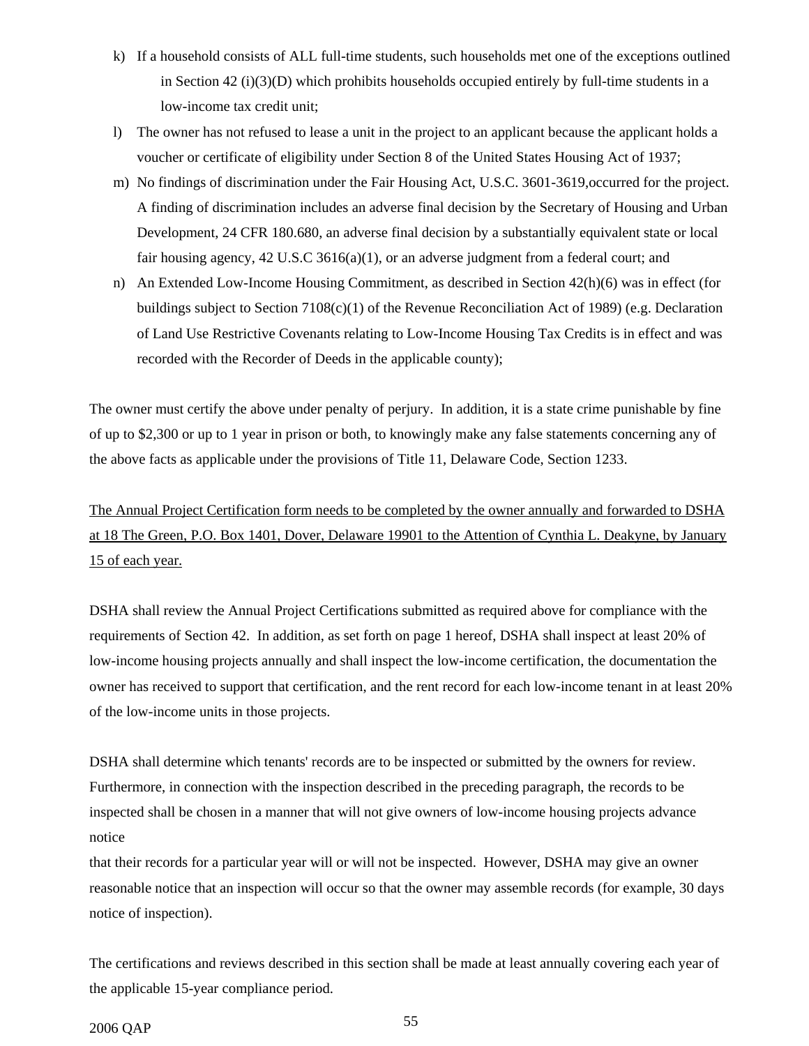k) If a household consists of ALL full-time students, such households met one of the exceptions outlined in Section 42 (i)(3)(D) which prohibits households occupied entirely by full-time students in a low-income tax credit unit;

l) The owner has not refused to lease a unit in the project to an applicant because the applicant holds a voucher or certificate of eligibility under Section 8 of the United States Housing Act of 1937;

m) No findings of discrimination under the Fair Housing Act, U.S.C. 3601-3619,occurred for the project. A finding of discrimination includes an adverse final decision by the Secretary of Housing and Urban Development, 24 CFR 180.680, an adverse final decision by a substantially equivalent state or local fair housing agency, 42 U.S.C 3616(a)(1), or an adverse judgment from a federal court; and

n) An Extended Low-Income Housing Commitment, as described in Section 42(h)(6) was in effect (for buildings subject to Section 7108(c)(1) of the Revenue Reconciliation Act of 1989) (e.g. Declaration of Land Use Restrictive Covenants relating to Low-Income Housing Tax Credits is in effect and was recorded with the Recorder of Deeds in the applicable county);

The owner must certify the above under penalty of perjury. In addition, it is a state crime punishable by fine of up to $2,300 or up to 1 year in prison or both, to knowingly make any false statements concerning any of the above facts as applicable under the provisions of Title 11, Delaware Code, Section 1233.

<u>The Annual Project Certification form needs to be completed by the owner annually and forwarded to DSHA at 18 The Green, P.O. Box 1401, Dover, Delaware 19901 to the Attention of Cynthia L. Deakyne, by January 15 of each year.</u>

DSHA shall review the Annual Project Certifications submitted as required above for compliance with the requirements of Section 42. In addition, as set forth on page 1 hereof, DSHA shall inspect at least 20% of low-income housing projects annually and shall inspect the low-income certification, the documentation the owner has received to support that certification, and the rent record for each low-income tenant in at least 20% of the low-income units in those projects.

DSHA shall determine which tenants' records are to be inspected or submitted by the owners for review. Furthermore, in connection with the inspection described in the preceding paragraph, the records to be inspected shall be chosen in a manner that will not give owners of low-income housing projects advance notice that their records for a particular year will or will not be inspected. However, DSHA may give an owner reasonable notice that an inspection will occur so that the owner may assemble records (for example, 30 days notice of inspection).

The certifications and reviews described in this section shall be made at least annually covering each year of the applicable 15-year compliance period.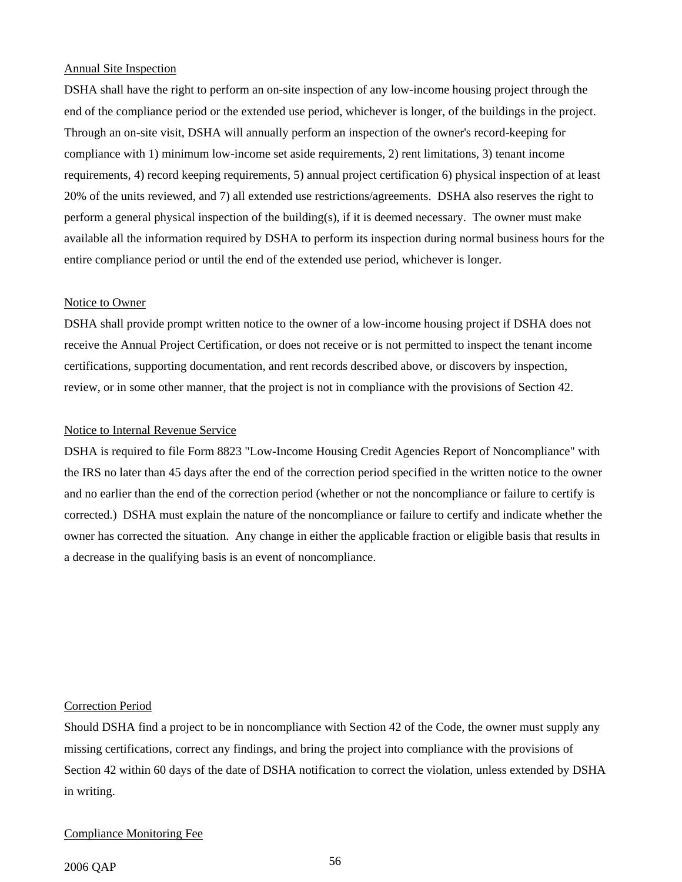Annual Site Inspection

DSHA shall have the right to perform an on-site inspection of any low-income housing project through the end of the compliance period or the extended use period, whichever is longer, of the buildings in the project. Through an on-site visit, DSHA will annually perform an inspection of the owner's record-keeping for compliance with 1) minimum low-income set aside requirements, 2) rent limitations, 3) tenant income requirements, 4) record keeping requirements, 5) annual project certification 6) physical inspection of at least 20% of the units reviewed, and 7) all extended use restrictions/agreements. DSHA also reserves the right to perform a general physical inspection of the building(s), if it is deemed necessary. The owner must make available all the information required by DSHA to perform its inspection during normal business hours for the entire compliance period or until the end of the extended use period, whichever is longer.

Notice to Owner

DSHA shall provide prompt written notice to the owner of a low-income housing project if DSHA does not receive the Annual Project Certification, or does not receive or is not permitted to inspect the tenant income certifications, supporting documentation, and rent records described above, or discovers by inspection, review, or in some other manner, that the project is not in compliance with the provisions of Section 42.

Notice to Internal Revenue Service

DSHA is required to file Form 8823 "Low-Income Housing Credit Agencies Report of Noncompliance" with the IRS no later than 45 days after the end of the correction period specified in the written notice to the owner and no earlier than the end of the correction period (whether or not the noncompliance or failure to certify is corrected.) DSHA must explain the nature of the noncompliance or failure to certify and indicate whether the owner has corrected the situation. Any change in either the applicable fraction or eligible basis that results in a decrease in the qualifying basis is an event of noncompliance.

Correction Period

Should DSHA find a project to be in noncompliance with Section 42 of the Code, the owner must supply any missing certifications, correct any findings, and bring the project into compliance with the provisions of Section 42 within 60 days of the date of DSHA notification to correct the violation, unless extended by DSHA in writing.

Compliance Monitoring Fee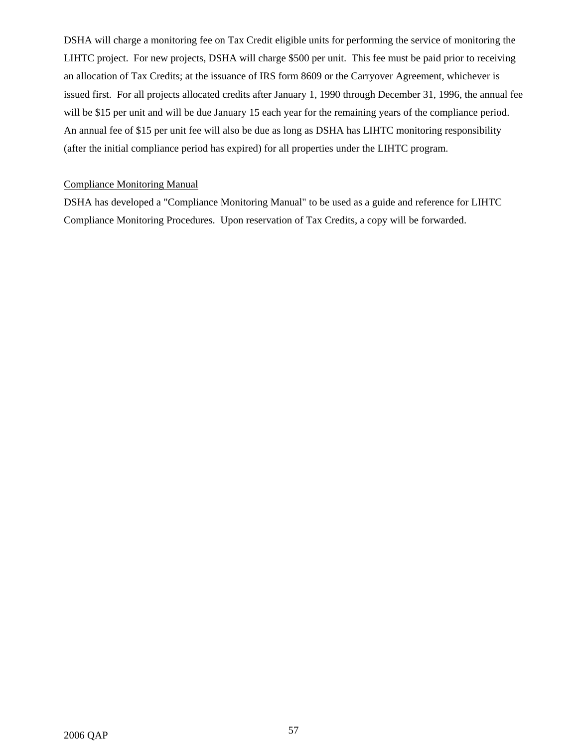DSHA will charge a monitoring fee on Tax Credit eligible units for performing the service of monitoring the LIHTC project. For new projects, DSHA will charge $500 per unit. This fee must be paid prior to receiving an allocation of Tax Credits; at the issuance of IRS form 8609 or the Carryover Agreement, whichever is issued first. For all projects allocated credits after January 1, 1990 through December 31, 1996, the annual fee will be $15 per unit and will be due January 15 each year for the remaining years of the compliance period. An annual fee of $15 per unit fee will also be due as long as DSHA has LIHTC monitoring responsibility (after the initial compliance period has expired) for all properties under the LIHTC program.

Compliance Monitoring Manual

DSHA has developed a "Compliance Monitoring Manual" to be used as a guide and reference for LIHTC Compliance Monitoring Procedures. Upon reservation of Tax Credits, a copy will be forwarded.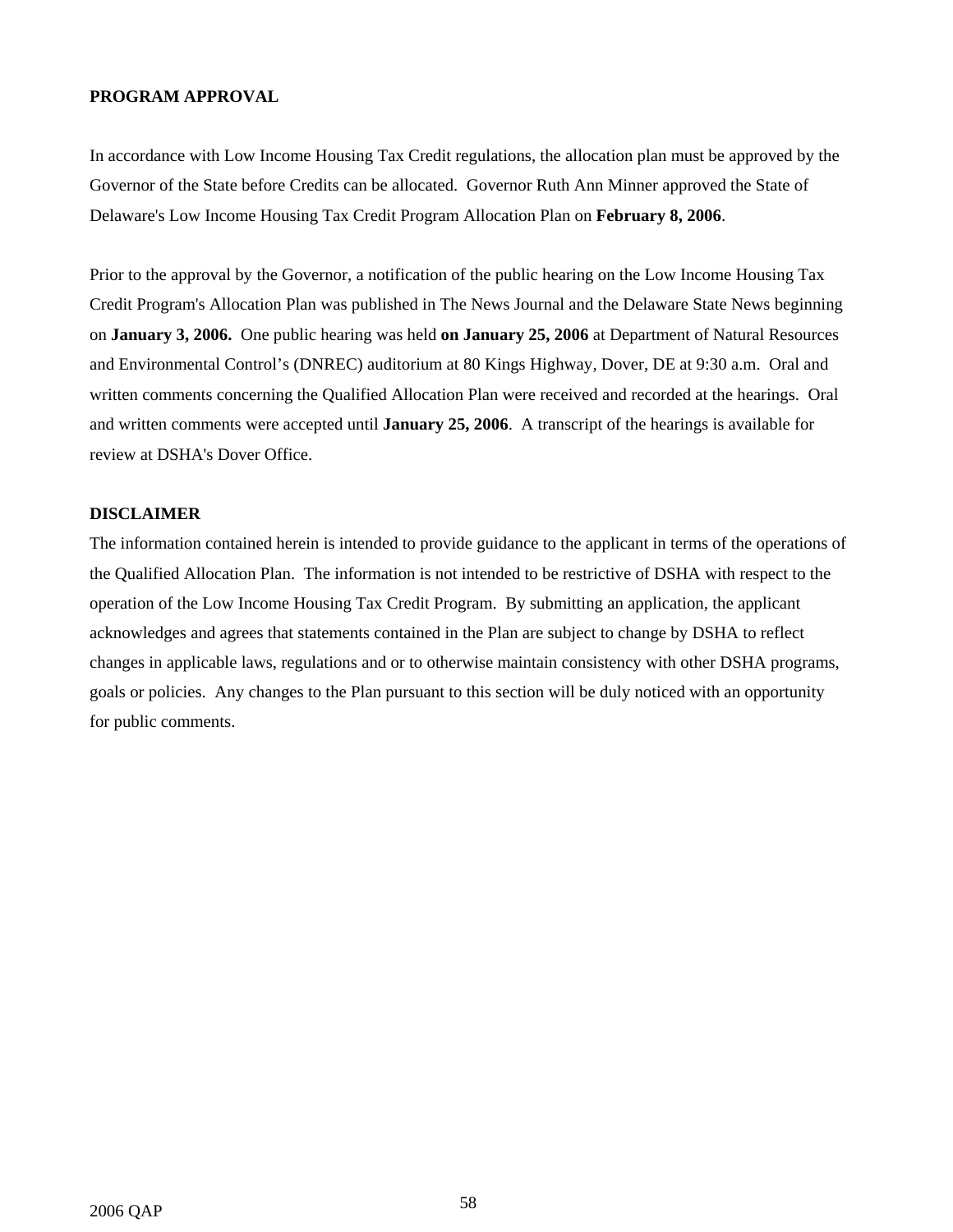**PROGRAM APPROVAL**

In accordance with Low Income Housing Tax Credit regulations, the allocation plan must be approved by the Governor of the State before Credits can be allocated. Governor Ruth Ann Minner approved the State of Delaware's Low Income Housing Tax Credit Program Allocation Plan on **February 8, 2006**.

Prior to the approval by the Governor, a notification of the public hearing on the Low Income Housing Tax Credit Program's Allocation Plan was published in The News Journal and the Delaware State News beginning on **January 3, 2006.** One public hearing was held **on January 25, 2006** at Department of Natural Resources and Environmental Control's (DNREC) auditorium at 80 Kings Highway, Dover, DE at 9:30 a.m. Oral and written comments concerning the Qualified Allocation Plan were received and recorded at the hearings. Oral and written comments were accepted until **January 25, 2006**. A transcript of the hearings is available for review at DSHA's Dover Office.

**DISCLAIMER**

The information contained herein is intended to provide guidance to the applicant in terms of the operations of the Qualified Allocation Plan. The information is not intended to be restrictive of DSHA with respect to the operation of the Low Income Housing Tax Credit Program. By submitting an application, the applicant acknowledges and agrees that statements contained in the Plan are subject to change by DSHA to reflect changes in applicable laws, regulations and or to otherwise maintain consistency with other DSHA programs, goals or policies. Any changes to the Plan pursuant to this section will be duly noticed with an opportunity for public comments.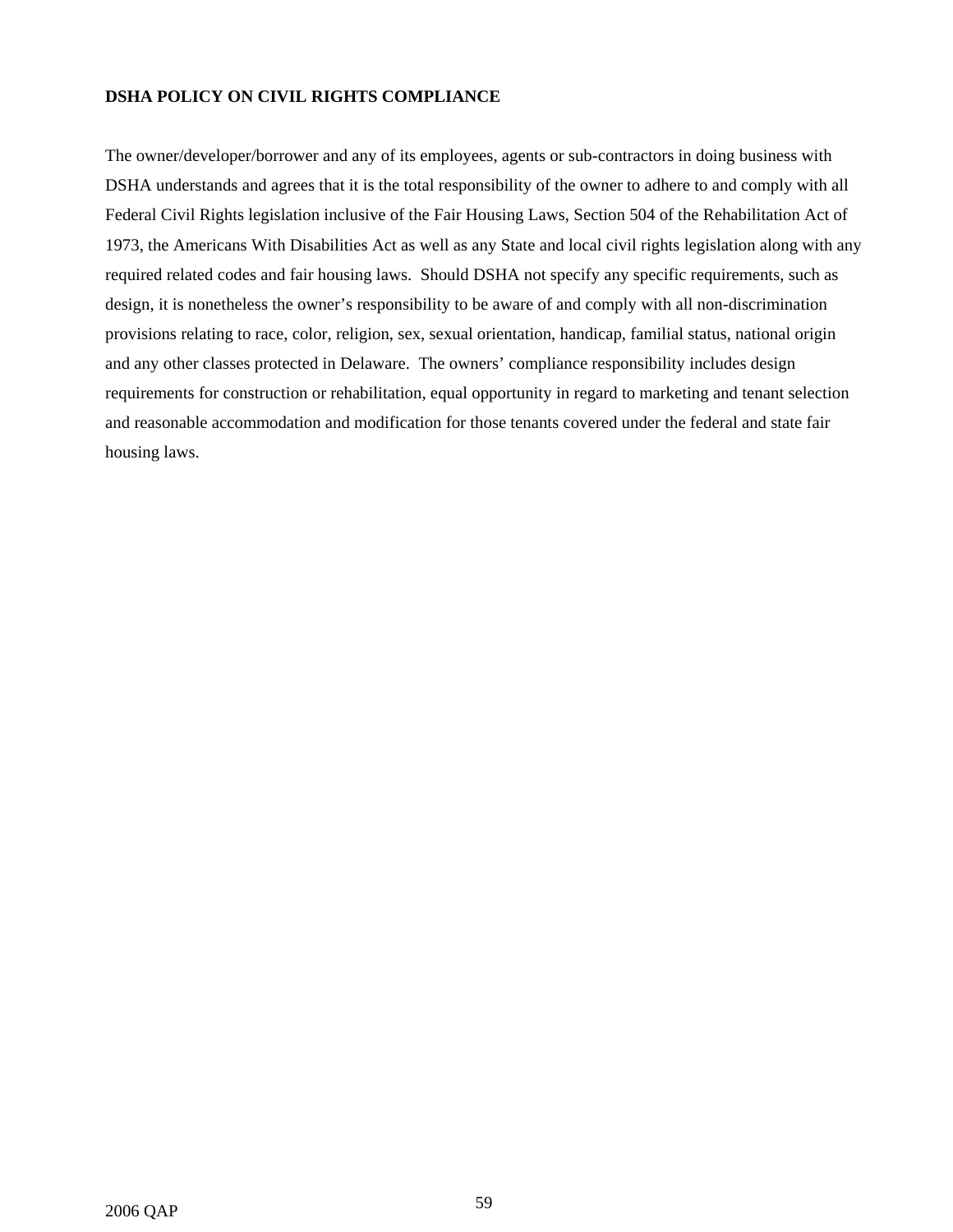**DSHA POLICY ON CIVIL RIGHTS COMPLIANCE**

The owner/developer/borrower and any of its employees, agents or sub-contractors in doing business with DSHA understands and agrees that it is the total responsibility of the owner to adhere to and comply with all Federal Civil Rights legislation inclusive of the Fair Housing Laws, Section 504 of the Rehabilitation Act of 1973, the Americans With Disabilities Act as well as any State and local civil rights legislation along with any required related codes and fair housing laws. Should DSHA not specify any specific requirements, such as design, it is nonetheless the owner's responsibility to be aware of and comply with all non-discrimination provisions relating to race, color, religion, sex, sexual orientation, handicap, familial status, national origin and any other classes protected in Delaware. The owners' compliance responsibility includes design requirements for construction or rehabilitation, equal opportunity in regard to marketing and tenant selection and reasonable accommodation and modification for those tenants covered under the federal and state fair housing laws.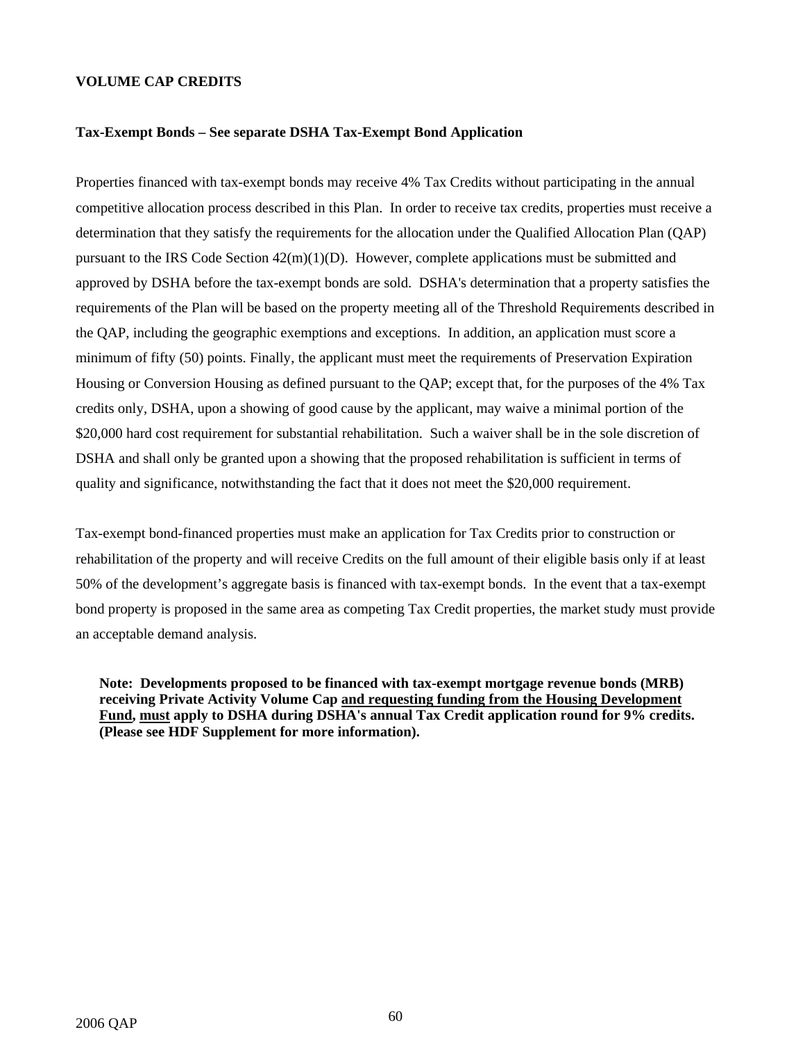## VOLUME CAP CREDITS

### Tax-Exempt Bonds – See separate DSHA Tax-Exempt Bond Application

Properties financed with tax-exempt bonds may receive 4% Tax Credits without participating in the annual competitive allocation process described in this Plan. In order to receive tax credits, properties must receive a determination that they satisfy the requirements for the allocation under the Qualified Allocation Plan (QAP) pursuant to the IRS Code Section 42(m)(1)(D). However, complete applications must be submitted and approved by DSHA before the tax-exempt bonds are sold. DSHA's determination that a property satisfies the requirements of the Plan will be based on the property meeting all of the Threshold Requirements described in the QAP, including the geographic exemptions and exceptions. In addition, an application must score a minimum of fifty (50) points. Finally, the applicant must meet the requirements of Preservation Expiration Housing or Conversion Housing as defined pursuant to the QAP; except that, for the purposes of the 4% Tax credits only, DSHA, upon a showing of good cause by the applicant, may waive a minimal portion of the $20,000 hard cost requirement for substantial rehabilitation. Such a waiver shall be in the sole discretion of DSHA and shall only be granted upon a showing that the proposed rehabilitation is sufficient in terms of quality and significance, notwithstanding the fact that it does not meet the $20,000 requirement.

Tax-exempt bond-financed properties must make an application for Tax Credits prior to construction or rehabilitation of the property and will receive Credits on the full amount of their eligible basis only if at least 50% of the development's aggregate basis is financed with tax-exempt bonds. In the event that a tax-exempt bond property is proposed in the same area as competing Tax Credit properties, the market study must provide an acceptable demand analysis.

> **Note: Developments proposed to be financed with tax-exempt mortgage revenue bonds (MRB) receiving Private Activity Volume Cap <u>and requesting funding from the Housing Development Fund</u>, <u>must</u> apply to DSHA during DSHA's annual Tax Credit application round for 9% credits. (Please see HDF Supplement for more information).**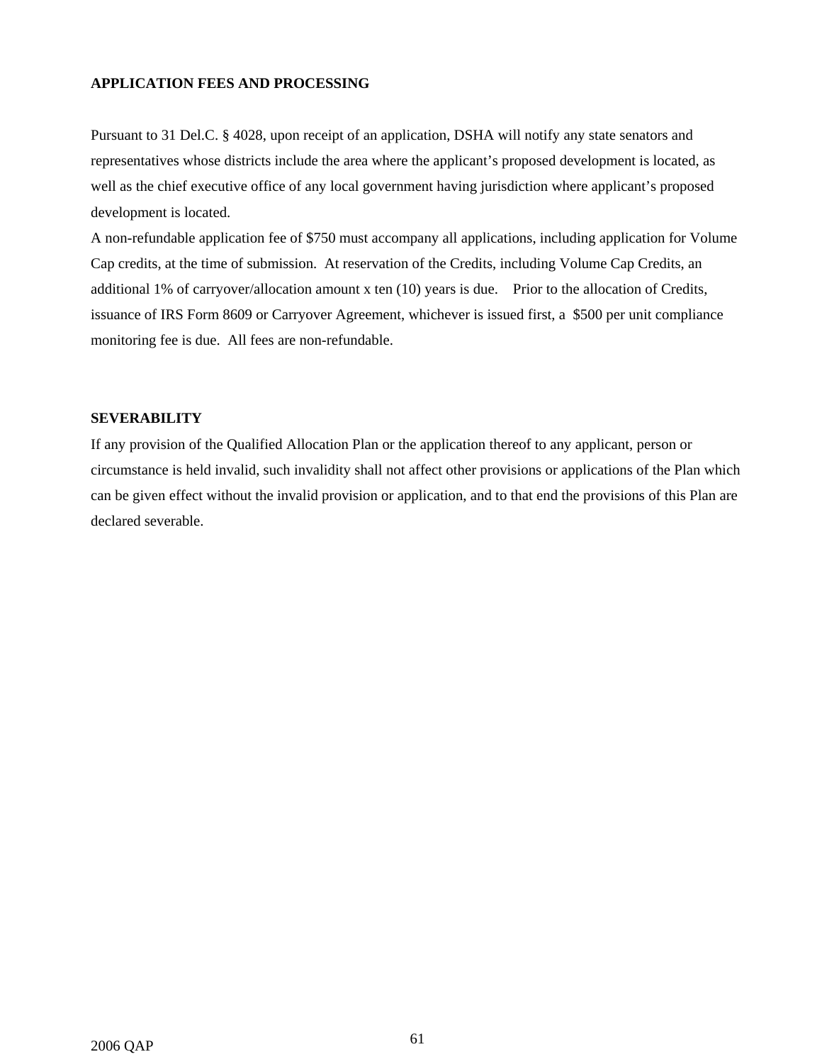**APPLICATION FEES AND PROCESSING**

Pursuant to 31 Del.C. § 4028, upon receipt of an application, DSHA will notify any state senators and representatives whose districts include the area where the applicant's proposed development is located, as well as the chief executive office of any local government having jurisdiction where applicant's proposed development is located.

A non-refundable application fee of $750 must accompany all applications, including application for Volume Cap credits, at the time of submission. At reservation of the Credits, including Volume Cap Credits, an additional 1% of carryover/allocation amount x ten (10) years is due. Prior to the allocation of Credits, issuance of IRS Form 8609 or Carryover Agreement, whichever is issued first, a $500 per unit compliance monitoring fee is due. All fees are non-refundable.

**SEVERABILITY**

If any provision of the Qualified Allocation Plan or the application thereof to any applicant, person or circumstance is held invalid, such invalidity shall not affect other provisions or applications of the Plan which can be given effect without the invalid provision or application, and to that end the provisions of this Plan are declared severable.